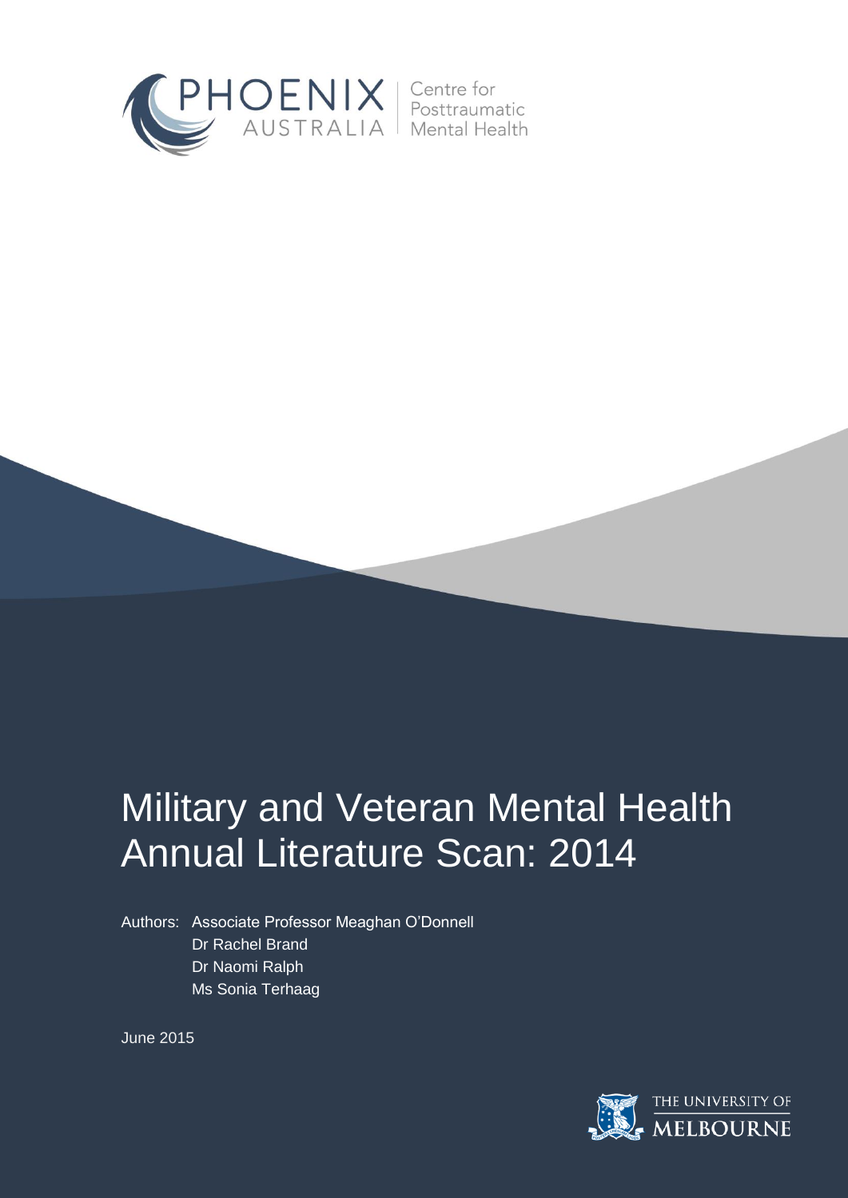PHOENIX AUSTRALIA | Centre for Posttraumatic Mental Health

# Military and Veteran Mental Health Annual Literature Scan: 2014

Authors: Associate Professor Meaghan O'Donnell
Dr Rachel Brand
Dr Naomi Ralph
Ms Sonia Terhaag

June 2015

THE UNIVERSITY OF MELBOURNE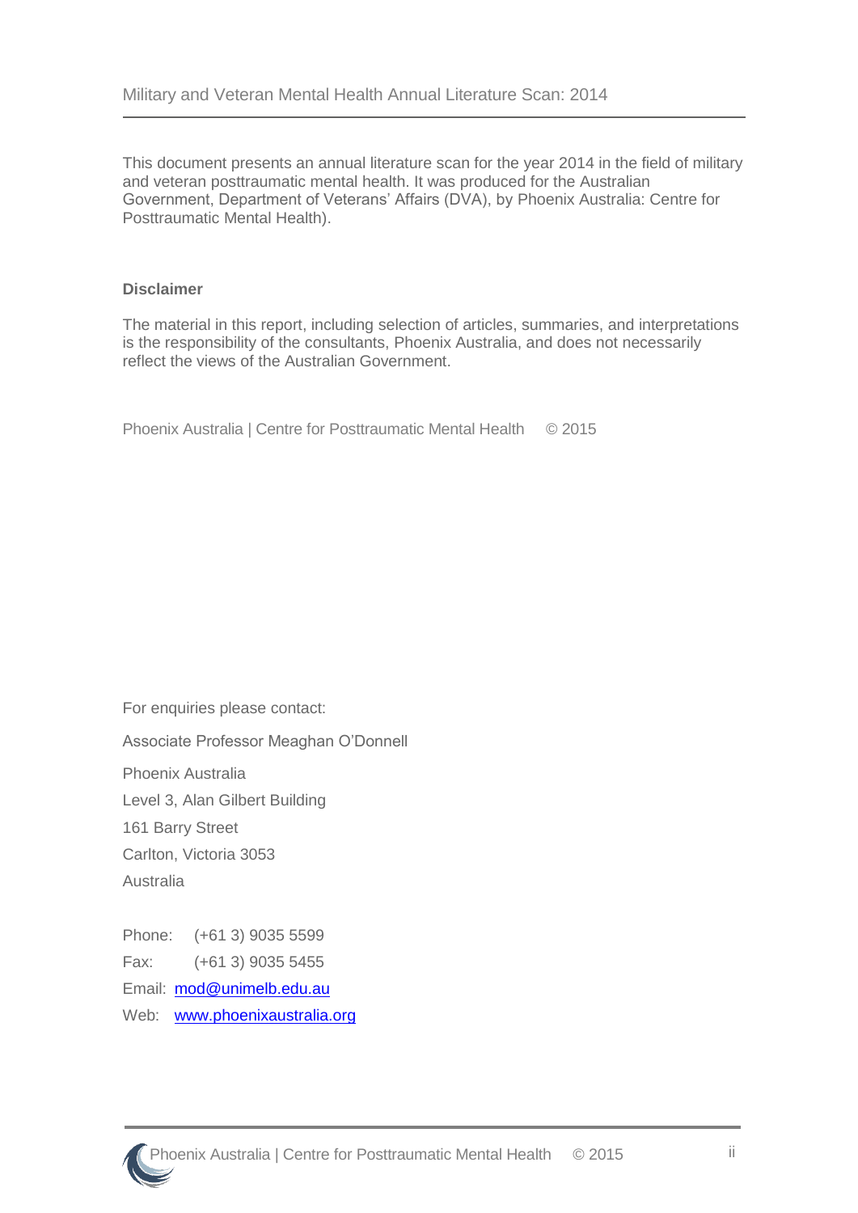This document presents an annual literature scan for the year 2014 in the field of military and veteran posttraumatic mental health. It was produced for the Australian Government, Department of Veterans' Affairs (DVA), by Phoenix Australia: Centre for Posttraumatic Mental Health).

**Disclaimer**

The material in this report, including selection of articles, summaries, and interpretations is the responsibility of the consultants, Phoenix Australia, and does not necessarily reflect the views of the Australian Government.

Phoenix Australia | Centre for Posttraumatic Mental Health © 2015

For enquiries please contact:

Associate Professor Meaghan O'Donnell

Phoenix Australia

Level 3, Alan Gilbert Building

161 Barry Street

Carlton, Victoria 3053

Australia

Phone: (+61 3) 9035 5599

Fax: (+61 3) 9035 5455

Email: mod@unimelb.edu.au

Web: www.phoenixaustralia.org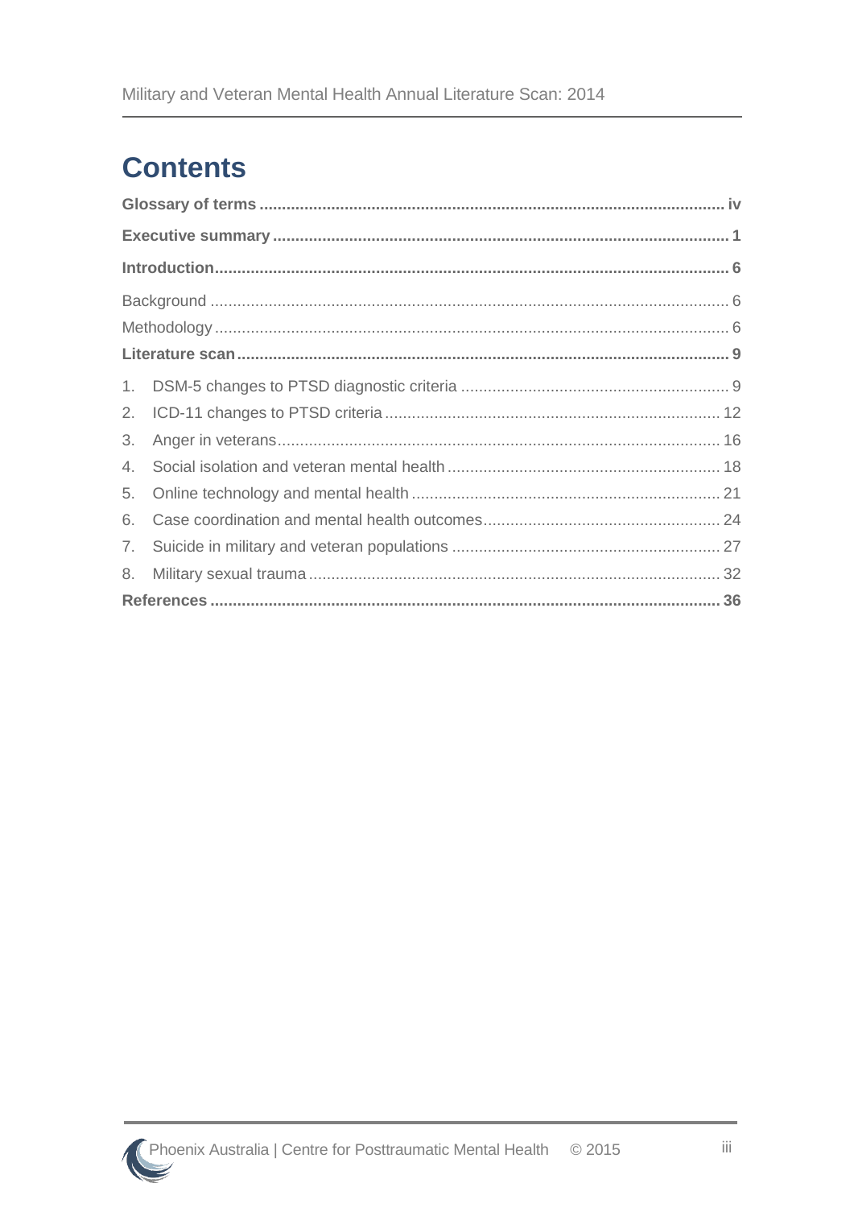# Contents

**Glossary of terms** ........................................................................................................ **iv**

**Executive summary** ...................................................................................................... **1**

**Introduction**.................................................................................................................. **6**

Background ..................................................................................................................... 6

Methodology .................................................................................................................... 6

**Literature scan** .............................................................................................................. **9**

1. DSM-5 changes to PTSD diagnostic criteria ............................................................ 9
2. ICD-11 changes to PTSD criteria ........................................................................... 12
3. Anger in veterans .................................................................................................. 16
4. Social isolation and veteran mental health ............................................................. 18
5. Online technology and mental health ..................................................................... 21
6. Case coordination and mental health outcomes ..................................................... 24
7. Suicide in military and veteran populations ............................................................ 27
8. Military sexual trauma ............................................................................................ 32

**References** ................................................................................................................. **36**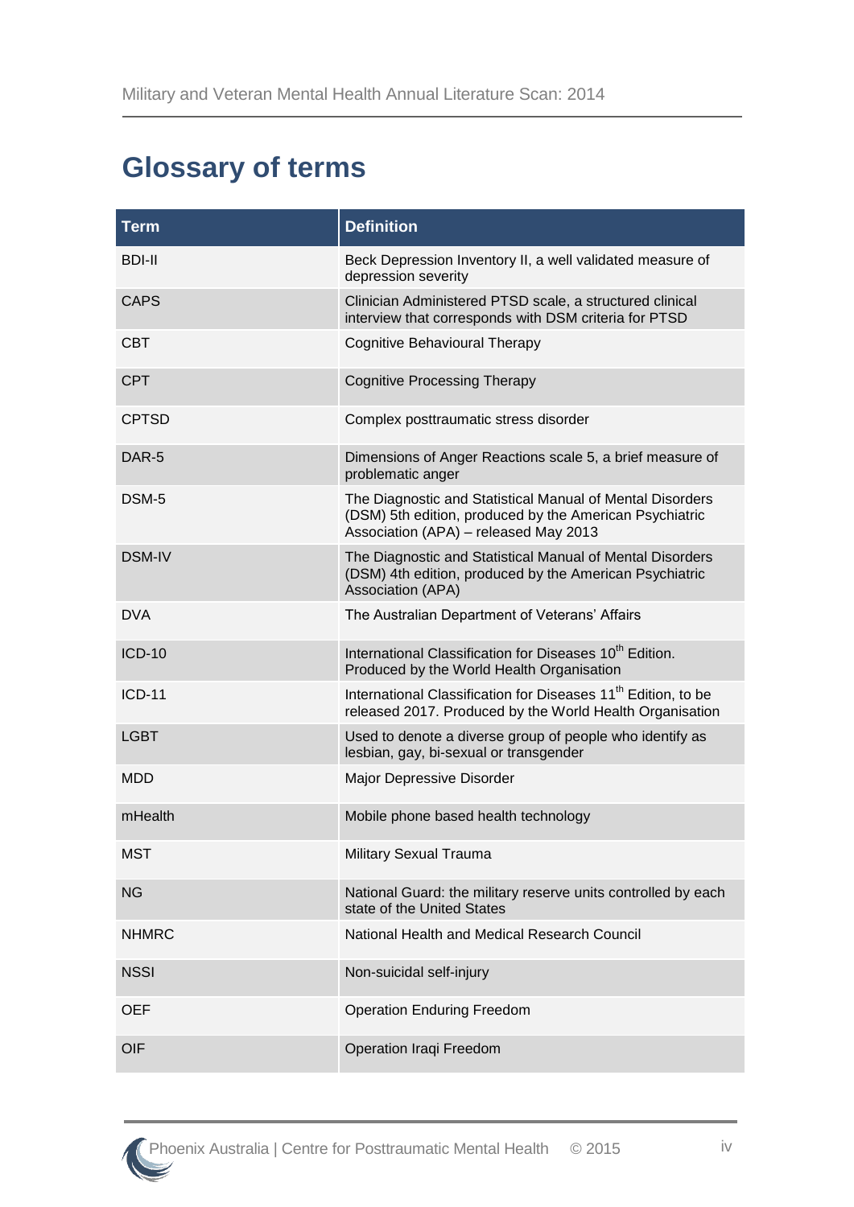## Glossary of terms

| Term | Definition |
|---|---|
| BDI-II | Beck Depression Inventory II, a well validated measure of depression severity |
| CAPS | Clinician Administered PTSD scale, a structured clinical interview that corresponds with DSM criteria for PTSD |
| CBT | Cognitive Behavioural Therapy |
| CPT | Cognitive Processing Therapy |
| CPTSD | Complex posttraumatic stress disorder |
| DAR-5 | Dimensions of Anger Reactions scale 5, a brief measure of problematic anger |
| DSM-5 | The Diagnostic and Statistical Manual of Mental Disorders (DSM) 5th edition, produced by the American Psychiatric Association (APA) – released May 2013 |
| DSM-IV | The Diagnostic and Statistical Manual of Mental Disorders (DSM) 4th edition, produced by the American Psychiatric Association (APA) |
| DVA | The Australian Department of Veterans' Affairs |
| ICD-10 | International Classification for Diseases 10th Edition. Produced by the World Health Organisation |
| ICD-11 | International Classification for Diseases 11th Edition, to be released 2017. Produced by the World Health Organisation |
| LGBT | Used to denote a diverse group of people who identify as lesbian, gay, bi-sexual or transgender |
| MDD | Major Depressive Disorder |
| mHealth | Mobile phone based health technology |
| MST | Military Sexual Trauma |
| NG | National Guard: the military reserve units controlled by each state of the United States |
| NHMRC | National Health and Medical Research Council |
| NSSI | Non-suicidal self-injury |
| OEF | Operation Enduring Freedom |
| OIF | Operation Iraqi Freedom |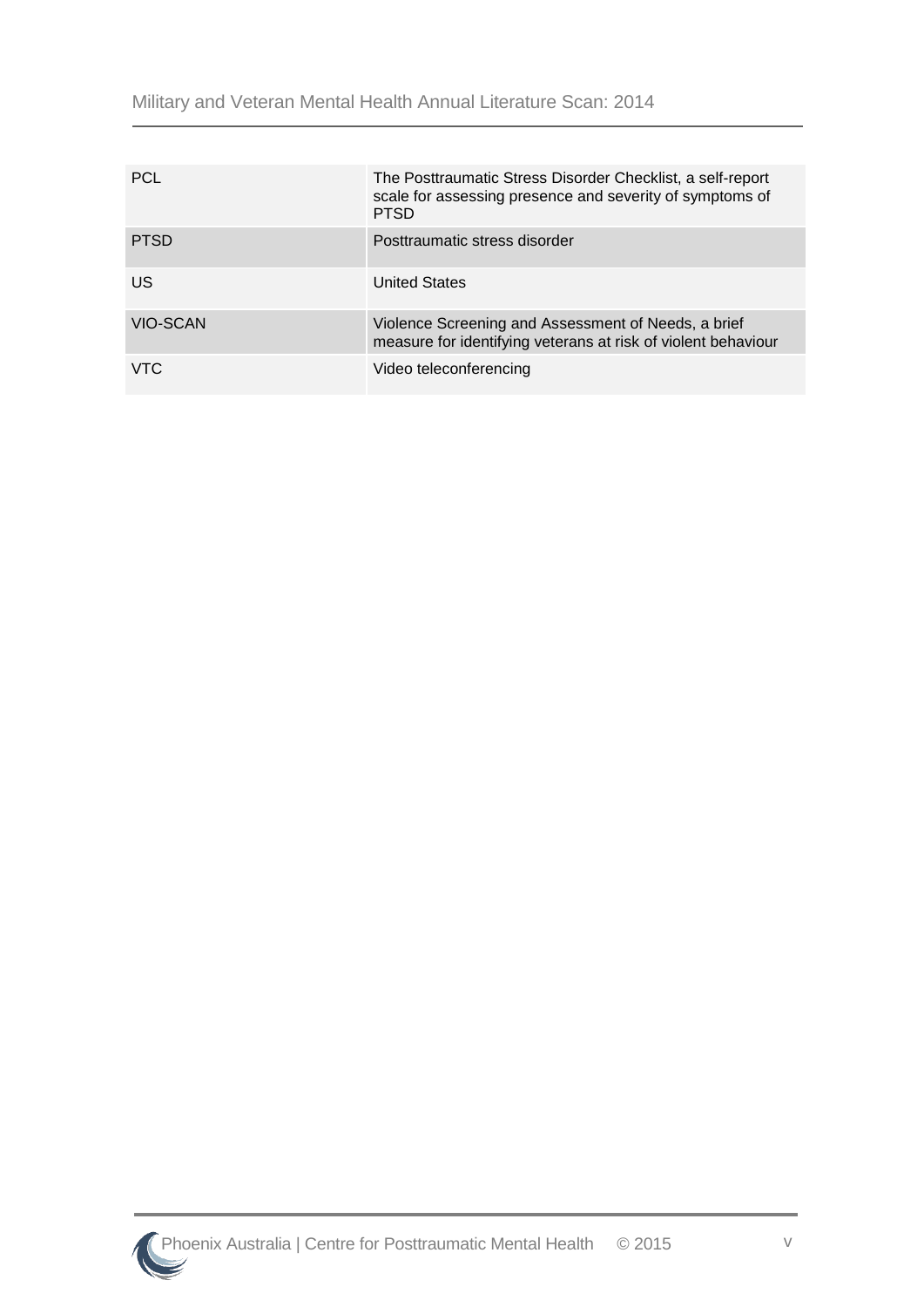| | |
|---|---|
| PCL | The Posttraumatic Stress Disorder Checklist, a self-report scale for assessing presence and severity of symptoms of PTSD |
| PTSD | Posttraumatic stress disorder |
| US | United States |
| VIO-SCAN | Violence Screening and Assessment of Needs, a brief measure for identifying veterans at risk of violent behaviour |
| VTC | Video teleconferencing |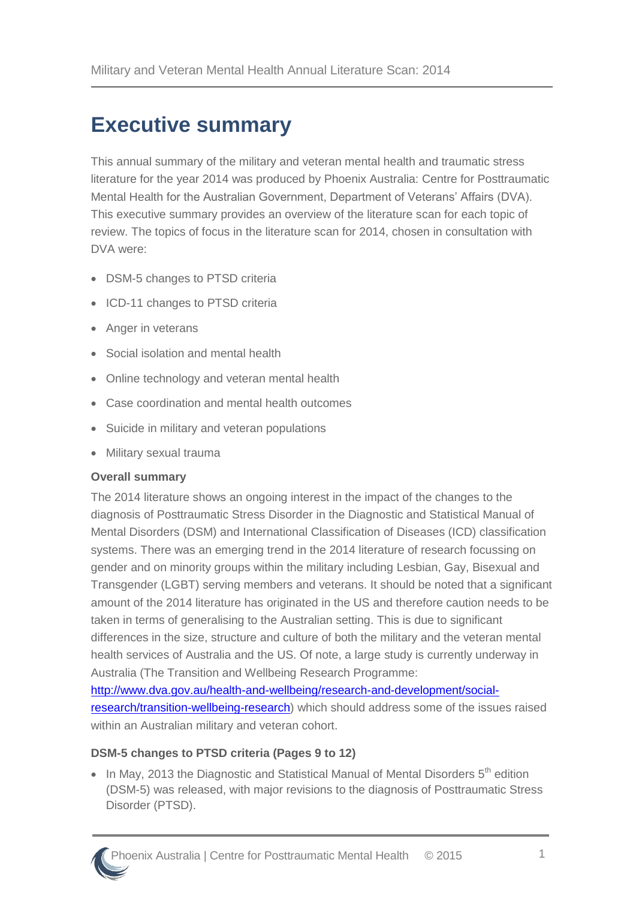# Executive summary

This annual summary of the military and veteran mental health and traumatic stress literature for the year 2014 was produced by Phoenix Australia: Centre for Posttraumatic Mental Health for the Australian Government, Department of Veterans' Affairs (DVA). This executive summary provides an overview of the literature scan for each topic of review. The topics of focus in the literature scan for 2014, chosen in consultation with DVA were:

- DSM-5 changes to PTSD criteria
- ICD-11 changes to PTSD criteria
- Anger in veterans
- Social isolation and mental health
- Online technology and veteran mental health
- Case coordination and mental health outcomes
- Suicide in military and veteran populations
- Military sexual trauma

**Overall summary**

The 2014 literature shows an ongoing interest in the impact of the changes to the diagnosis of Posttraumatic Stress Disorder in the Diagnostic and Statistical Manual of Mental Disorders (DSM) and International Classification of Diseases (ICD) classification systems. There was an emerging trend in the 2014 literature of research focussing on gender and on minority groups within the military including Lesbian, Gay, Bisexual and Transgender (LGBT) serving members and veterans. It should be noted that a significant amount of the 2014 literature has originated in the US and therefore caution needs to be taken in terms of generalising to the Australian setting. This is due to significant differences in the size, structure and culture of both the military and the veteran mental health services of Australia and the US. Of note, a large study is currently underway in Australia (The Transition and Wellbeing Research Programme: http://www.dva.gov.au/health-and-wellbeing/research-and-development/social-research/transition-wellbeing-research) which should address some of the issues raised within an Australian military and veteran cohort.

**DSM-5 changes to PTSD criteria (Pages 9 to 12)**

- In May, 2013 the Diagnostic and Statistical Manual of Mental Disorders 5th edition (DSM-5) was released, with major revisions to the diagnosis of Posttraumatic Stress Disorder (PTSD).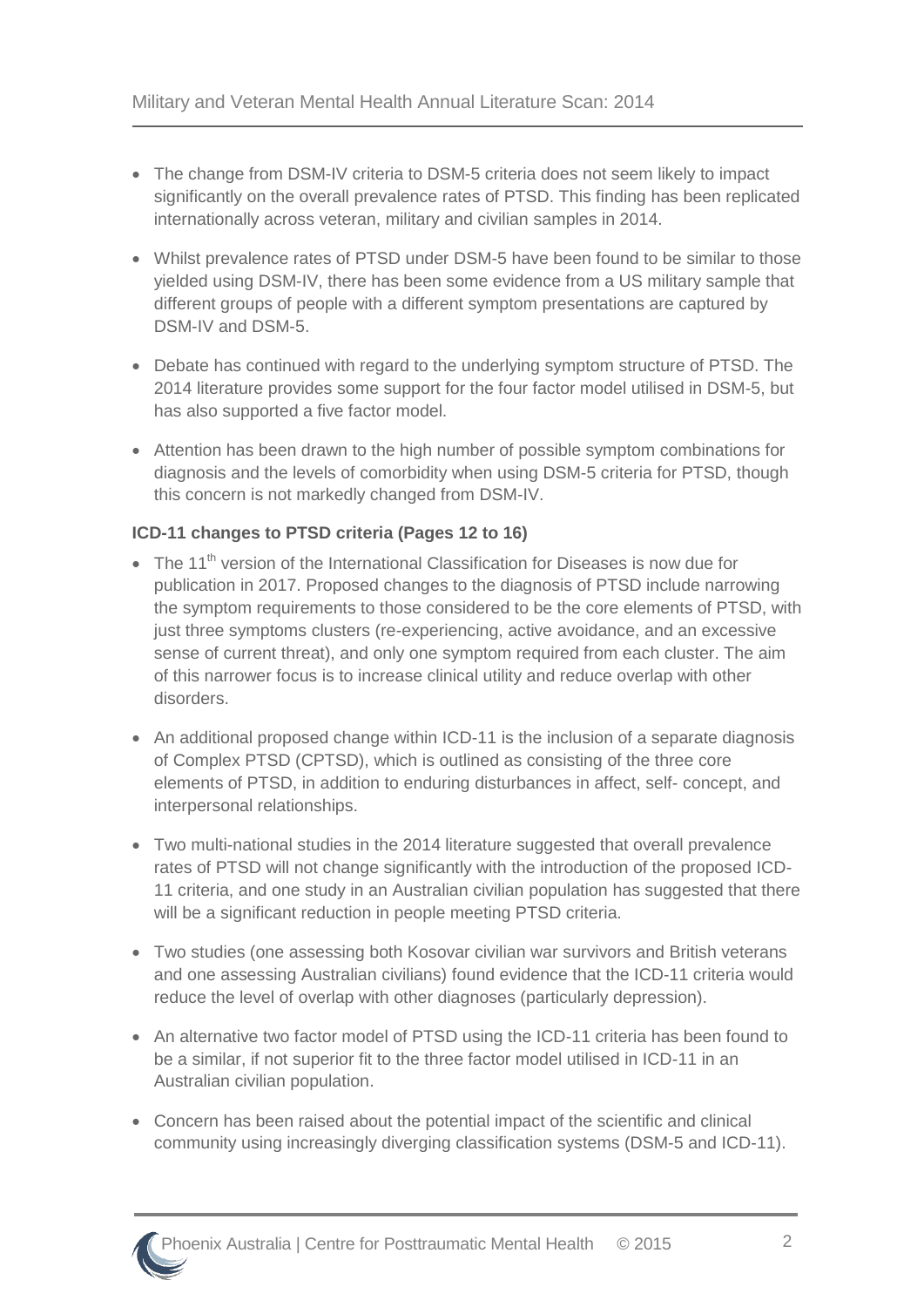- The change from DSM-IV criteria to DSM-5 criteria does not seem likely to impact significantly on the overall prevalence rates of PTSD. This finding has been replicated internationally across veteran, military and civilian samples in 2014.
- Whilst prevalence rates of PTSD under DSM-5 have been found to be similar to those yielded using DSM-IV, there has been some evidence from a US military sample that different groups of people with a different symptom presentations are captured by DSM-IV and DSM-5.
- Debate has continued with regard to the underlying symptom structure of PTSD. The 2014 literature provides some support for the four factor model utilised in DSM-5, but has also supported a five factor model.
- Attention has been drawn to the high number of possible symptom combinations for diagnosis and the levels of comorbidity when using DSM-5 criteria for PTSD, though this concern is not markedly changed from DSM-IV.

**ICD-11 changes to PTSD criteria (Pages 12 to 16)**

- The 11th version of the International Classification for Diseases is now due for publication in 2017. Proposed changes to the diagnosis of PTSD include narrowing the symptom requirements to those considered to be the core elements of PTSD, with just three symptoms clusters (re-experiencing, active avoidance, and an excessive sense of current threat), and only one symptom required from each cluster. The aim of this narrower focus is to increase clinical utility and reduce overlap with other disorders.
- An additional proposed change within ICD-11 is the inclusion of a separate diagnosis of Complex PTSD (CPTSD), which is outlined as consisting of the three core elements of PTSD, in addition to enduring disturbances in affect, self- concept, and interpersonal relationships.
- Two multi-national studies in the 2014 literature suggested that overall prevalence rates of PTSD will not change significantly with the introduction of the proposed ICD-11 criteria, and one study in an Australian civilian population has suggested that there will be a significant reduction in people meeting PTSD criteria.
- Two studies (one assessing both Kosovar civilian war survivors and British veterans and one assessing Australian civilians) found evidence that the ICD-11 criteria would reduce the level of overlap with other diagnoses (particularly depression).
- An alternative two factor model of PTSD using the ICD-11 criteria has been found to be a similar, if not superior fit to the three factor model utilised in ICD-11 in an Australian civilian population.
- Concern has been raised about the potential impact of the scientific and clinical community using increasingly diverging classification systems (DSM-5 and ICD-11).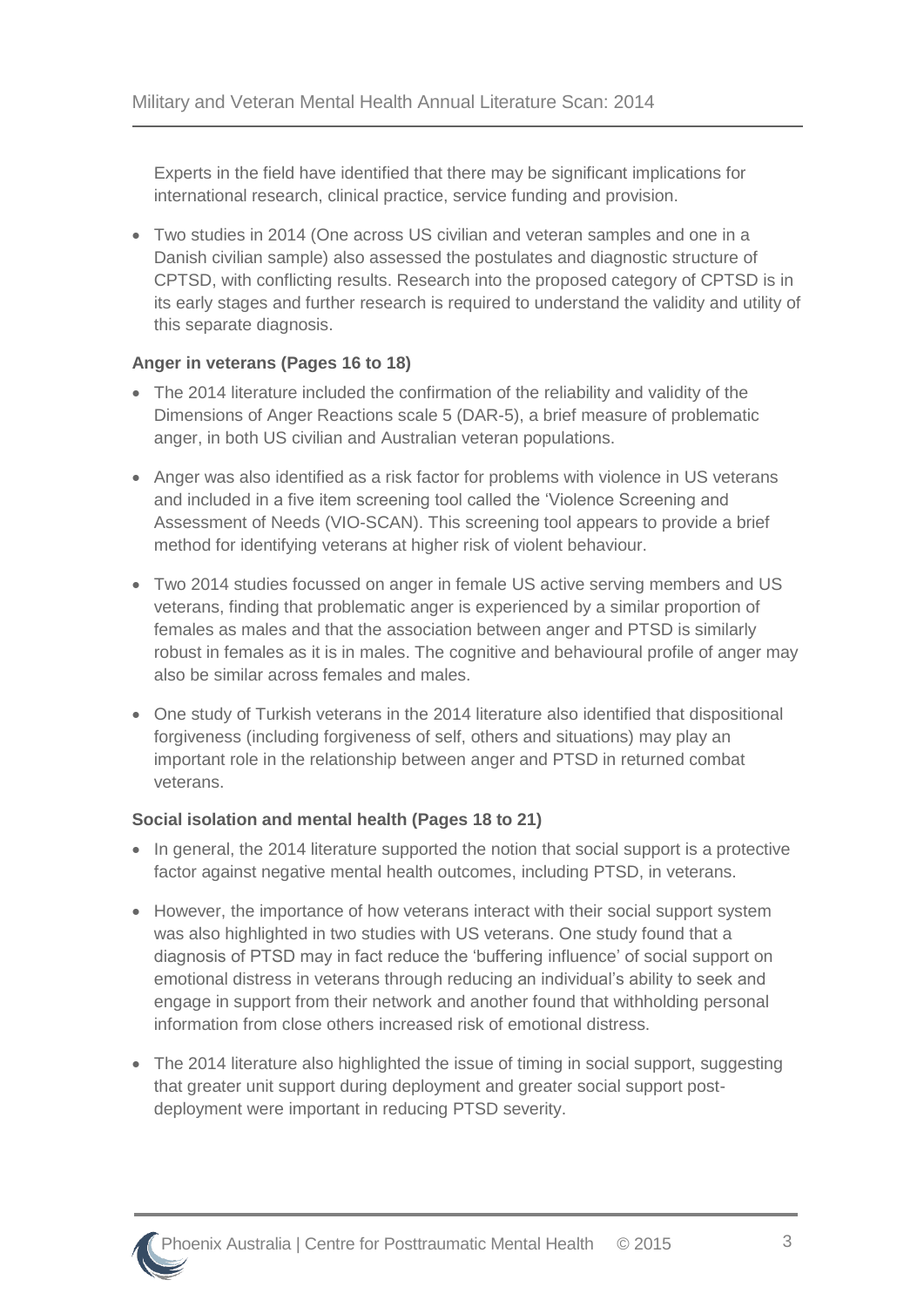Experts in the field have identified that there may be significant implications for international research, clinical practice, service funding and provision.

- Two studies in 2014 (One across US civilian and veteran samples and one in a Danish civilian sample) also assessed the postulates and diagnostic structure of CPTSD, with conflicting results. Research into the proposed category of CPTSD is in its early stages and further research is required to understand the validity and utility of this separate diagnosis.

**Anger in veterans (Pages 16 to 18)**

- The 2014 literature included the confirmation of the reliability and validity of the Dimensions of Anger Reactions scale 5 (DAR-5), a brief measure of problematic anger, in both US civilian and Australian veteran populations.
- Anger was also identified as a risk factor for problems with violence in US veterans and included in a five item screening tool called the 'Violence Screening and Assessment of Needs (VIO-SCAN). This screening tool appears to provide a brief method for identifying veterans at higher risk of violent behaviour.
- Two 2014 studies focussed on anger in female US active serving members and US veterans, finding that problematic anger is experienced by a similar proportion of females as males and that the association between anger and PTSD is similarly robust in females as it is in males. The cognitive and behavioural profile of anger may also be similar across females and males.
- One study of Turkish veterans in the 2014 literature also identified that dispositional forgiveness (including forgiveness of self, others and situations) may play an important role in the relationship between anger and PTSD in returned combat veterans.

**Social isolation and mental health (Pages 18 to 21)**

- In general, the 2014 literature supported the notion that social support is a protective factor against negative mental health outcomes, including PTSD, in veterans.
- However, the importance of how veterans interact with their social support system was also highlighted in two studies with US veterans. One study found that a diagnosis of PTSD may in fact reduce the 'buffering influence' of social support on emotional distress in veterans through reducing an individual's ability to seek and engage in support from their network and another found that withholding personal information from close others increased risk of emotional distress.
- The 2014 literature also highlighted the issue of timing in social support, suggesting that greater unit support during deployment and greater social support post-deployment were important in reducing PTSD severity.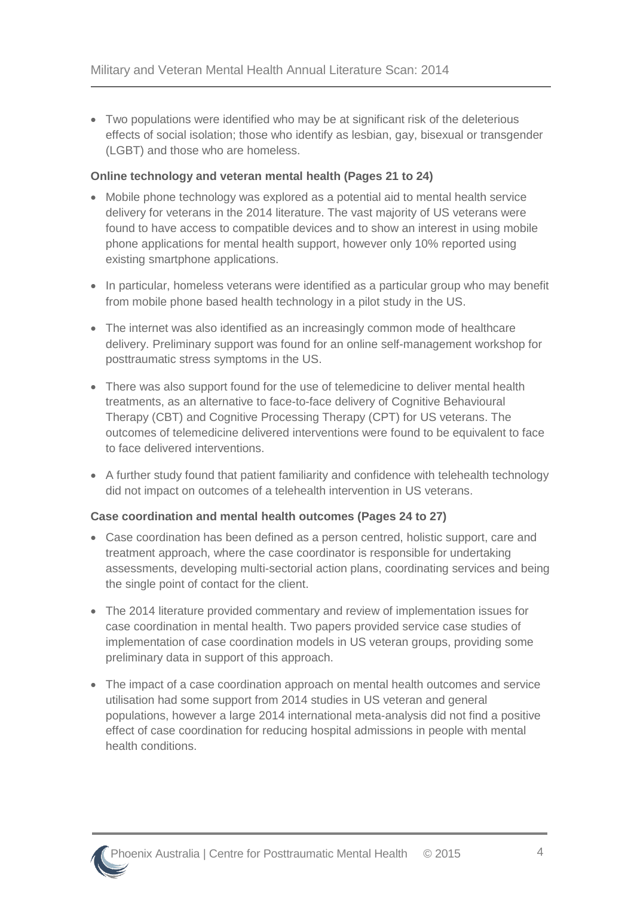- Two populations were identified who may be at significant risk of the deleterious effects of social isolation; those who identify as lesbian, gay, bisexual or transgender (LGBT) and those who are homeless.

**Online technology and veteran mental health (Pages 21 to 24)**

- Mobile phone technology was explored as a potential aid to mental health service delivery for veterans in the 2014 literature. The vast majority of US veterans were found to have access to compatible devices and to show an interest in using mobile phone applications for mental health support, however only 10% reported using existing smartphone applications.
- In particular, homeless veterans were identified as a particular group who may benefit from mobile phone based health technology in a pilot study in the US.
- The internet was also identified as an increasingly common mode of healthcare delivery. Preliminary support was found for an online self-management workshop for posttraumatic stress symptoms in the US.
- There was also support found for the use of telemedicine to deliver mental health treatments, as an alternative to face-to-face delivery of Cognitive Behavioural Therapy (CBT) and Cognitive Processing Therapy (CPT) for US veterans. The outcomes of telemedicine delivered interventions were found to be equivalent to face to face delivered interventions.
- A further study found that patient familiarity and confidence with telehealth technology did not impact on outcomes of a telehealth intervention in US veterans.

**Case coordination and mental health outcomes (Pages 24 to 27)**

- Case coordination has been defined as a person centred, holistic support, care and treatment approach, where the case coordinator is responsible for undertaking assessments, developing multi-sectorial action plans, coordinating services and being the single point of contact for the client.
- The 2014 literature provided commentary and review of implementation issues for case coordination in mental health. Two papers provided service case studies of implementation of case coordination models in US veteran groups, providing some preliminary data in support of this approach.
- The impact of a case coordination approach on mental health outcomes and service utilisation had some support from 2014 studies in US veteran and general populations, however a large 2014 international meta-analysis did not find a positive effect of case coordination for reducing hospital admissions in people with mental health conditions.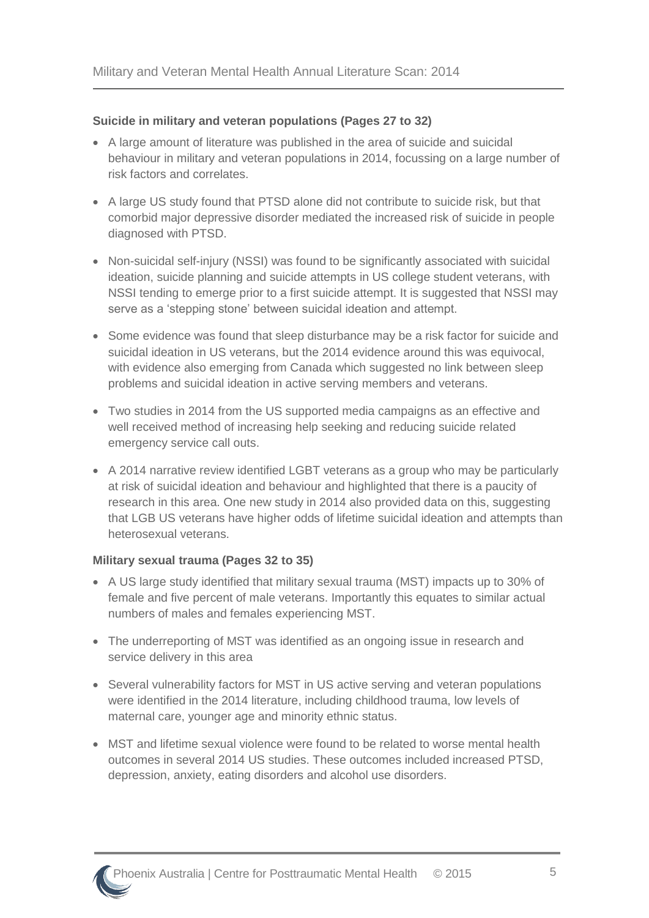**Suicide in military and veteran populations (Pages 27 to 32)**

- A large amount of literature was published in the area of suicide and suicidal behaviour in military and veteran populations in 2014, focussing on a large number of risk factors and correlates.
- A large US study found that PTSD alone did not contribute to suicide risk, but that comorbid major depressive disorder mediated the increased risk of suicide in people diagnosed with PTSD.
- Non-suicidal self-injury (NSSI) was found to be significantly associated with suicidal ideation, suicide planning and suicide attempts in US college student veterans, with NSSI tending to emerge prior to a first suicide attempt. It is suggested that NSSI may serve as a 'stepping stone' between suicidal ideation and attempt.
- Some evidence was found that sleep disturbance may be a risk factor for suicide and suicidal ideation in US veterans, but the 2014 evidence around this was equivocal, with evidence also emerging from Canada which suggested no link between sleep problems and suicidal ideation in active serving members and veterans.
- Two studies in 2014 from the US supported media campaigns as an effective and well received method of increasing help seeking and reducing suicide related emergency service call outs.
- A 2014 narrative review identified LGBT veterans as a group who may be particularly at risk of suicidal ideation and behaviour and highlighted that there is a paucity of research in this area. One new study in 2014 also provided data on this, suggesting that LGB US veterans have higher odds of lifetime suicidal ideation and attempts than heterosexual veterans.

**Military sexual trauma (Pages 32 to 35)**

- A US large study identified that military sexual trauma (MST) impacts up to 30% of female and five percent of male veterans. Importantly this equates to similar actual numbers of males and females experiencing MST.
- The underreporting of MST was identified as an ongoing issue in research and service delivery in this area
- Several vulnerability factors for MST in US active serving and veteran populations were identified in the 2014 literature, including childhood trauma, low levels of maternal care, younger age and minority ethnic status.
- MST and lifetime sexual violence were found to be related to worse mental health outcomes in several 2014 US studies. These outcomes included increased PTSD, depression, anxiety, eating disorders and alcohol use disorders.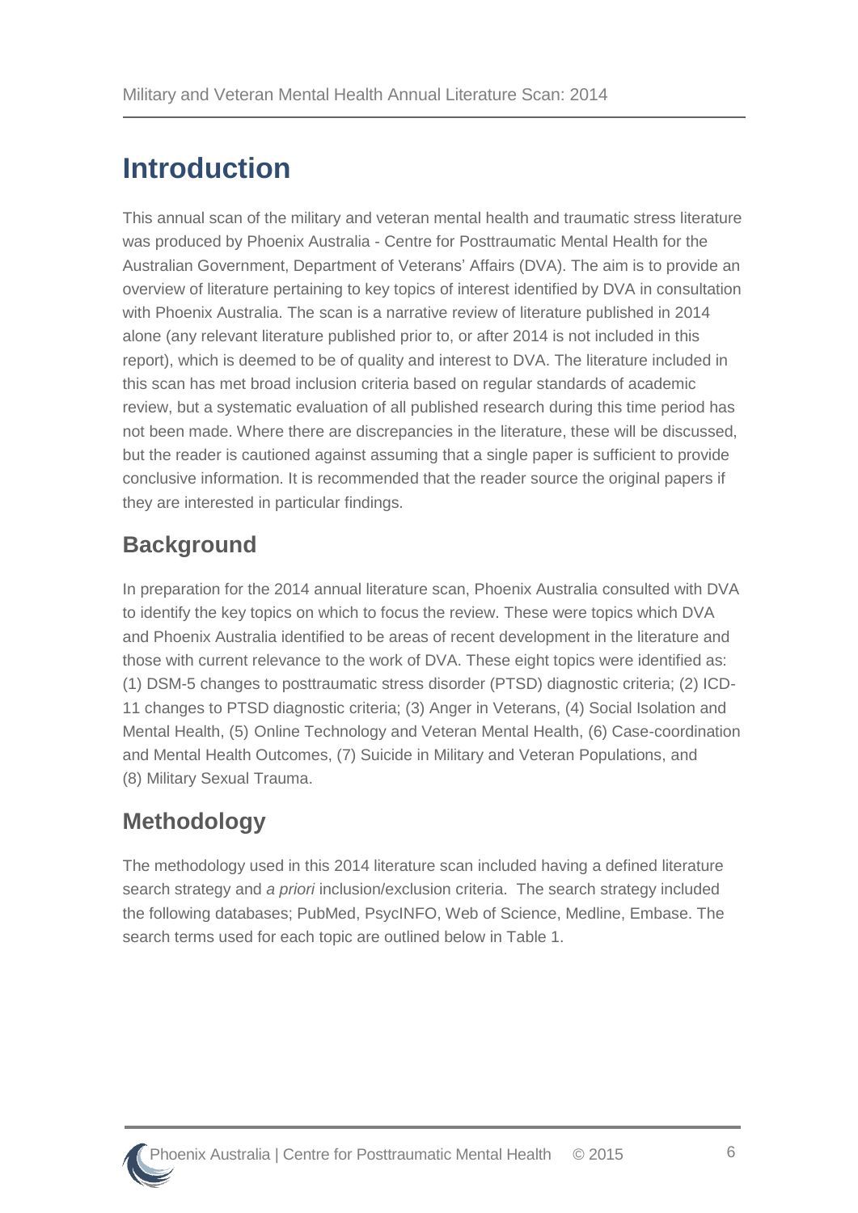# Introduction

This annual scan of the military and veteran mental health and traumatic stress literature was produced by Phoenix Australia - Centre for Posttraumatic Mental Health for the Australian Government, Department of Veterans' Affairs (DVA). The aim is to provide an overview of literature pertaining to key topics of interest identified by DVA in consultation with Phoenix Australia. The scan is a narrative review of literature published in 2014 alone (any relevant literature published prior to, or after 2014 is not included in this report), which is deemed to be of quality and interest to DVA. The literature included in this scan has met broad inclusion criteria based on regular standards of academic review, but a systematic evaluation of all published research during this time period has not been made. Where there are discrepancies in the literature, these will be discussed, but the reader is cautioned against assuming that a single paper is sufficient to provide conclusive information. It is recommended that the reader source the original papers if they are interested in particular findings.

## Background

In preparation for the 2014 annual literature scan, Phoenix Australia consulted with DVA to identify the key topics on which to focus the review. These were topics which DVA and Phoenix Australia identified to be areas of recent development in the literature and those with current relevance to the work of DVA. These eight topics were identified as: (1) DSM-5 changes to posttraumatic stress disorder (PTSD) diagnostic criteria; (2) ICD-11 changes to PTSD diagnostic criteria; (3) Anger in Veterans, (4) Social Isolation and Mental Health, (5) Online Technology and Veteran Mental Health, (6) Case-coordination and Mental Health Outcomes, (7) Suicide in Military and Veteran Populations, and (8) Military Sexual Trauma.

## Methodology

The methodology used in this 2014 literature scan included having a defined literature search strategy and *a priori* inclusion/exclusion criteria. The search strategy included the following databases; PubMed, PsycINFO, Web of Science, Medline, Embase. The search terms used for each topic are outlined below in Table 1.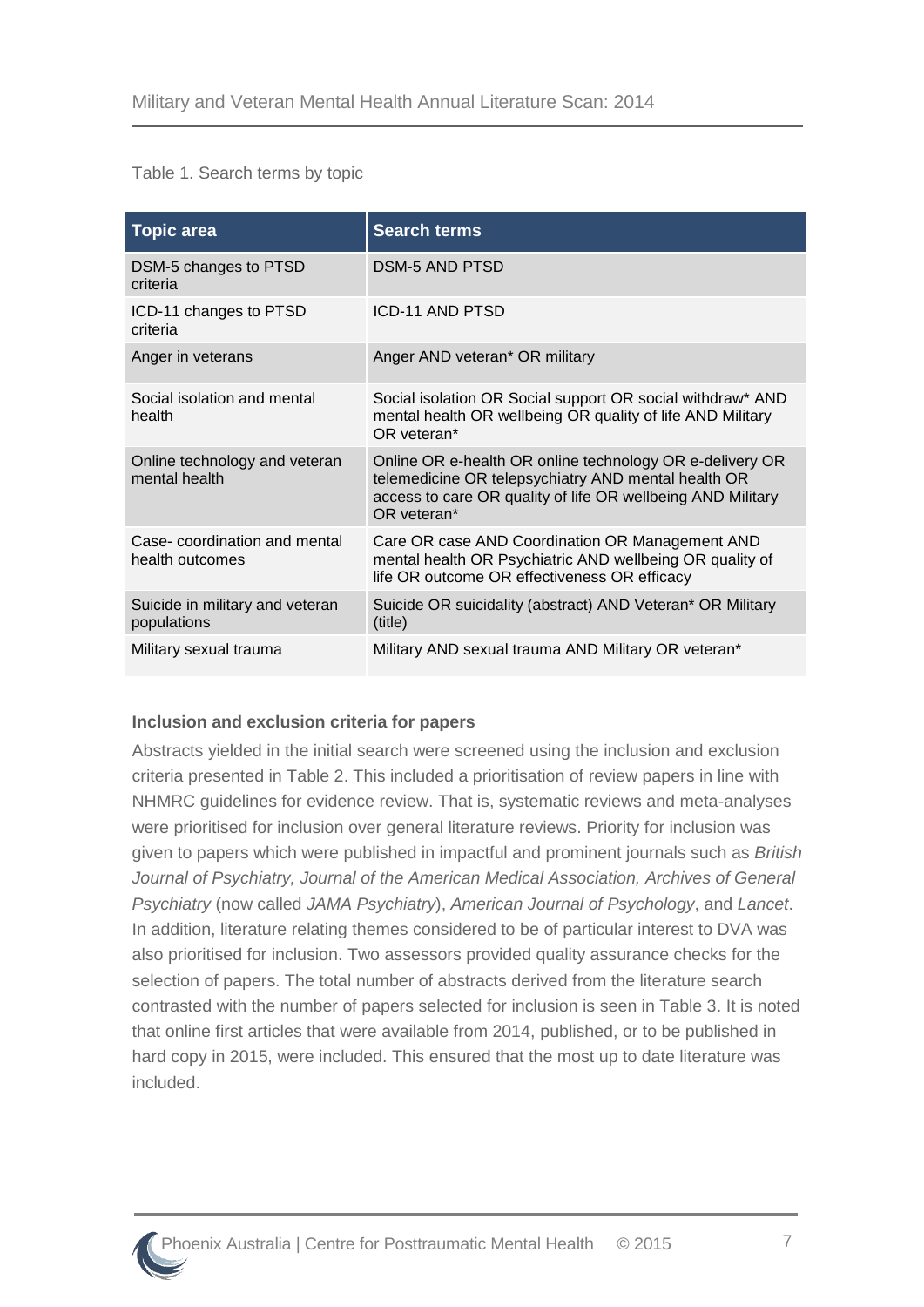Table 1. Search terms by topic

| Topic area | Search terms |
|---|---|
| DSM-5 changes to PTSD criteria | DSM-5 AND PTSD |
| ICD-11 changes to PTSD criteria | ICD-11 AND PTSD |
| Anger in veterans | Anger AND veteran* OR military |
| Social isolation and mental health | Social isolation OR Social support OR social withdraw* AND mental health OR wellbeing OR quality of life AND Military OR veteran* |
| Online technology and veteran mental health | Online OR e-health OR online technology OR e-delivery OR telemedicine OR telepsychiatry AND mental health OR access to care OR quality of life OR wellbeing AND Military OR veteran* |
| Case- coordination and mental health outcomes | Care OR case AND Coordination OR Management AND mental health OR Psychiatric AND wellbeing OR quality of life OR outcome OR effectiveness OR efficacy |
| Suicide in military and veteran populations | Suicide OR suicidality (abstract) AND Veteran* OR Military (title) |
| Military sexual trauma | Military AND sexual trauma AND Military OR veteran* |

### Inclusion and exclusion criteria for papers

Abstracts yielded in the initial search were screened using the inclusion and exclusion criteria presented in Table 2. This included a prioritisation of review papers in line with NHMRC guidelines for evidence review. That is, systematic reviews and meta-analyses were prioritised for inclusion over general literature reviews. Priority for inclusion was given to papers which were published in impactful and prominent journals such as *British Journal of Psychiatry, Journal of the American Medical Association, Archives of General Psychiatry* (now called *JAMA Psychiatry*), *American Journal of Psychology*, and *Lancet*. In addition, literature relating themes considered to be of particular interest to DVA was also prioritised for inclusion. Two assessors provided quality assurance checks for the selection of papers. The total number of abstracts derived from the literature search contrasted with the number of papers selected for inclusion is seen in Table 3. It is noted that online first articles that were available from 2014, published, or to be published in hard copy in 2015, were included. This ensured that the most up to date literature was included.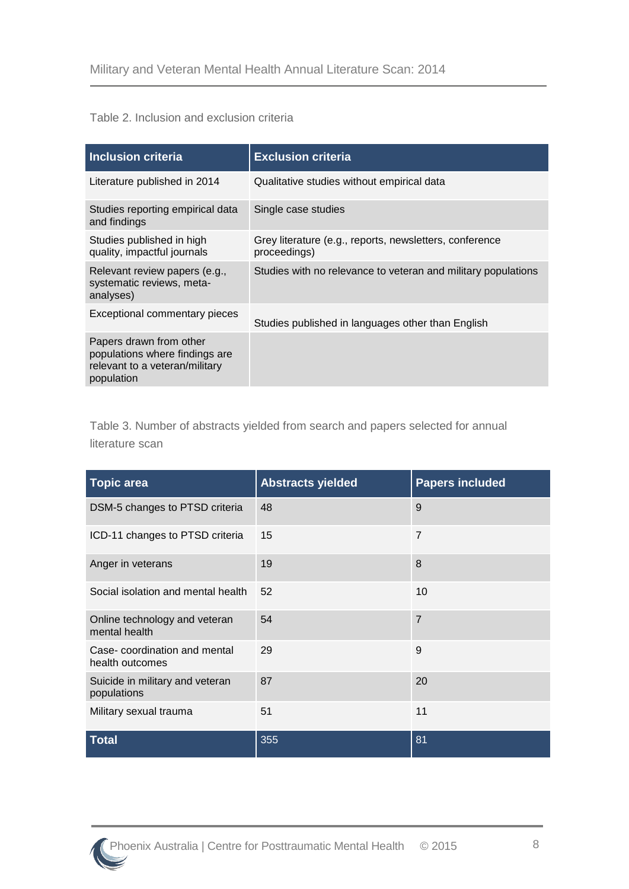Table 2. Inclusion and exclusion criteria

| Inclusion criteria | Exclusion criteria |
|---|---|
| Literature published in 2014 | Qualitative studies without empirical data |
| Studies reporting empirical data and findings | Single case studies |
| Studies published in high quality, impactful journals | Grey literature (e.g., reports, newsletters, conference proceedings) |
| Relevant review papers (e.g., systematic reviews, meta-analyses) | Studies with no relevance to veteran and military populations |
| Exceptional commentary pieces | Studies published in languages other than English |
| Papers drawn from other populations where findings are relevant to a veteran/military population | |

Table 3. Number of abstracts yielded from search and papers selected for annual literature scan

| Topic area | Abstracts yielded | Papers included |
|---|---|---|
| DSM-5 changes to PTSD criteria | 48 | 9 |
| ICD-11 changes to PTSD criteria | 15 | 7 |
| Anger in veterans | 19 | 8 |
| Social isolation and mental health | 52 | 10 |
| Online technology and veteran mental health | 54 | 7 |
| Case- coordination and mental health outcomes | 29 | 9 |
| Suicide in military and veteran populations | 87 | 20 |
| Military sexual trauma | 51 | 11 |
| **Total** | 355 | 81 |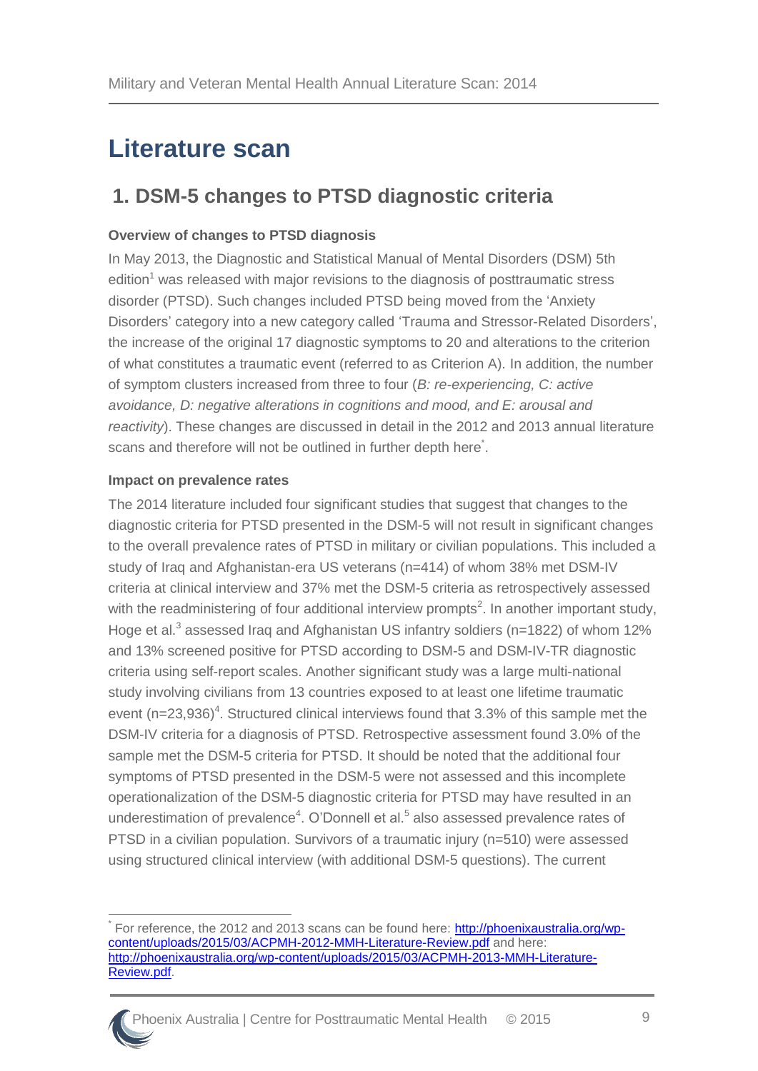# Literature scan

## 1. DSM-5 changes to PTSD diagnostic criteria

### Overview of changes to PTSD diagnosis

In May 2013, the Diagnostic and Statistical Manual of Mental Disorders (DSM) 5th edition[1] was released with major revisions to the diagnosis of posttraumatic stress disorder (PTSD). Such changes included PTSD being moved from the 'Anxiety Disorders' category into a new category called 'Trauma and Stressor-Related Disorders', the increase of the original 17 diagnostic symptoms to 20 and alterations to the criterion of what constitutes a traumatic event (referred to as Criterion A). In addition, the number of symptom clusters increased from three to four (*B: re-experiencing, C: active avoidance, D: negative alterations in cognitions and mood, and E: arousal and reactivity*). These changes are discussed in detail in the 2012 and 2013 annual literature scans and therefore will not be outlined in further depth here[*].

### Impact on prevalence rates

The 2014 literature included four significant studies that suggest that changes to the diagnostic criteria for PTSD presented in the DSM-5 will not result in significant changes to the overall prevalence rates of PTSD in military or civilian populations. This included a study of Iraq and Afghanistan-era US veterans (n=414) of whom 38% met DSM-IV criteria at clinical interview and 37% met the DSM-5 criteria as retrospectively assessed with the readministering of four additional interview prompts[2]. In another important study, Hoge et al.[3] assessed Iraq and Afghanistan US infantry soldiers (n=1822) of whom 12% and 13% screened positive for PTSD according to DSM-5 and DSM-IV-TR diagnostic criteria using self-report scales. Another significant study was a large multi-national study involving civilians from 13 countries exposed to at least one lifetime traumatic event (n=23,936)[4]. Structured clinical interviews found that 3.3% of this sample met the DSM-IV criteria for a diagnosis of PTSD. Retrospective assessment found 3.0% of the sample met the DSM-5 criteria for PTSD. It should be noted that the additional four symptoms of PTSD presented in the DSM-5 were not assessed and this incomplete operationalization of the DSM-5 diagnostic criteria for PTSD may have resulted in an underestimation of prevalence[4]. O'Donnell et al.[5] also assessed prevalence rates of PTSD in a civilian population. Survivors of a traumatic injury (n=510) were assessed using structured clinical interview (with additional DSM-5 questions). The current

---

[*] For reference, the 2012 and 2013 scans can be found here: http://phoenixaustralia.org/wp-content/uploads/2015/03/ACPMH-2012-MMH-Literature-Review.pdf and here: http://phoenixaustralia.org/wp-content/uploads/2015/03/ACPMH-2013-MMH-Literature-Review.pdf.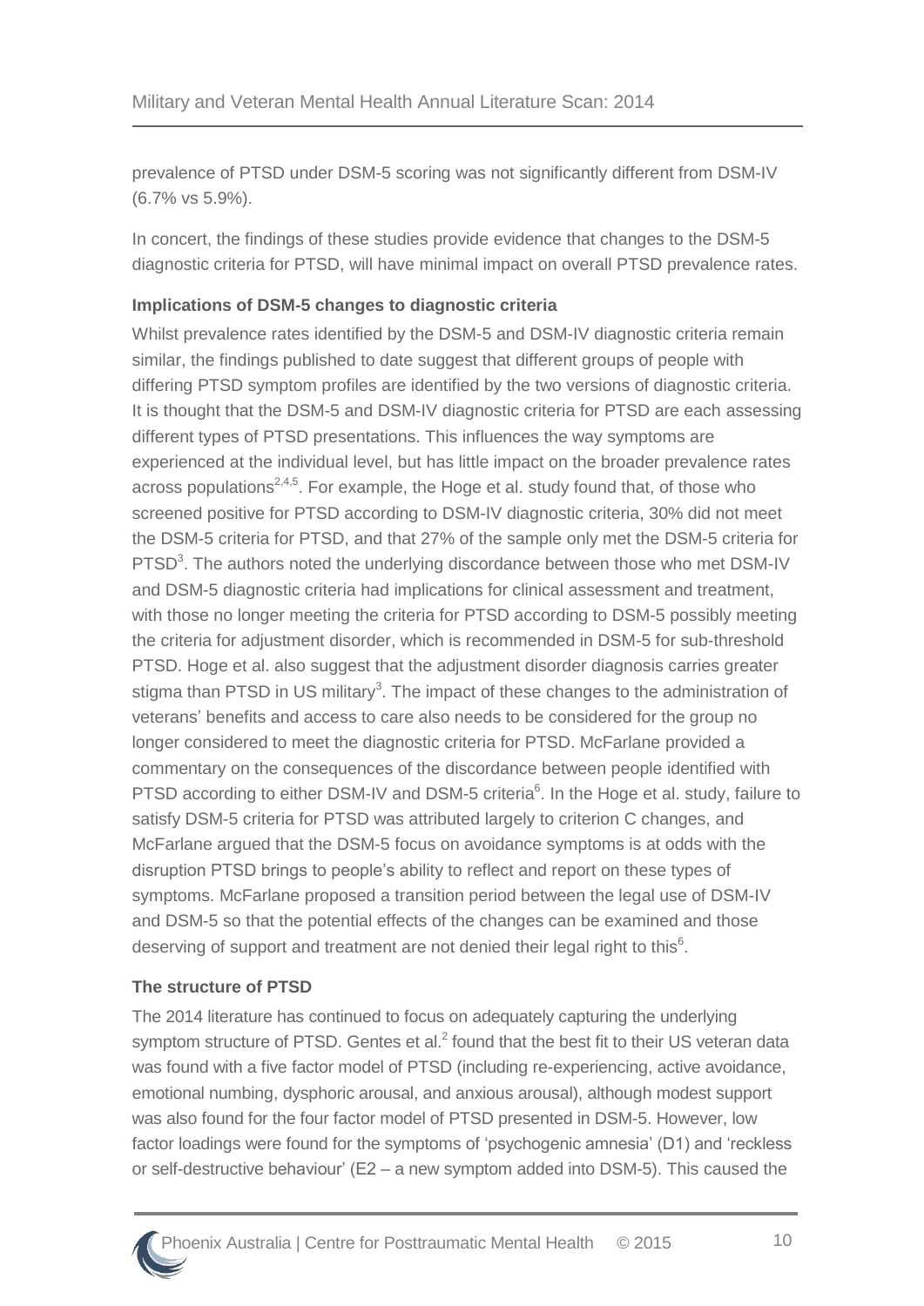prevalence of PTSD under DSM-5 scoring was not significantly different from DSM-IV (6.7% vs 5.9%).

In concert, the findings of these studies provide evidence that changes to the DSM-5 diagnostic criteria for PTSD, will have minimal impact on overall PTSD prevalence rates.

### Implications of DSM-5 changes to diagnostic criteria

Whilst prevalence rates identified by the DSM-5 and DSM-IV diagnostic criteria remain similar, the findings published to date suggest that different groups of people with differing PTSD symptom profiles are identified by the two versions of diagnostic criteria. It is thought that the DSM-5 and DSM-IV diagnostic criteria for PTSD are each assessing different types of PTSD presentations. This influences the way symptoms are experienced at the individual level, but has little impact on the broader prevalence rates across populations[2,4,5]. For example, the Hoge et al. study found that, of those who screened positive for PTSD according to DSM-IV diagnostic criteria, 30% did not meet the DSM-5 criteria for PTSD, and that 27% of the sample only met the DSM-5 criteria for PTSD[3]. The authors noted the underlying discordance between those who met DSM-IV and DSM-5 diagnostic criteria had implications for clinical assessment and treatment, with those no longer meeting the criteria for PTSD according to DSM-5 possibly meeting the criteria for adjustment disorder, which is recommended in DSM-5 for sub-threshold PTSD. Hoge et al. also suggest that the adjustment disorder diagnosis carries greater stigma than PTSD in US military[3]. The impact of these changes to the administration of veterans' benefits and access to care also needs to be considered for the group no longer considered to meet the diagnostic criteria for PTSD. McFarlane provided a commentary on the consequences of the discordance between people identified with PTSD according to either DSM-IV and DSM-5 criteria[6]. In the Hoge et al. study, failure to satisfy DSM-5 criteria for PTSD was attributed largely to criterion C changes, and McFarlane argued that the DSM-5 focus on avoidance symptoms is at odds with the disruption PTSD brings to people's ability to reflect and report on these types of symptoms. McFarlane proposed a transition period between the legal use of DSM-IV and DSM-5 so that the potential effects of the changes can be examined and those deserving of support and treatment are not denied their legal right to this[6].

### The structure of PTSD

The 2014 literature has continued to focus on adequately capturing the underlying symptom structure of PTSD. Gentes et al.[2] found that the best fit to their US veteran data was found with a five factor model of PTSD (including re-experiencing, active avoidance, emotional numbing, dysphoric arousal, and anxious arousal), although modest support was also found for the four factor model of PTSD presented in DSM-5. However, low factor loadings were found for the symptoms of 'psychogenic amnesia' (D1) and 'reckless or self-destructive behaviour' (E2 – a new symptom added into DSM-5). This caused the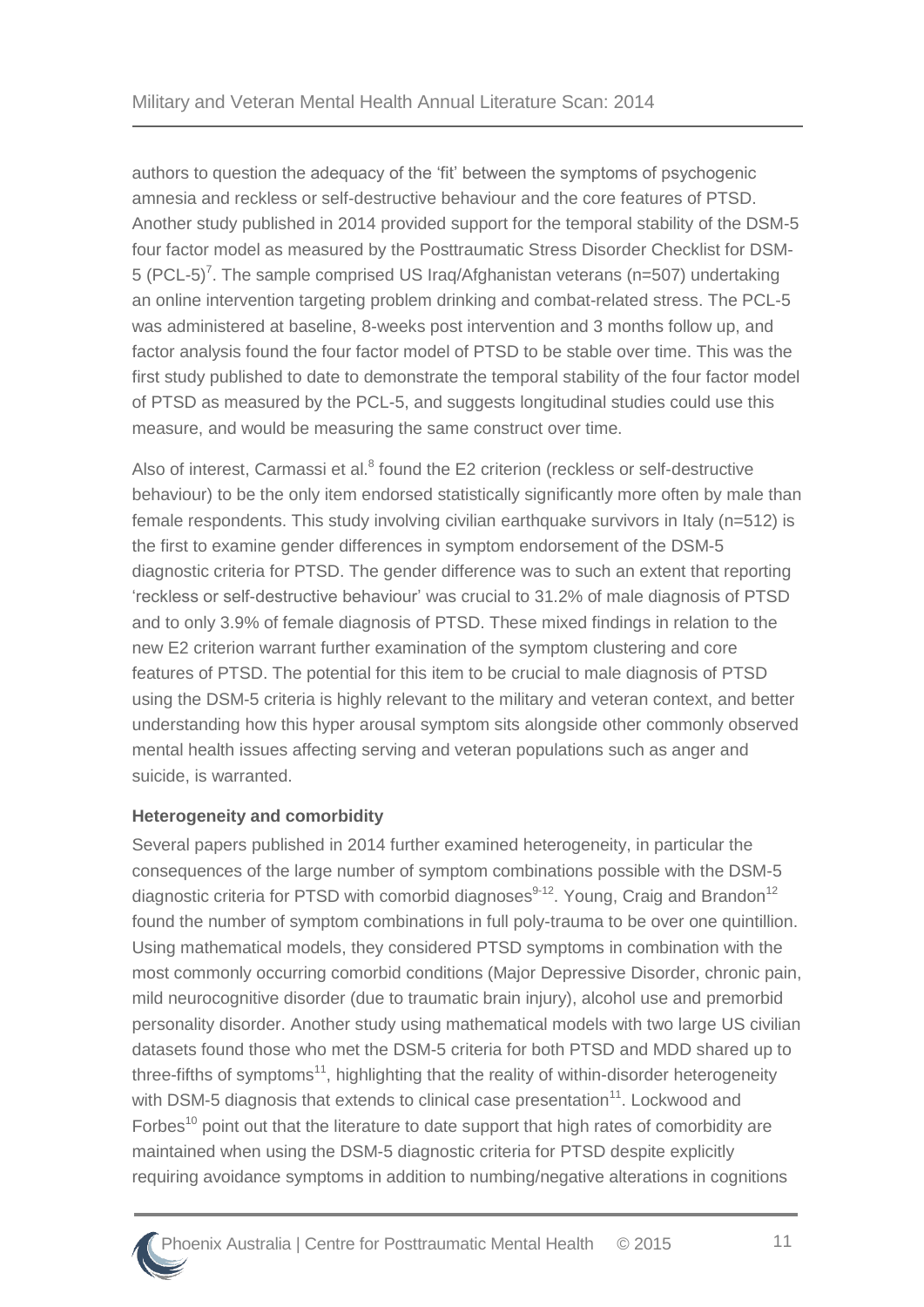authors to question the adequacy of the 'fit' between the symptoms of psychogenic amnesia and reckless or self-destructive behaviour and the core features of PTSD. Another study published in 2014 provided support for the temporal stability of the DSM-5 four factor model as measured by the Posttraumatic Stress Disorder Checklist for DSM-5 (PCL-5)[7]. The sample comprised US Iraq/Afghanistan veterans (n=507) undertaking an online intervention targeting problem drinking and combat-related stress. The PCL-5 was administered at baseline, 8-weeks post intervention and 3 months follow up, and factor analysis found the four factor model of PTSD to be stable over time. This was the first study published to date to demonstrate the temporal stability of the four factor model of PTSD as measured by the PCL-5, and suggests longitudinal studies could use this measure, and would be measuring the same construct over time.

Also of interest, Carmassi et al.[8] found the E2 criterion (reckless or self-destructive behaviour) to be the only item endorsed statistically significantly more often by male than female respondents. This study involving civilian earthquake survivors in Italy (n=512) is the first to examine gender differences in symptom endorsement of the DSM-5 diagnostic criteria for PTSD. The gender difference was to such an extent that reporting 'reckless or self-destructive behaviour' was crucial to 31.2% of male diagnosis of PTSD and to only 3.9% of female diagnosis of PTSD. These mixed findings in relation to the new E2 criterion warrant further examination of the symptom clustering and core features of PTSD. The potential for this item to be crucial to male diagnosis of PTSD using the DSM-5 criteria is highly relevant to the military and veteran context, and better understanding how this hyper arousal symptom sits alongside other commonly observed mental health issues affecting serving and veteran populations such as anger and suicide, is warranted.

**Heterogeneity and comorbidity**

Several papers published in 2014 further examined heterogeneity, in particular the consequences of the large number of symptom combinations possible with the DSM-5 diagnostic criteria for PTSD with comorbid diagnoses[9-12]. Young, Craig and Brandon[12] found the number of symptom combinations in full poly-trauma to be over one quintillion. Using mathematical models, they considered PTSD symptoms in combination with the most commonly occurring comorbid conditions (Major Depressive Disorder, chronic pain, mild neurocognitive disorder (due to traumatic brain injury), alcohol use and premorbid personality disorder. Another study using mathematical models with two large US civilian datasets found those who met the DSM-5 criteria for both PTSD and MDD shared up to three-fifths of symptoms[11], highlighting that the reality of within-disorder heterogeneity with DSM-5 diagnosis that extends to clinical case presentation[11]. Lockwood and Forbes[10] point out that the literature to date support that high rates of comorbidity are maintained when using the DSM-5 diagnostic criteria for PTSD despite explicitly requiring avoidance symptoms in addition to numbing/negative alterations in cognitions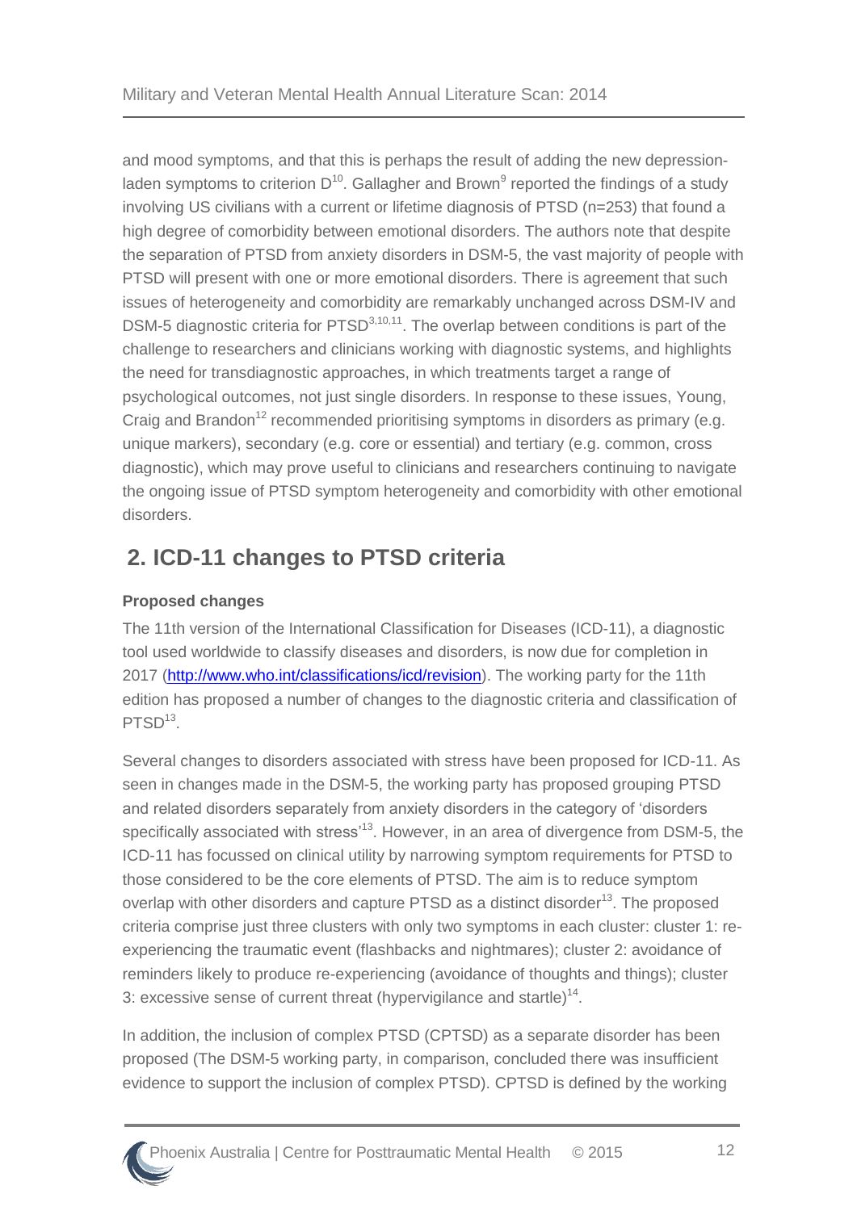and mood symptoms, and that this is perhaps the result of adding the new depression-laden symptoms to criterion D[10]. Gallagher and Brown[9] reported the findings of a study involving US civilians with a current or lifetime diagnosis of PTSD (n=253) that found a high degree of comorbidity between emotional disorders. The authors note that despite the separation of PTSD from anxiety disorders in DSM-5, the vast majority of people with PTSD will present with one or more emotional disorders. There is agreement that such issues of heterogeneity and comorbidity are remarkably unchanged across DSM-IV and DSM-5 diagnostic criteria for PTSD[3,10,11]. The overlap between conditions is part of the challenge to researchers and clinicians working with diagnostic systems, and highlights the need for transdiagnostic approaches, in which treatments target a range of psychological outcomes, not just single disorders. In response to these issues, Young, Craig and Brandon[12] recommended prioritising symptoms in disorders as primary (e.g. unique markers), secondary (e.g. core or essential) and tertiary (e.g. common, cross diagnostic), which may prove useful to clinicians and researchers continuing to navigate the ongoing issue of PTSD symptom heterogeneity and comorbidity with other emotional disorders.

## 2. ICD-11 changes to PTSD criteria

### Proposed changes

The 11th version of the International Classification for Diseases (ICD-11), a diagnostic tool used worldwide to classify diseases and disorders, is now due for completion in 2017 (http://www.who.int/classifications/icd/revision). The working party for the 11th edition has proposed a number of changes to the diagnostic criteria and classification of PTSD[13].

Several changes to disorders associated with stress have been proposed for ICD-11. As seen in changes made in the DSM-5, the working party has proposed grouping PTSD and related disorders separately from anxiety disorders in the category of 'disorders specifically associated with stress'[13]. However, in an area of divergence from DSM-5, the ICD-11 has focussed on clinical utility by narrowing symptom requirements for PTSD to those considered to be the core elements of PTSD. The aim is to reduce symptom overlap with other disorders and capture PTSD as a distinct disorder[13]. The proposed criteria comprise just three clusters with only two symptoms in each cluster: cluster 1: re-experiencing the traumatic event (flashbacks and nightmares); cluster 2: avoidance of reminders likely to produce re-experiencing (avoidance of thoughts and things); cluster 3: excessive sense of current threat (hypervigilance and startle)[14].

In addition, the inclusion of complex PTSD (CPTSD) as a separate disorder has been proposed (The DSM-5 working party, in comparison, concluded there was insufficient evidence to support the inclusion of complex PTSD). CPTSD is defined by the working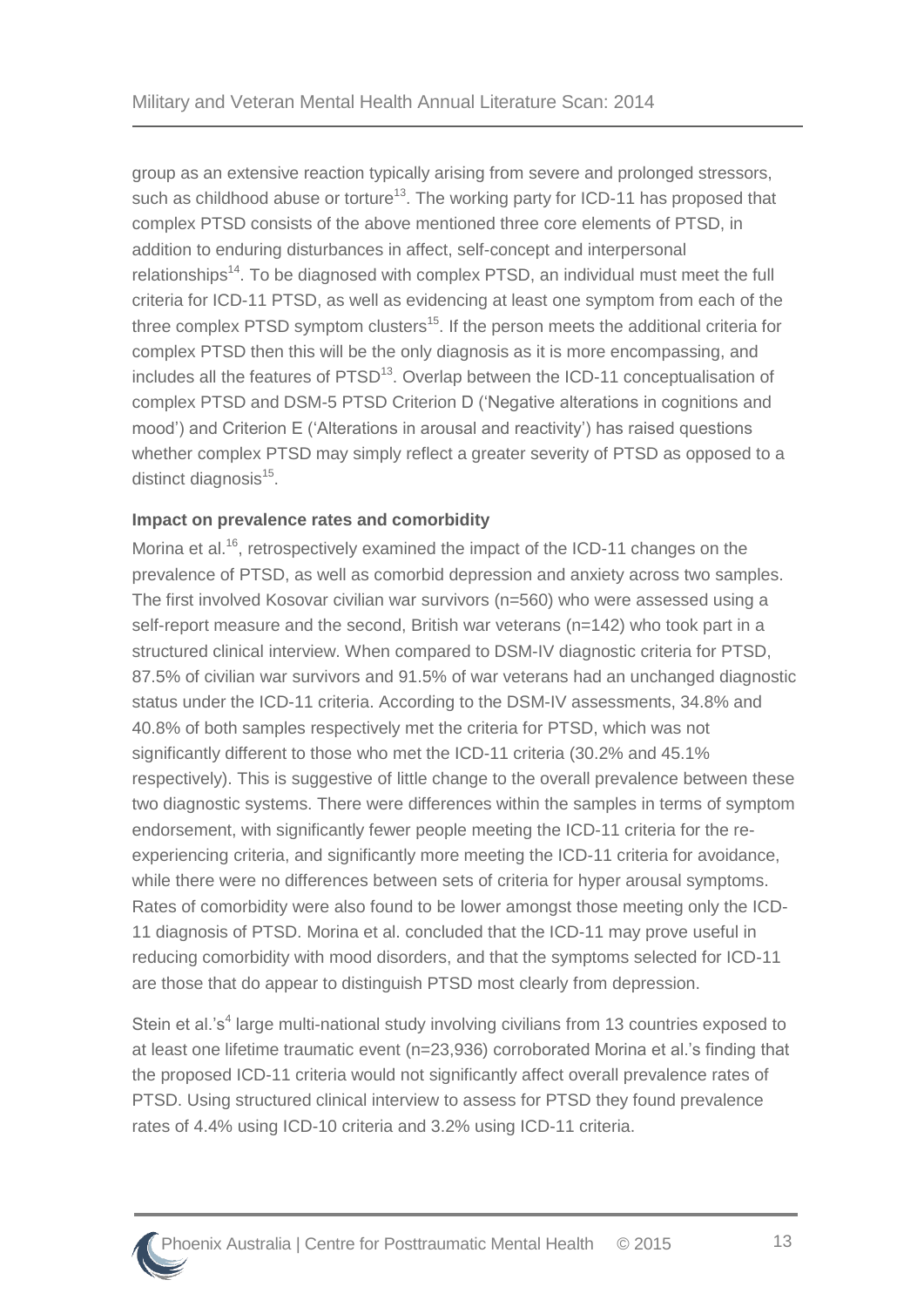group as an extensive reaction typically arising from severe and prolonged stressors, such as childhood abuse or torture[13]. The working party for ICD-11 has proposed that complex PTSD consists of the above mentioned three core elements of PTSD, in addition to enduring disturbances in affect, self-concept and interpersonal relationships[14]. To be diagnosed with complex PTSD, an individual must meet the full criteria for ICD-11 PTSD, as well as evidencing at least one symptom from each of the three complex PTSD symptom clusters[15]. If the person meets the additional criteria for complex PTSD then this will be the only diagnosis as it is more encompassing, and includes all the features of PTSD[13]. Overlap between the ICD-11 conceptualisation of complex PTSD and DSM-5 PTSD Criterion D ('Negative alterations in cognitions and mood') and Criterion E ('Alterations in arousal and reactivity') has raised questions whether complex PTSD may simply reflect a greater severity of PTSD as opposed to a distinct diagnosis[15].

**Impact on prevalence rates and comorbidity**

Morina et al.[16], retrospectively examined the impact of the ICD-11 changes on the prevalence of PTSD, as well as comorbid depression and anxiety across two samples. The first involved Kosovar civilian war survivors (n=560) who were assessed using a self-report measure and the second, British war veterans (n=142) who took part in a structured clinical interview. When compared to DSM-IV diagnostic criteria for PTSD, 87.5% of civilian war survivors and 91.5% of war veterans had an unchanged diagnostic status under the ICD-11 criteria. According to the DSM-IV assessments, 34.8% and 40.8% of both samples respectively met the criteria for PTSD, which was not significantly different to those who met the ICD-11 criteria (30.2% and 45.1% respectively). This is suggestive of little change to the overall prevalence between these two diagnostic systems. There were differences within the samples in terms of symptom endorsement, with significantly fewer people meeting the ICD-11 criteria for the re-experiencing criteria, and significantly more meeting the ICD-11 criteria for avoidance, while there were no differences between sets of criteria for hyper arousal symptoms. Rates of comorbidity were also found to be lower amongst those meeting only the ICD-11 diagnosis of PTSD. Morina et al. concluded that the ICD-11 may prove useful in reducing comorbidity with mood disorders, and that the symptoms selected for ICD-11 are those that do appear to distinguish PTSD most clearly from depression.

Stein et al.'s[4] large multi-national study involving civilians from 13 countries exposed to at least one lifetime traumatic event (n=23,936) corroborated Morina et al.'s finding that the proposed ICD-11 criteria would not significantly affect overall prevalence rates of PTSD. Using structured clinical interview to assess for PTSD they found prevalence rates of 4.4% using ICD-10 criteria and 3.2% using ICD-11 criteria.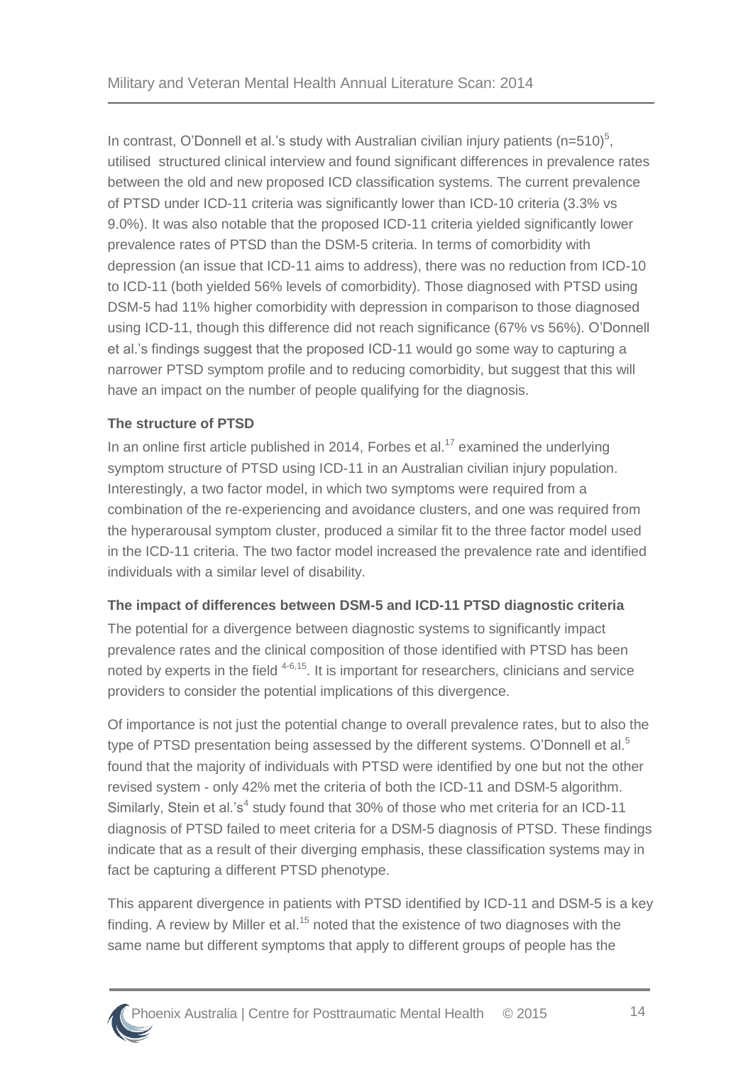In contrast, O'Donnell et al.'s study with Australian civilian injury patients (n=510)[5], utilised structured clinical interview and found significant differences in prevalence rates between the old and new proposed ICD classification systems. The current prevalence of PTSD under ICD-11 criteria was significantly lower than ICD-10 criteria (3.3% vs 9.0%). It was also notable that the proposed ICD-11 criteria yielded significantly lower prevalence rates of PTSD than the DSM-5 criteria. In terms of comorbidity with depression (an issue that ICD-11 aims to address), there was no reduction from ICD-10 to ICD-11 (both yielded 56% levels of comorbidity). Those diagnosed with PTSD using DSM-5 had 11% higher comorbidity with depression in comparison to those diagnosed using ICD-11, though this difference did not reach significance (67% vs 56%). O'Donnell et al.'s findings suggest that the proposed ICD-11 would go some way to capturing a narrower PTSD symptom profile and to reducing comorbidity, but suggest that this will have an impact on the number of people qualifying for the diagnosis.

**The structure of PTSD**

In an online first article published in 2014, Forbes et al.[17] examined the underlying symptom structure of PTSD using ICD-11 in an Australian civilian injury population. Interestingly, a two factor model, in which two symptoms were required from a combination of the re-experiencing and avoidance clusters, and one was required from the hyperarousal symptom cluster, produced a similar fit to the three factor model used in the ICD-11 criteria. The two factor model increased the prevalence rate and identified individuals with a similar level of disability.

**The impact of differences between DSM-5 and ICD-11 PTSD diagnostic criteria**

The potential for a divergence between diagnostic systems to significantly impact prevalence rates and the clinical composition of those identified with PTSD has been noted by experts in the field [4-6,15]. It is important for researchers, clinicians and service providers to consider the potential implications of this divergence.

Of importance is not just the potential change to overall prevalence rates, but to also the type of PTSD presentation being assessed by the different systems. O'Donnell et al.[5] found that the majority of individuals with PTSD were identified by one but not the other revised system - only 42% met the criteria of both the ICD-11 and DSM-5 algorithm. Similarly, Stein et al.'s[4] study found that 30% of those who met criteria for an ICD-11 diagnosis of PTSD failed to meet criteria for a DSM-5 diagnosis of PTSD. These findings indicate that as a result of their diverging emphasis, these classification systems may in fact be capturing a different PTSD phenotype.

This apparent divergence in patients with PTSD identified by ICD-11 and DSM-5 is a key finding. A review by Miller et al.[15] noted that the existence of two diagnoses with the same name but different symptoms that apply to different groups of people has the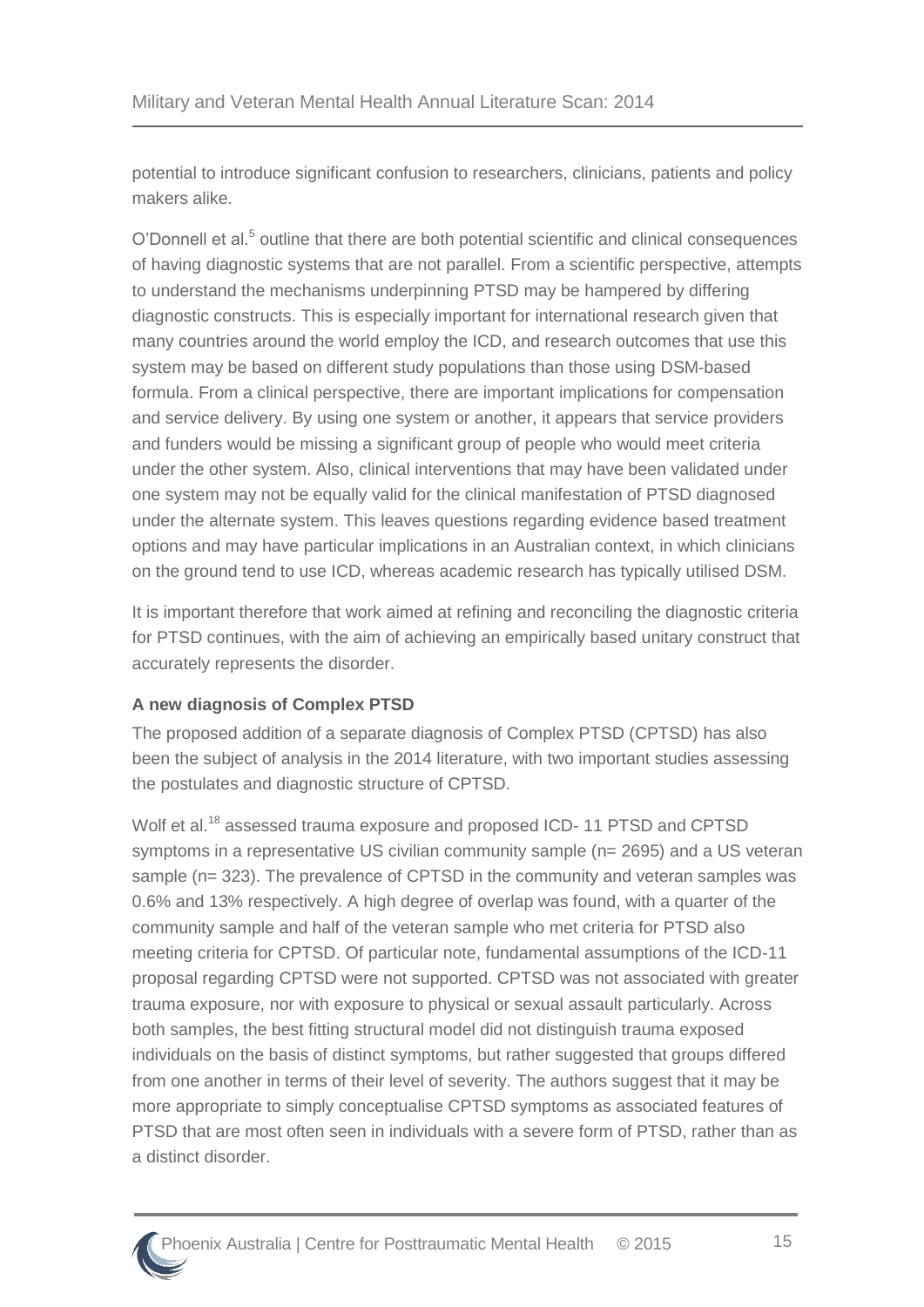potential to introduce significant confusion to researchers, clinicians, patients and policy makers alike.

O'Donnell et al.[5] outline that there are both potential scientific and clinical consequences of having diagnostic systems that are not parallel. From a scientific perspective, attempts to understand the mechanisms underpinning PTSD may be hampered by differing diagnostic constructs. This is especially important for international research given that many countries around the world employ the ICD, and research outcomes that use this system may be based on different study populations than those using DSM-based formula. From a clinical perspective, there are important implications for compensation and service delivery. By using one system or another, it appears that service providers and funders would be missing a significant group of people who would meet criteria under the other system. Also, clinical interventions that may have been validated under one system may not be equally valid for the clinical manifestation of PTSD diagnosed under the alternate system. This leaves questions regarding evidence based treatment options and may have particular implications in an Australian context, in which clinicians on the ground tend to use ICD, whereas academic research has typically utilised DSM.

It is important therefore that work aimed at refining and reconciling the diagnostic criteria for PTSD continues, with the aim of achieving an empirically based unitary construct that accurately represents the disorder.

**A new diagnosis of Complex PTSD**

The proposed addition of a separate diagnosis of Complex PTSD (CPTSD) has also been the subject of analysis in the 2014 literature, with two important studies assessing the postulates and diagnostic structure of CPTSD.

Wolf et al.[18] assessed trauma exposure and proposed ICD- 11 PTSD and CPTSD symptoms in a representative US civilian community sample (n= 2695) and a US veteran sample (n= 323). The prevalence of CPTSD in the community and veteran samples was 0.6% and 13% respectively. A high degree of overlap was found, with a quarter of the community sample and half of the veteran sample who met criteria for PTSD also meeting criteria for CPTSD. Of particular note, fundamental assumptions of the ICD-11 proposal regarding CPTSD were not supported. CPTSD was not associated with greater trauma exposure, nor with exposure to physical or sexual assault particularly. Across both samples, the best fitting structural model did not distinguish trauma exposed individuals on the basis of distinct symptoms, but rather suggested that groups differed from one another in terms of their level of severity. The authors suggest that it may be more appropriate to simply conceptualise CPTSD symptoms as associated features of PTSD that are most often seen in individuals with a severe form of PTSD, rather than as a distinct disorder.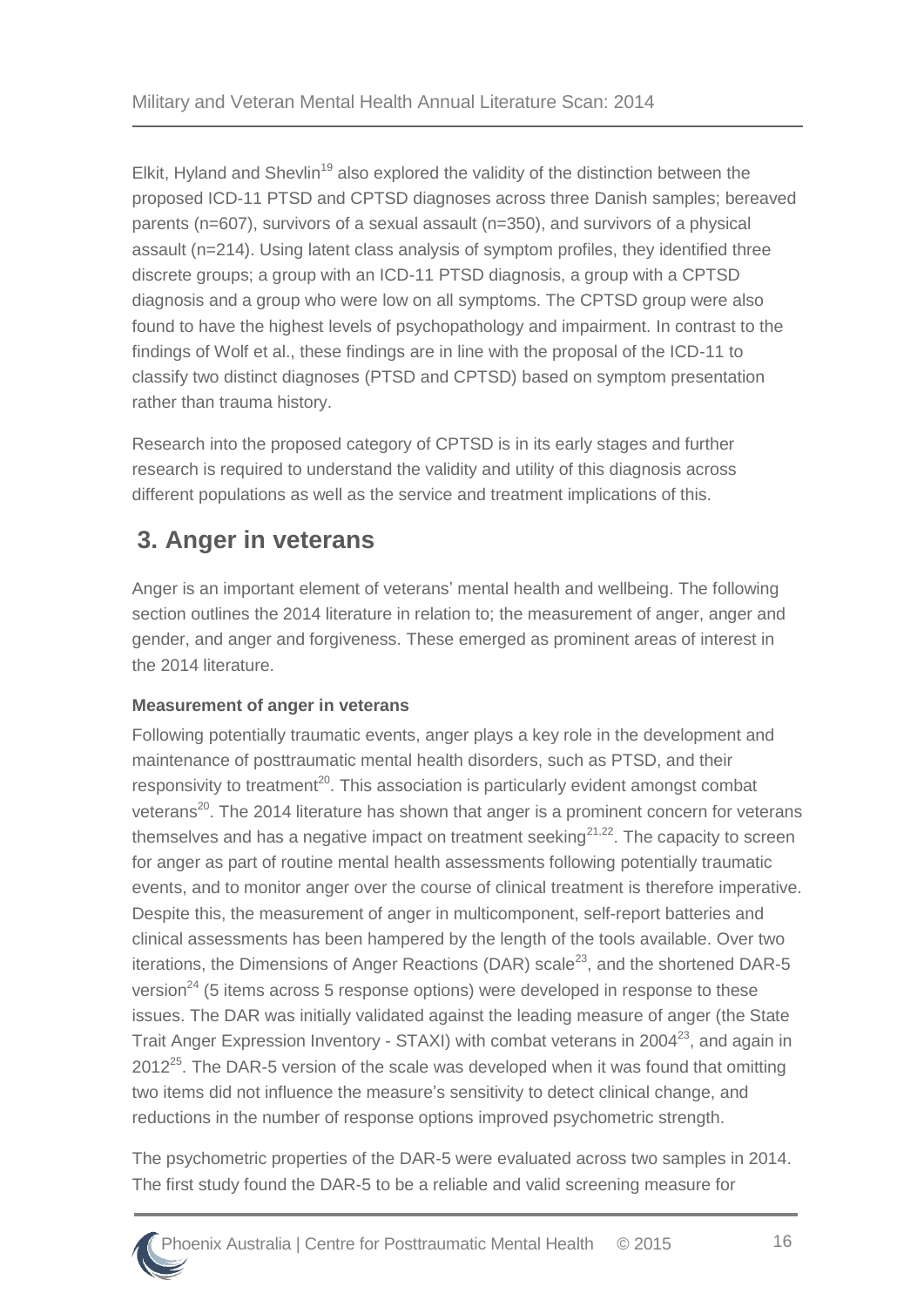Elkit, Hyland and Shevlin[19] also explored the validity of the distinction between the proposed ICD-11 PTSD and CPTSD diagnoses across three Danish samples; bereaved parents (n=607), survivors of a sexual assault (n=350), and survivors of a physical assault (n=214). Using latent class analysis of symptom profiles, they identified three discrete groups; a group with an ICD-11 PTSD diagnosis, a group with a CPTSD diagnosis and a group who were low on all symptoms. The CPTSD group were also found to have the highest levels of psychopathology and impairment. In contrast to the findings of Wolf et al., these findings are in line with the proposal of the ICD-11 to classify two distinct diagnoses (PTSD and CPTSD) based on symptom presentation rather than trauma history.

Research into the proposed category of CPTSD is in its early stages and further research is required to understand the validity and utility of this diagnosis across different populations as well as the service and treatment implications of this.

## 3. Anger in veterans

Anger is an important element of veterans' mental health and wellbeing. The following section outlines the 2014 literature in relation to; the measurement of anger, anger and gender, and anger and forgiveness. These emerged as prominent areas of interest in the 2014 literature.

**Measurement of anger in veterans**

Following potentially traumatic events, anger plays a key role in the development and maintenance of posttraumatic mental health disorders, such as PTSD, and their responsivity to treatment[20]. This association is particularly evident amongst combat veterans[20]. The 2014 literature has shown that anger is a prominent concern for veterans themselves and has a negative impact on treatment seeking[21,22]. The capacity to screen for anger as part of routine mental health assessments following potentially traumatic events, and to monitor anger over the course of clinical treatment is therefore imperative. Despite this, the measurement of anger in multicomponent, self-report batteries and clinical assessments has been hampered by the length of the tools available. Over two iterations, the Dimensions of Anger Reactions (DAR) scale[23], and the shortened DAR-5 version[24] (5 items across 5 response options) were developed in response to these issues. The DAR was initially validated against the leading measure of anger (the State Trait Anger Expression Inventory - STAXI) with combat veterans in 2004[23], and again in 2012[25]. The DAR-5 version of the scale was developed when it was found that omitting two items did not influence the measure's sensitivity to detect clinical change, and reductions in the number of response options improved psychometric strength.

The psychometric properties of the DAR-5 were evaluated across two samples in 2014. The first study found the DAR-5 to be a reliable and valid screening measure for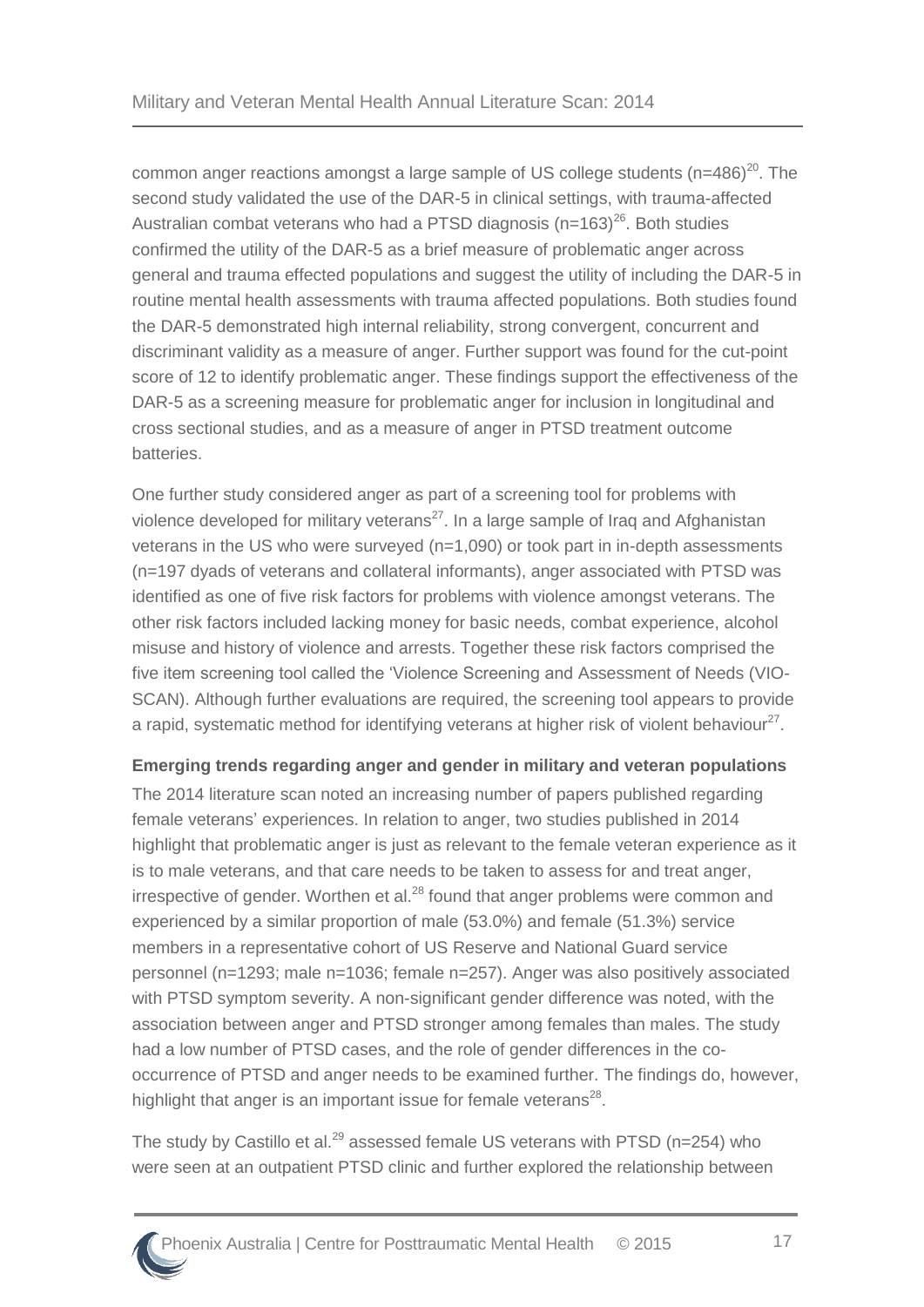common anger reactions amongst a large sample of US college students (n=486)[20]. The second study validated the use of the DAR-5 in clinical settings, with trauma-affected Australian combat veterans who had a PTSD diagnosis (n=163)[26]. Both studies confirmed the utility of the DAR-5 as a brief measure of problematic anger across general and trauma effected populations and suggest the utility of including the DAR-5 in routine mental health assessments with trauma affected populations. Both studies found the DAR-5 demonstrated high internal reliability, strong convergent, concurrent and discriminant validity as a measure of anger. Further support was found for the cut-point score of 12 to identify problematic anger. These findings support the effectiveness of the DAR-5 as a screening measure for problematic anger for inclusion in longitudinal and cross sectional studies, and as a measure of anger in PTSD treatment outcome batteries.

One further study considered anger as part of a screening tool for problems with violence developed for military veterans[27]. In a large sample of Iraq and Afghanistan veterans in the US who were surveyed (n=1,090) or took part in in-depth assessments (n=197 dyads of veterans and collateral informants), anger associated with PTSD was identified as one of five risk factors for problems with violence amongst veterans. The other risk factors included lacking money for basic needs, combat experience, alcohol misuse and history of violence and arrests. Together these risk factors comprised the five item screening tool called the 'Violence Screening and Assessment of Needs (VIO-SCAN). Although further evaluations are required, the screening tool appears to provide a rapid, systematic method for identifying veterans at higher risk of violent behaviour[27].

**Emerging trends regarding anger and gender in military and veteran populations**

The 2014 literature scan noted an increasing number of papers published regarding female veterans' experiences. In relation to anger, two studies published in 2014 highlight that problematic anger is just as relevant to the female veteran experience as it is to male veterans, and that care needs to be taken to assess for and treat anger, irrespective of gender. Worthen et al.[28] found that anger problems were common and experienced by a similar proportion of male (53.0%) and female (51.3%) service members in a representative cohort of US Reserve and National Guard service personnel (n=1293; male n=1036; female n=257). Anger was also positively associated with PTSD symptom severity. A non-significant gender difference was noted, with the association between anger and PTSD stronger among females than males. The study had a low number of PTSD cases, and the role of gender differences in the co-occurrence of PTSD and anger needs to be examined further. The findings do, however, highlight that anger is an important issue for female veterans[28].

The study by Castillo et al.[29] assessed female US veterans with PTSD (n=254) who were seen at an outpatient PTSD clinic and further explored the relationship between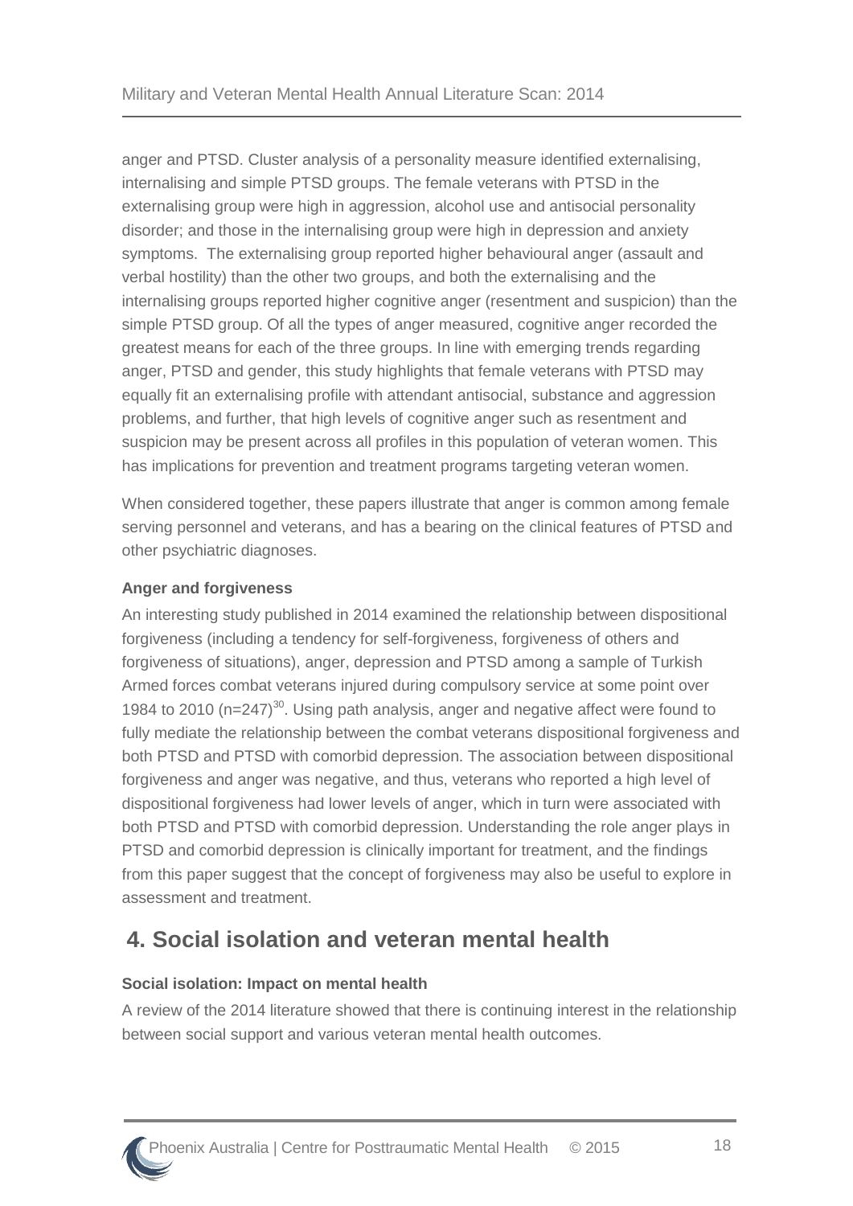anger and PTSD. Cluster analysis of a personality measure identified externalising, internalising and simple PTSD groups. The female veterans with PTSD in the externalising group were high in aggression, alcohol use and antisocial personality disorder; and those in the internalising group were high in depression and anxiety symptoms. The externalising group reported higher behavioural anger (assault and verbal hostility) than the other two groups, and both the externalising and the internalising groups reported higher cognitive anger (resentment and suspicion) than the simple PTSD group. Of all the types of anger measured, cognitive anger recorded the greatest means for each of the three groups. In line with emerging trends regarding anger, PTSD and gender, this study highlights that female veterans with PTSD may equally fit an externalising profile with attendant antisocial, substance and aggression problems, and further, that high levels of cognitive anger such as resentment and suspicion may be present across all profiles in this population of veteran women. This has implications for prevention and treatment programs targeting veteran women.

When considered together, these papers illustrate that anger is common among female serving personnel and veterans, and has a bearing on the clinical features of PTSD and other psychiatric diagnoses.

**Anger and forgiveness**

An interesting study published in 2014 examined the relationship between dispositional forgiveness (including a tendency for self-forgiveness, forgiveness of others and forgiveness of situations), anger, depression and PTSD among a sample of Turkish Armed forces combat veterans injured during compulsory service at some point over 1984 to 2010 (n=247)[30]. Using path analysis, anger and negative affect were found to fully mediate the relationship between the combat veterans dispositional forgiveness and both PTSD and PTSD with comorbid depression. The association between dispositional forgiveness and anger was negative, and thus, veterans who reported a high level of dispositional forgiveness had lower levels of anger, which in turn were associated with both PTSD and PTSD with comorbid depression. Understanding the role anger plays in PTSD and comorbid depression is clinically important for treatment, and the findings from this paper suggest that the concept of forgiveness may also be useful to explore in assessment and treatment.

# 4. Social isolation and veteran mental health

**Social isolation: Impact on mental health**

A review of the 2014 literature showed that there is continuing interest in the relationship between social support and various veteran mental health outcomes.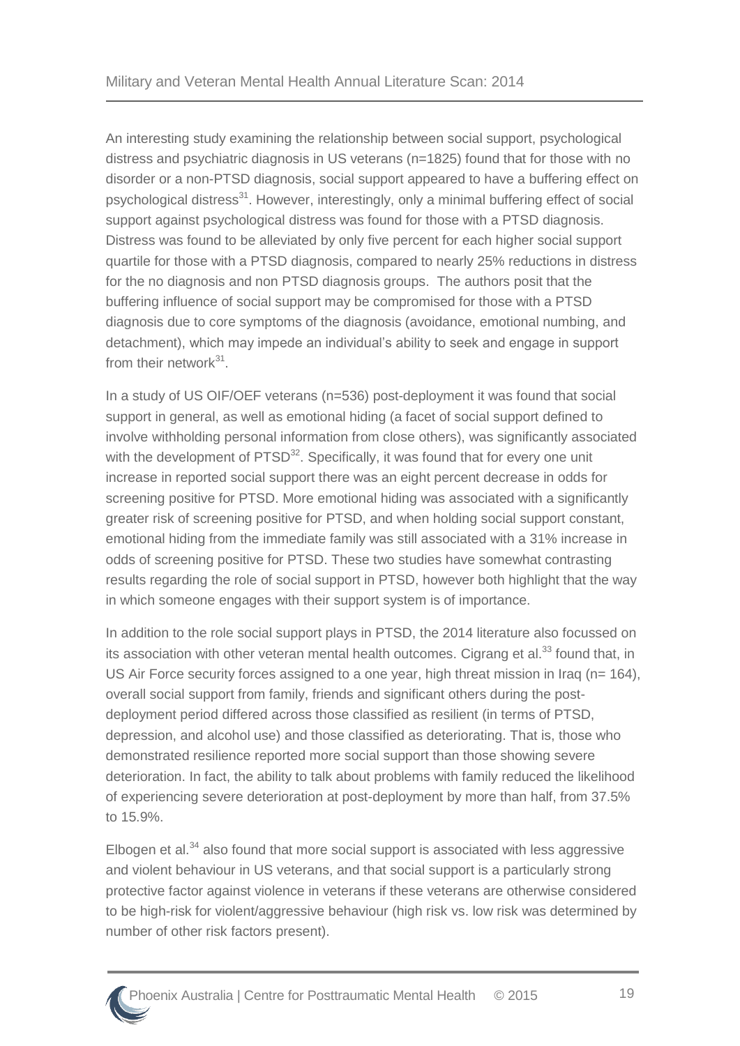An interesting study examining the relationship between social support, psychological distress and psychiatric diagnosis in US veterans (n=1825) found that for those with no disorder or a non-PTSD diagnosis, social support appeared to have a buffering effect on psychological distress[31]. However, interestingly, only a minimal buffering effect of social support against psychological distress was found for those with a PTSD diagnosis. Distress was found to be alleviated by only five percent for each higher social support quartile for those with a PTSD diagnosis, compared to nearly 25% reductions in distress for the no diagnosis and non PTSD diagnosis groups. The authors posit that the buffering influence of social support may be compromised for those with a PTSD diagnosis due to core symptoms of the diagnosis (avoidance, emotional numbing, and detachment), which may impede an individual's ability to seek and engage in support from their network[31].

In a study of US OIF/OEF veterans (n=536) post-deployment it was found that social support in general, as well as emotional hiding (a facet of social support defined to involve withholding personal information from close others), was significantly associated with the development of PTSD[32]. Specifically, it was found that for every one unit increase in reported social support there was an eight percent decrease in odds for screening positive for PTSD. More emotional hiding was associated with a significantly greater risk of screening positive for PTSD, and when holding social support constant, emotional hiding from the immediate family was still associated with a 31% increase in odds of screening positive for PTSD. These two studies have somewhat contrasting results regarding the role of social support in PTSD, however both highlight that the way in which someone engages with their support system is of importance.

In addition to the role social support plays in PTSD, the 2014 literature also focussed on its association with other veteran mental health outcomes. Cigrang et al.[33] found that, in US Air Force security forces assigned to a one year, high threat mission in Iraq (n= 164), overall social support from family, friends and significant others during the post-deployment period differed across those classified as resilient (in terms of PTSD, depression, and alcohol use) and those classified as deteriorating. That is, those who demonstrated resilience reported more social support than those showing severe deterioration. In fact, the ability to talk about problems with family reduced the likelihood of experiencing severe deterioration at post-deployment by more than half, from 37.5% to 15.9%.

Elbogen et al.[34] also found that more social support is associated with less aggressive and violent behaviour in US veterans, and that social support is a particularly strong protective factor against violence in veterans if these veterans are otherwise considered to be high-risk for violent/aggressive behaviour (high risk vs. low risk was determined by number of other risk factors present).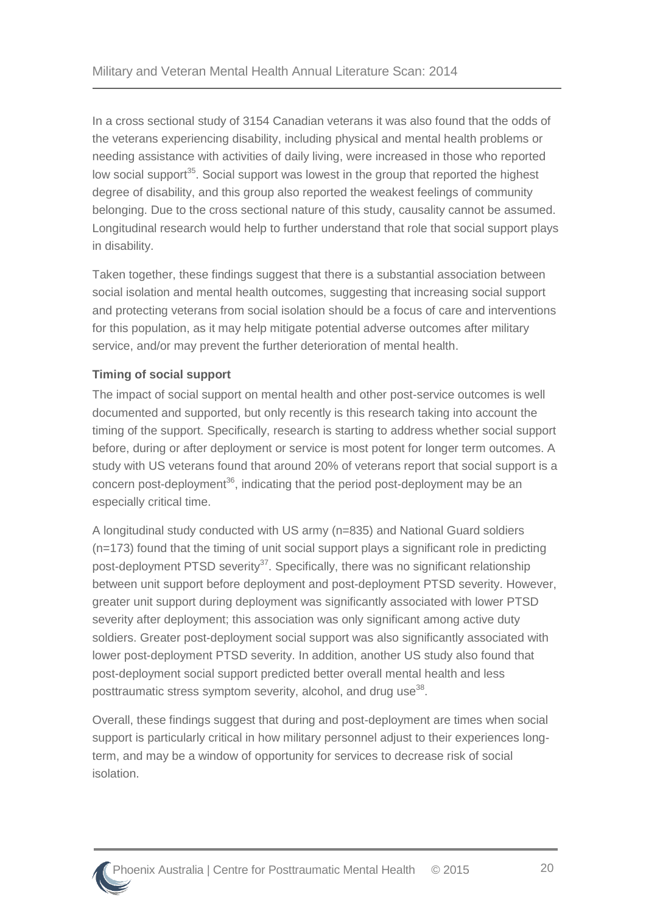In a cross sectional study of 3154 Canadian veterans it was also found that the odds of the veterans experiencing disability, including physical and mental health problems or needing assistance with activities of daily living, were increased in those who reported low social support[35]. Social support was lowest in the group that reported the highest degree of disability, and this group also reported the weakest feelings of community belonging. Due to the cross sectional nature of this study, causality cannot be assumed. Longitudinal research would help to further understand that role that social support plays in disability.

Taken together, these findings suggest that there is a substantial association between social isolation and mental health outcomes, suggesting that increasing social support and protecting veterans from social isolation should be a focus of care and interventions for this population, as it may help mitigate potential adverse outcomes after military service, and/or may prevent the further deterioration of mental health.

**Timing of social support**

The impact of social support on mental health and other post-service outcomes is well documented and supported, but only recently is this research taking into account the timing of the support. Specifically, research is starting to address whether social support before, during or after deployment or service is most potent for longer term outcomes. A study with US veterans found that around 20% of veterans report that social support is a concern post-deployment[36], indicating that the period post-deployment may be an especially critical time.

A longitudinal study conducted with US army (n=835) and National Guard soldiers (n=173) found that the timing of unit social support plays a significant role in predicting post-deployment PTSD severity[37]. Specifically, there was no significant relationship between unit support before deployment and post-deployment PTSD severity. However, greater unit support during deployment was significantly associated with lower PTSD severity after deployment; this association was only significant among active duty soldiers. Greater post-deployment social support was also significantly associated with lower post-deployment PTSD severity. In addition, another US study also found that post-deployment social support predicted better overall mental health and less posttraumatic stress symptom severity, alcohol, and drug use[38].

Overall, these findings suggest that during and post-deployment are times when social support is particularly critical in how military personnel adjust to their experiences long-term, and may be a window of opportunity for services to decrease risk of social isolation.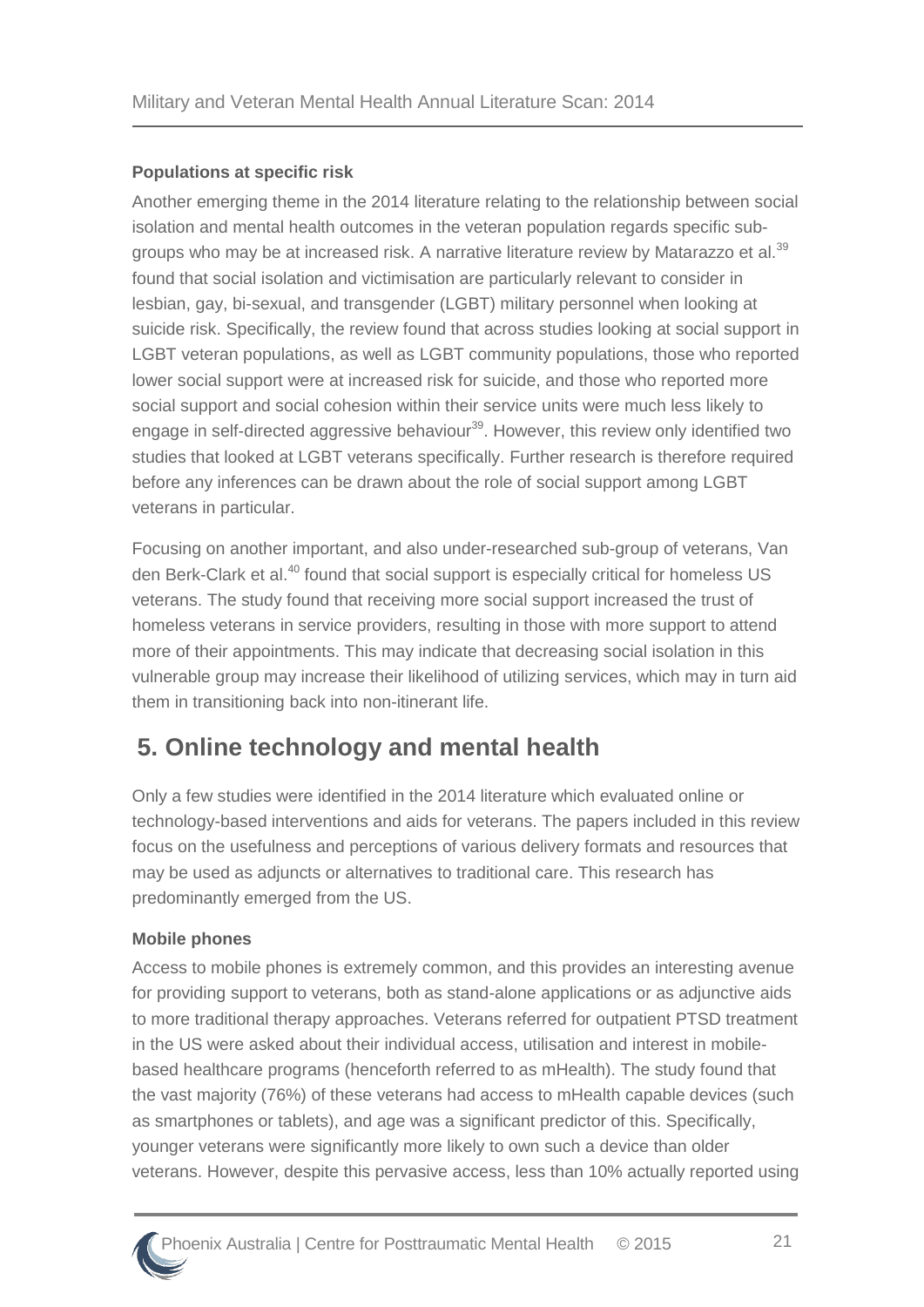### Populations at specific risk

Another emerging theme in the 2014 literature relating to the relationship between social isolation and mental health outcomes in the veteran population regards specific sub-groups who may be at increased risk. A narrative literature review by Matarazzo et al.[39] found that social isolation and victimisation are particularly relevant to consider in lesbian, gay, bi-sexual, and transgender (LGBT) military personnel when looking at suicide risk. Specifically, the review found that across studies looking at social support in LGBT veteran populations, as well as LGBT community populations, those who reported lower social support were at increased risk for suicide, and those who reported more social support and social cohesion within their service units were much less likely to engage in self-directed aggressive behaviour[39]. However, this review only identified two studies that looked at LGBT veterans specifically. Further research is therefore required before any inferences can be drawn about the role of social support among LGBT veterans in particular.

Focusing on another important, and also under-researched sub-group of veterans, Van den Berk-Clark et al.[40] found that social support is especially critical for homeless US veterans. The study found that receiving more social support increased the trust of homeless veterans in service providers, resulting in those with more support to attend more of their appointments. This may indicate that decreasing social isolation in this vulnerable group may increase their likelihood of utilizing services, which may in turn aid them in transitioning back into non-itinerant life.

## 5. Online technology and mental health

Only a few studies were identified in the 2014 literature which evaluated online or technology-based interventions and aids for veterans. The papers included in this review focus on the usefulness and perceptions of various delivery formats and resources that may be used as adjuncts or alternatives to traditional care. This research has predominantly emerged from the US.

### Mobile phones

Access to mobile phones is extremely common, and this provides an interesting avenue for providing support to veterans, both as stand-alone applications or as adjunctive aids to more traditional therapy approaches. Veterans referred for outpatient PTSD treatment in the US were asked about their individual access, utilisation and interest in mobile-based healthcare programs (henceforth referred to as mHealth). The study found that the vast majority (76%) of these veterans had access to mHealth capable devices (such as smartphones or tablets), and age was a significant predictor of this. Specifically, younger veterans were significantly more likely to own such a device than older veterans. However, despite this pervasive access, less than 10% actually reported using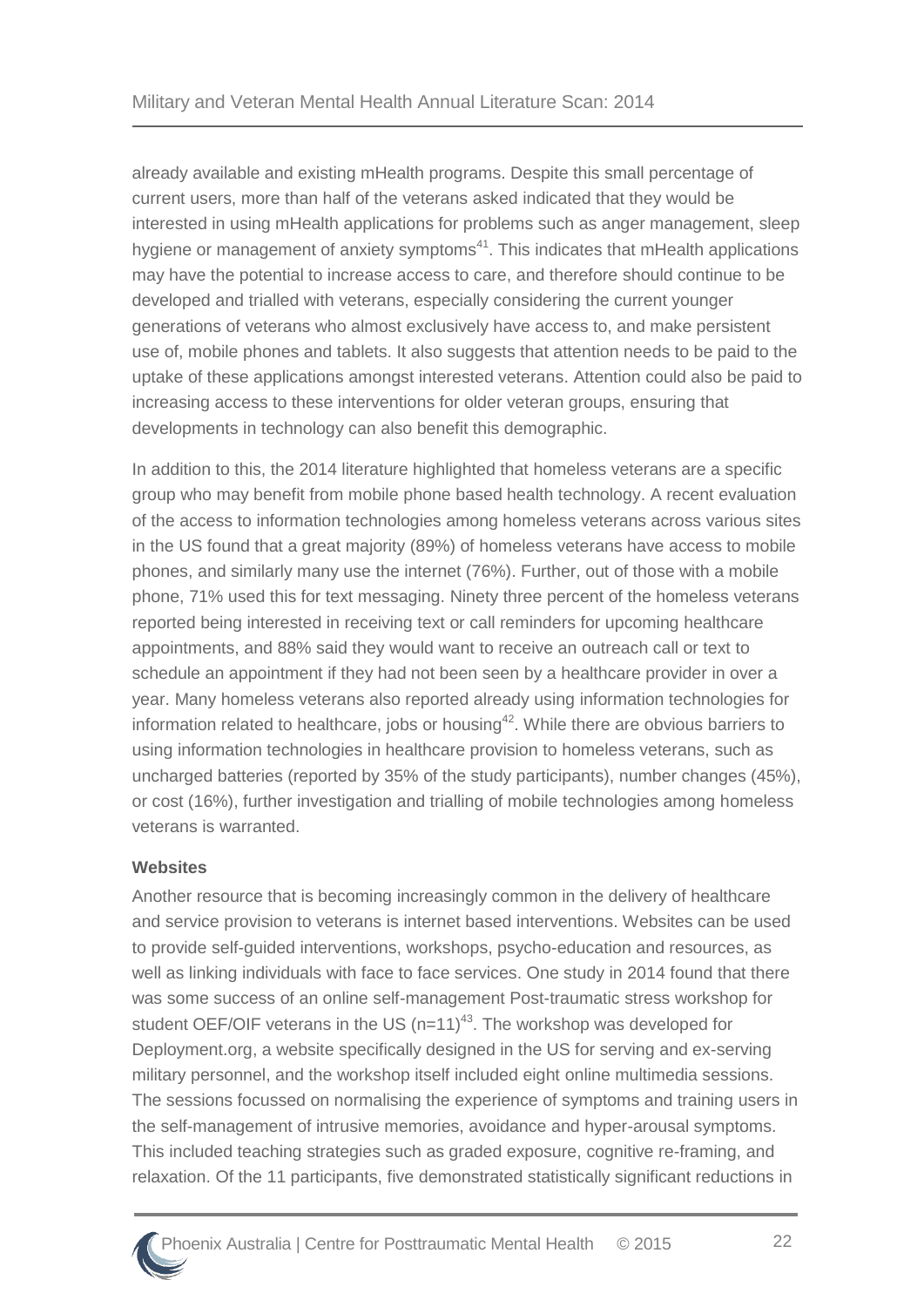already available and existing mHealth programs. Despite this small percentage of current users, more than half of the veterans asked indicated that they would be interested in using mHealth applications for problems such as anger management, sleep hygiene or management of anxiety symptoms[41]. This indicates that mHealth applications may have the potential to increase access to care, and therefore should continue to be developed and trialled with veterans, especially considering the current younger generations of veterans who almost exclusively have access to, and make persistent use of, mobile phones and tablets. It also suggests that attention needs to be paid to the uptake of these applications amongst interested veterans. Attention could also be paid to increasing access to these interventions for older veteran groups, ensuring that developments in technology can also benefit this demographic.

In addition to this, the 2014 literature highlighted that homeless veterans are a specific group who may benefit from mobile phone based health technology. A recent evaluation of the access to information technologies among homeless veterans across various sites in the US found that a great majority (89%) of homeless veterans have access to mobile phones, and similarly many use the internet (76%). Further, out of those with a mobile phone, 71% used this for text messaging. Ninety three percent of the homeless veterans reported being interested in receiving text or call reminders for upcoming healthcare appointments, and 88% said they would want to receive an outreach call or text to schedule an appointment if they had not been seen by a healthcare provider in over a year. Many homeless veterans also reported already using information technologies for information related to healthcare, jobs or housing[42]. While there are obvious barriers to using information technologies in healthcare provision to homeless veterans, such as uncharged batteries (reported by 35% of the study participants), number changes (45%), or cost (16%), further investigation and trialling of mobile technologies among homeless veterans is warranted.

**Websites**

Another resource that is becoming increasingly common in the delivery of healthcare and service provision to veterans is internet based interventions. Websites can be used to provide self-guided interventions, workshops, psycho-education and resources, as well as linking individuals with face to face services. One study in 2014 found that there was some success of an online self-management Post-traumatic stress workshop for student OEF/OIF veterans in the US (n=11)[43]. The workshop was developed for Deployment.org, a website specifically designed in the US for serving and ex-serving military personnel, and the workshop itself included eight online multimedia sessions. The sessions focussed on normalising the experience of symptoms and training users in the self-management of intrusive memories, avoidance and hyper-arousal symptoms. This included teaching strategies such as graded exposure, cognitive re-framing, and relaxation. Of the 11 participants, five demonstrated statistically significant reductions in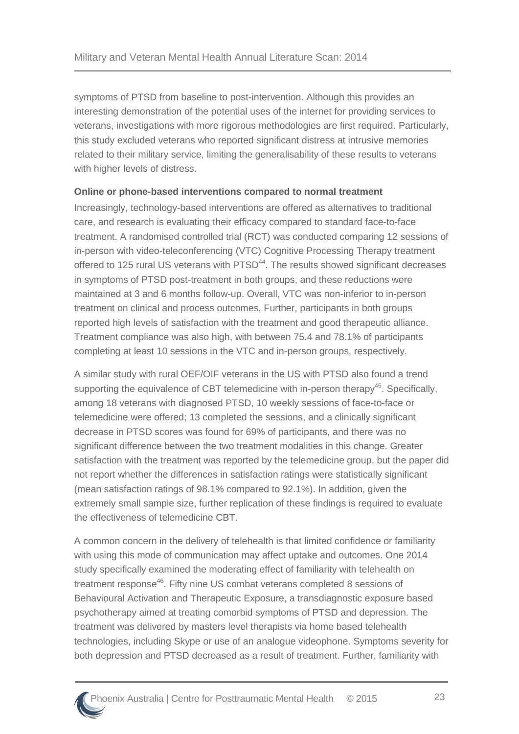symptoms of PTSD from baseline to post-intervention. Although this provides an interesting demonstration of the potential uses of the internet for providing services to veterans, investigations with more rigorous methodologies are first required. Particularly, this study excluded veterans who reported significant distress at intrusive memories related to their military service, limiting the generalisability of these results to veterans with higher levels of distress.

**Online or phone-based interventions compared to normal treatment**

Increasingly, technology-based interventions are offered as alternatives to traditional care, and research is evaluating their efficacy compared to standard face-to-face treatment. A randomised controlled trial (RCT) was conducted comparing 12 sessions of in-person with video-teleconferencing (VTC) Cognitive Processing Therapy treatment offered to 125 rural US veterans with PTSD[44]. The results showed significant decreases in symptoms of PTSD post-treatment in both groups, and these reductions were maintained at 3 and 6 months follow-up. Overall, VTC was non-inferior to in-person treatment on clinical and process outcomes. Further, participants in both groups reported high levels of satisfaction with the treatment and good therapeutic alliance. Treatment compliance was also high, with between 75.4 and 78.1% of participants completing at least 10 sessions in the VTC and in-person groups, respectively.

A similar study with rural OEF/OIF veterans in the US with PTSD also found a trend supporting the equivalence of CBT telemedicine with in-person therapy[45]. Specifically, among 18 veterans with diagnosed PTSD, 10 weekly sessions of face-to-face or telemedicine were offered; 13 completed the sessions, and a clinically significant decrease in PTSD scores was found for 69% of participants, and there was no significant difference between the two treatment modalities in this change. Greater satisfaction with the treatment was reported by the telemedicine group, but the paper did not report whether the differences in satisfaction ratings were statistically significant (mean satisfaction ratings of 98.1% compared to 92.1%). In addition, given the extremely small sample size, further replication of these findings is required to evaluate the effectiveness of telemedicine CBT.

A common concern in the delivery of telehealth is that limited confidence or familiarity with using this mode of communication may affect uptake and outcomes. One 2014 study specifically examined the moderating effect of familiarity with telehealth on treatment response[46]. Fifty nine US combat veterans completed 8 sessions of Behavioural Activation and Therapeutic Exposure, a transdiagnostic exposure based psychotherapy aimed at treating comorbid symptoms of PTSD and depression. The treatment was delivered by masters level therapists via home based telehealth technologies, including Skype or use of an analogue videophone. Symptoms severity for both depression and PTSD decreased as a result of treatment. Further, familiarity with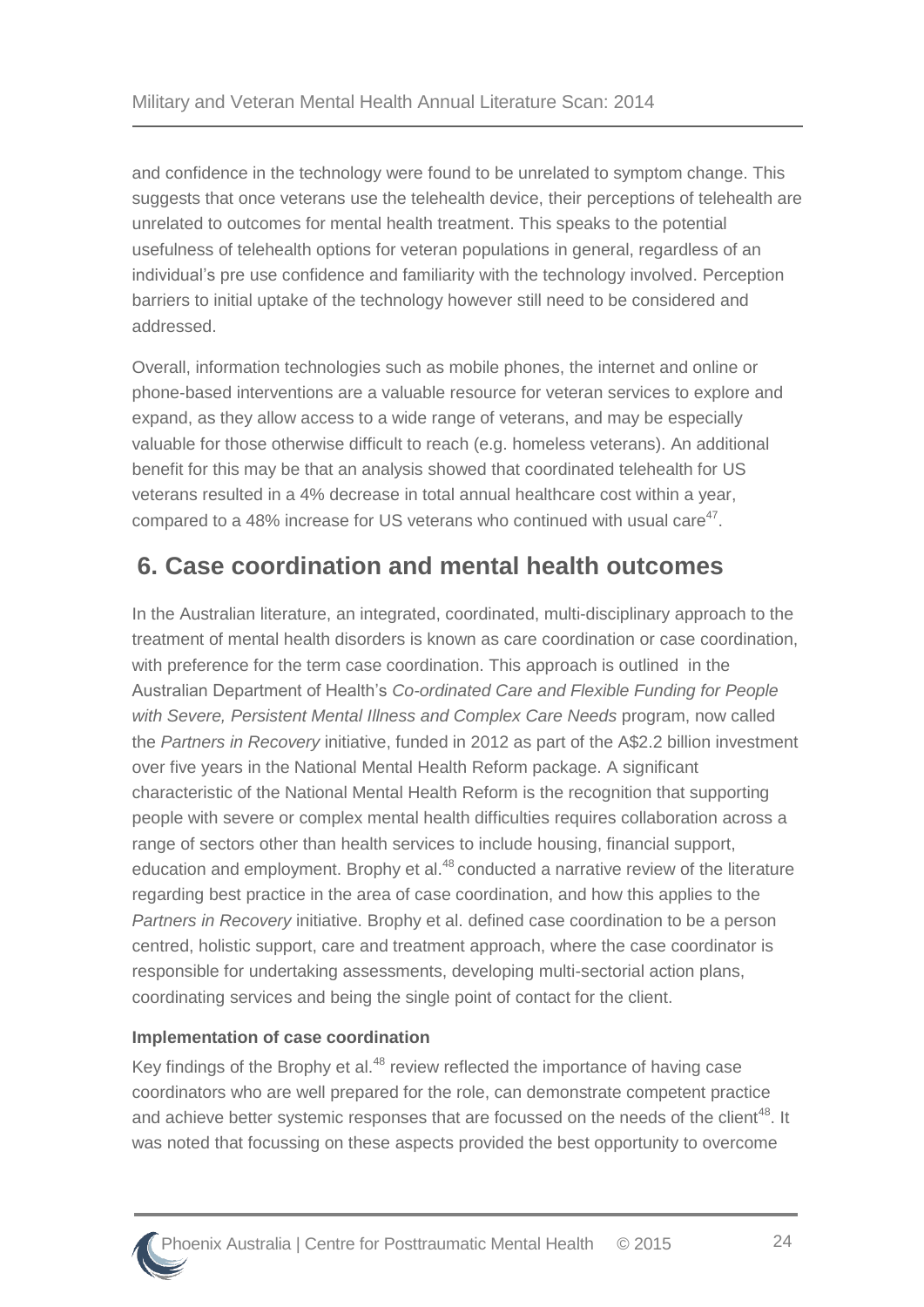and confidence in the technology were found to be unrelated to symptom change. This suggests that once veterans use the telehealth device, their perceptions of telehealth are unrelated to outcomes for mental health treatment. This speaks to the potential usefulness of telehealth options for veteran populations in general, regardless of an individual's pre use confidence and familiarity with the technology involved. Perception barriers to initial uptake of the technology however still need to be considered and addressed.

Overall, information technologies such as mobile phones, the internet and online or phone-based interventions are a valuable resource for veteran services to explore and expand, as they allow access to a wide range of veterans, and may be especially valuable for those otherwise difficult to reach (e.g. homeless veterans). An additional benefit for this may be that an analysis showed that coordinated telehealth for US veterans resulted in a 4% decrease in total annual healthcare cost within a year, compared to a 48% increase for US veterans who continued with usual care[47].

## 6. Case coordination and mental health outcomes

In the Australian literature, an integrated, coordinated, multi-disciplinary approach to the treatment of mental health disorders is known as care coordination or case coordination, with preference for the term case coordination. This approach is outlined in the Australian Department of Health's *Co-ordinated Care and Flexible Funding for People with Severe, Persistent Mental Illness and Complex Care Needs* program, now called the *Partners in Recovery* initiative, funded in 2012 as part of the A$2.2 billion investment over five years in the National Mental Health Reform package. A significant characteristic of the National Mental Health Reform is the recognition that supporting people with severe or complex mental health difficulties requires collaboration across a range of sectors other than health services to include housing, financial support, education and employment. Brophy et al.[48] conducted a narrative review of the literature regarding best practice in the area of case coordination, and how this applies to the *Partners in Recovery* initiative. Brophy et al. defined case coordination to be a person centred, holistic support, care and treatment approach, where the case coordinator is responsible for undertaking assessments, developing multi-sectorial action plans, coordinating services and being the single point of contact for the client.

**Implementation of case coordination**

Key findings of the Brophy et al.[48] review reflected the importance of having case coordinators who are well prepared for the role, can demonstrate competent practice and achieve better systemic responses that are focussed on the needs of the client[48]. It was noted that focussing on these aspects provided the best opportunity to overcome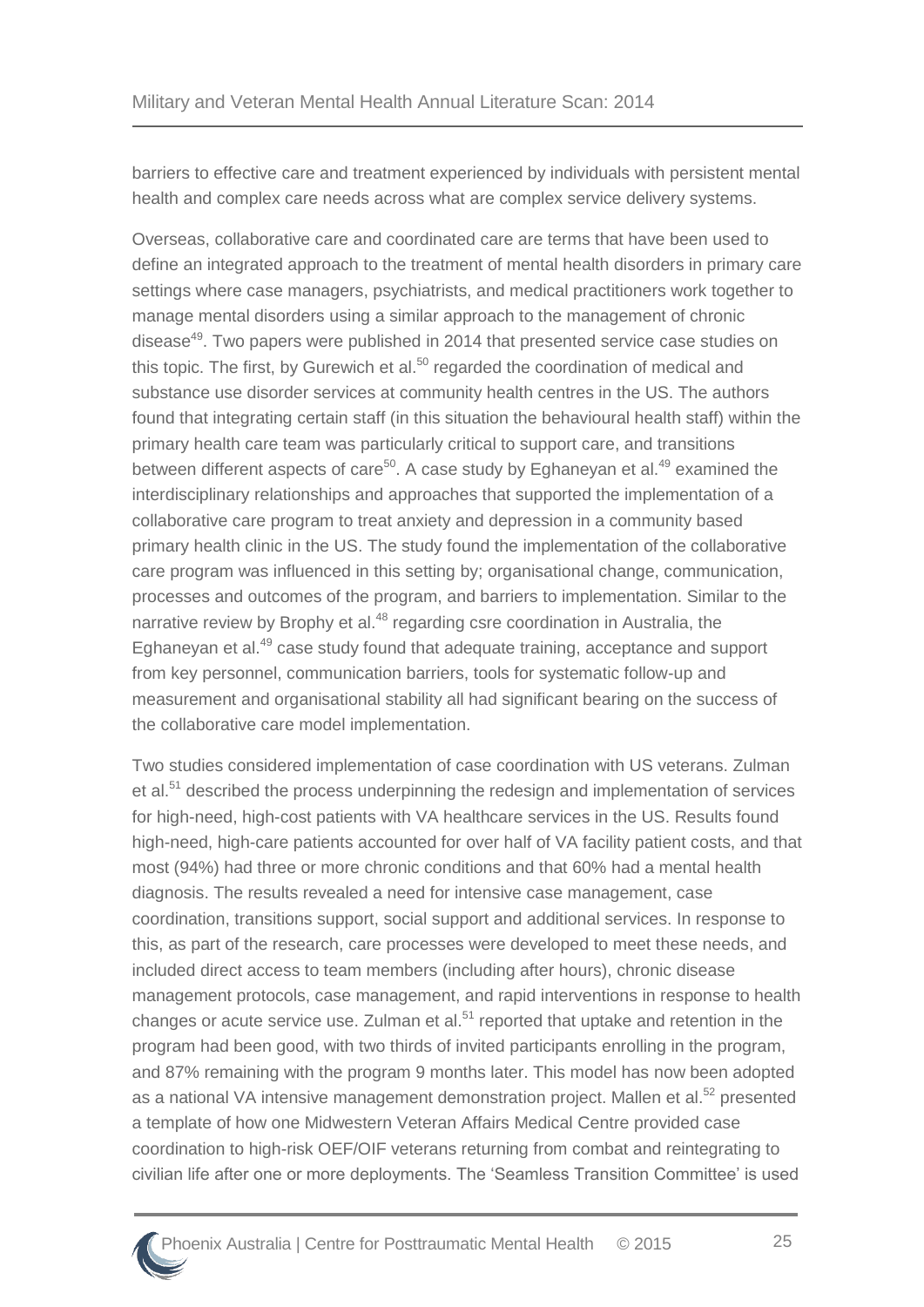barriers to effective care and treatment experienced by individuals with persistent mental health and complex care needs across what are complex service delivery systems.

Overseas, collaborative care and coordinated care are terms that have been used to define an integrated approach to the treatment of mental health disorders in primary care settings where case managers, psychiatrists, and medical practitioners work together to manage mental disorders using a similar approach to the management of chronic disease[49]. Two papers were published in 2014 that presented service case studies on this topic. The first, by Gurewich et al.[50] regarded the coordination of medical and substance use disorder services at community health centres in the US. The authors found that integrating certain staff (in this situation the behavioural health staff) within the primary health care team was particularly critical to support care, and transitions between different aspects of care[50]. A case study by Eghaneyan et al.[49] examined the interdisciplinary relationships and approaches that supported the implementation of a collaborative care program to treat anxiety and depression in a community based primary health clinic in the US. The study found the implementation of the collaborative care program was influenced in this setting by; organisational change, communication, processes and outcomes of the program, and barriers to implementation. Similar to the narrative review by Brophy et al.[48] regarding csre coordination in Australia, the Eghaneyan et al.[49] case study found that adequate training, acceptance and support from key personnel, communication barriers, tools for systematic follow-up and measurement and organisational stability all had significant bearing on the success of the collaborative care model implementation.

Two studies considered implementation of case coordination with US veterans. Zulman et al.[51] described the process underpinning the redesign and implementation of services for high-need, high-cost patients with VA healthcare services in the US. Results found high-need, high-care patients accounted for over half of VA facility patient costs, and that most (94%) had three or more chronic conditions and that 60% had a mental health diagnosis. The results revealed a need for intensive case management, case coordination, transitions support, social support and additional services. In response to this, as part of the research, care processes were developed to meet these needs, and included direct access to team members (including after hours), chronic disease management protocols, case management, and rapid interventions in response to health changes or acute service use. Zulman et al.[51] reported that uptake and retention in the program had been good, with two thirds of invited participants enrolling in the program, and 87% remaining with the program 9 months later. This model has now been adopted as a national VA intensive management demonstration project. Mallen et al.[52] presented a template of how one Midwestern Veteran Affairs Medical Centre provided case coordination to high-risk OEF/OIF veterans returning from combat and reintegrating to civilian life after one or more deployments. The 'Seamless Transition Committee' is used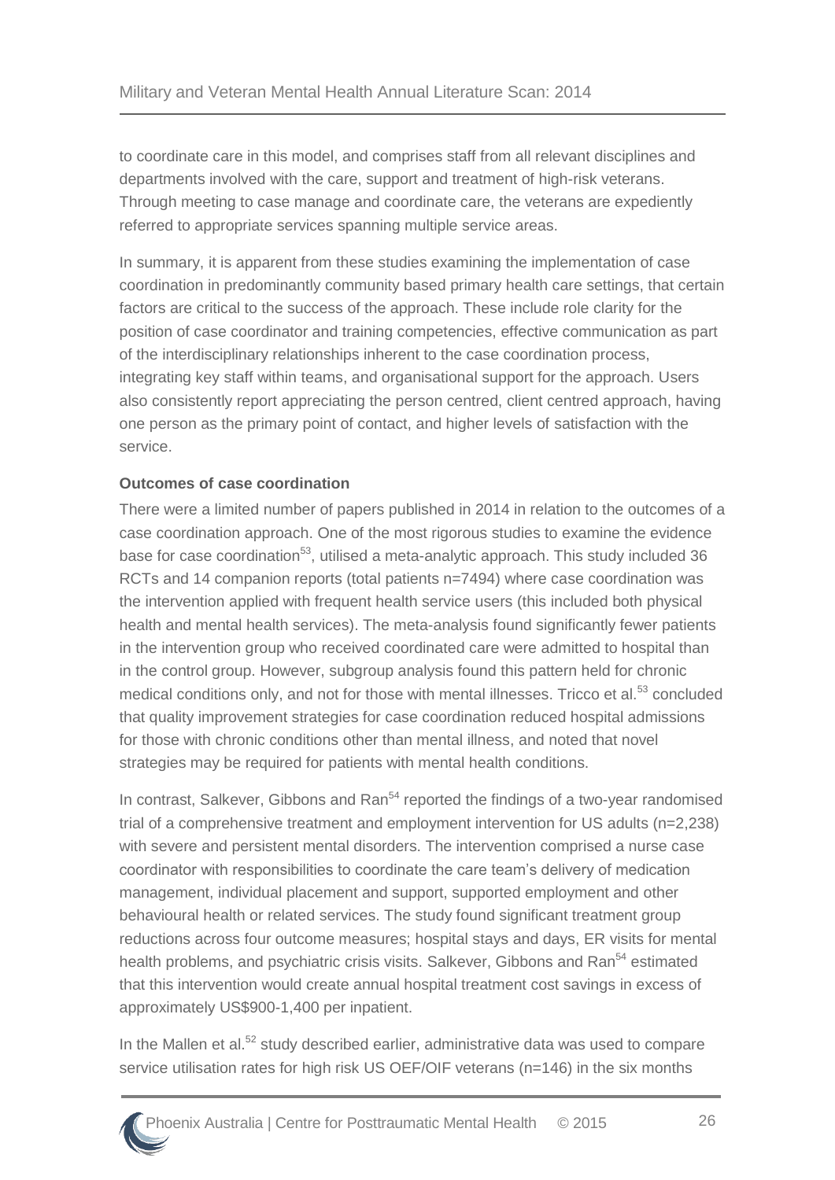to coordinate care in this model, and comprises staff from all relevant disciplines and departments involved with the care, support and treatment of high-risk veterans. Through meeting to case manage and coordinate care, the veterans are expediently referred to appropriate services spanning multiple service areas.

In summary, it is apparent from these studies examining the implementation of case coordination in predominantly community based primary health care settings, that certain factors are critical to the success of the approach. These include role clarity for the position of case coordinator and training competencies, effective communication as part of the interdisciplinary relationships inherent to the case coordination process, integrating key staff within teams, and organisational support for the approach. Users also consistently report appreciating the person centred, client centred approach, having one person as the primary point of contact, and higher levels of satisfaction with the service.

**Outcomes of case coordination**

There were a limited number of papers published in 2014 in relation to the outcomes of a case coordination approach. One of the most rigorous studies to examine the evidence base for case coordination[53], utilised a meta-analytic approach. This study included 36 RCTs and 14 companion reports (total patients n=7494) where case coordination was the intervention applied with frequent health service users (this included both physical health and mental health services). The meta-analysis found significantly fewer patients in the intervention group who received coordinated care were admitted to hospital than in the control group. However, subgroup analysis found this pattern held for chronic medical conditions only, and not for those with mental illnesses. Tricco et al.[53] concluded that quality improvement strategies for case coordination reduced hospital admissions for those with chronic conditions other than mental illness, and noted that novel strategies may be required for patients with mental health conditions.

In contrast, Salkever, Gibbons and Ran[54] reported the findings of a two-year randomised trial of a comprehensive treatment and employment intervention for US adults (n=2,238) with severe and persistent mental disorders. The intervention comprised a nurse case coordinator with responsibilities to coordinate the care team's delivery of medication management, individual placement and support, supported employment and other behavioural health or related services. The study found significant treatment group reductions across four outcome measures; hospital stays and days, ER visits for mental health problems, and psychiatric crisis visits. Salkever, Gibbons and Ran[54] estimated that this intervention would create annual hospital treatment cost savings in excess of approximately US$900-1,400 per inpatient.

In the Mallen et al.[52] study described earlier, administrative data was used to compare service utilisation rates for high risk US OEF/OIF veterans (n=146) in the six months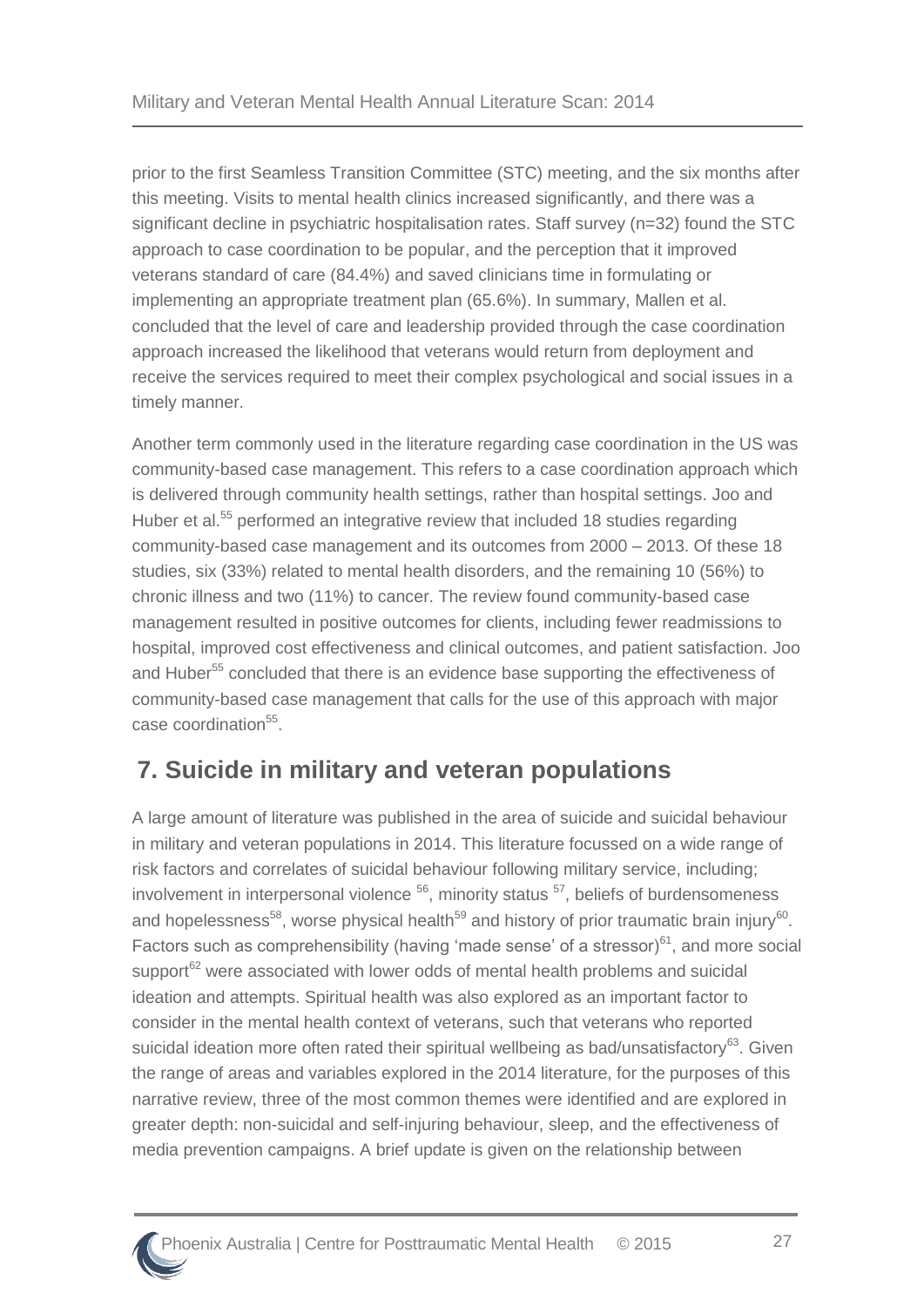prior to the first Seamless Transition Committee (STC) meeting, and the six months after this meeting. Visits to mental health clinics increased significantly, and there was a significant decline in psychiatric hospitalisation rates. Staff survey (n=32) found the STC approach to case coordination to be popular, and the perception that it improved veterans standard of care (84.4%) and saved clinicians time in formulating or implementing an appropriate treatment plan (65.6%). In summary, Mallen et al. concluded that the level of care and leadership provided through the case coordination approach increased the likelihood that veterans would return from deployment and receive the services required to meet their complex psychological and social issues in a timely manner.

Another term commonly used in the literature regarding case coordination in the US was community-based case management. This refers to a case coordination approach which is delivered through community health settings, rather than hospital settings. Joo and Huber et al.[55] performed an integrative review that included 18 studies regarding community-based case management and its outcomes from 2000 – 2013. Of these 18 studies, six (33%) related to mental health disorders, and the remaining 10 (56%) to chronic illness and two (11%) to cancer. The review found community-based case management resulted in positive outcomes for clients, including fewer readmissions to hospital, improved cost effectiveness and clinical outcomes, and patient satisfaction. Joo and Huber[55] concluded that there is an evidence base supporting the effectiveness of community-based case management that calls for the use of this approach with major case coordination[55].

## 7. Suicide in military and veteran populations

A large amount of literature was published in the area of suicide and suicidal behaviour in military and veteran populations in 2014. This literature focussed on a wide range of risk factors and correlates of suicidal behaviour following military service, including; involvement in interpersonal violence [56], minority status [57], beliefs of burdensomeness and hopelessness[58], worse physical health[59] and history of prior traumatic brain injury[60]. Factors such as comprehensibility (having 'made sense' of a stressor)[61], and more social support[62] were associated with lower odds of mental health problems and suicidal ideation and attempts. Spiritual health was also explored as an important factor to consider in the mental health context of veterans, such that veterans who reported suicidal ideation more often rated their spiritual wellbeing as bad/unsatisfactory[63]. Given the range of areas and variables explored in the 2014 literature, for the purposes of this narrative review, three of the most common themes were identified and are explored in greater depth: non-suicidal and self-injuring behaviour, sleep, and the effectiveness of media prevention campaigns. A brief update is given on the relationship between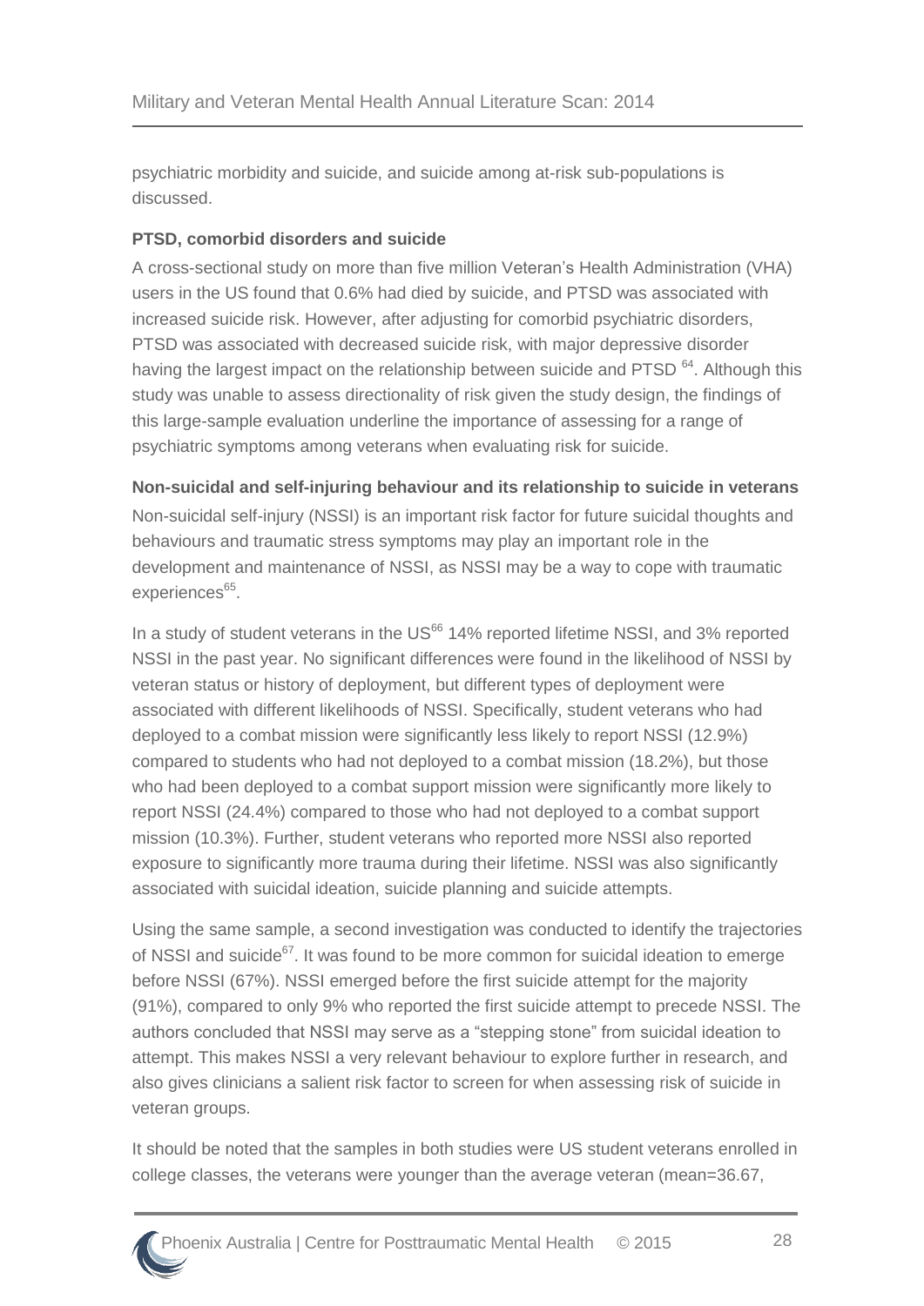psychiatric morbidity and suicide, and suicide among at-risk sub-populations is discussed.

**PTSD, comorbid disorders and suicide**

A cross-sectional study on more than five million Veteran's Health Administration (VHA) users in the US found that 0.6% had died by suicide, and PTSD was associated with increased suicide risk. However, after adjusting for comorbid psychiatric disorders, PTSD was associated with decreased suicide risk, with major depressive disorder having the largest impact on the relationship between suicide and PTSD [64]. Although this study was unable to assess directionality of risk given the study design, the findings of this large-sample evaluation underline the importance of assessing for a range of psychiatric symptoms among veterans when evaluating risk for suicide.

**Non-suicidal and self-injuring behaviour and its relationship to suicide in veterans**

Non-suicidal self-injury (NSSI) is an important risk factor for future suicidal thoughts and behaviours and traumatic stress symptoms may play an important role in the development and maintenance of NSSI, as NSSI may be a way to cope with traumatic experiences[65].

In a study of student veterans in the US[66] 14% reported lifetime NSSI, and 3% reported NSSI in the past year. No significant differences were found in the likelihood of NSSI by veteran status or history of deployment, but different types of deployment were associated with different likelihoods of NSSI. Specifically, student veterans who had deployed to a combat mission were significantly less likely to report NSSI (12.9%) compared to students who had not deployed to a combat mission (18.2%), but those who had been deployed to a combat support mission were significantly more likely to report NSSI (24.4%) compared to those who had not deployed to a combat support mission (10.3%). Further, student veterans who reported more NSSI also reported exposure to significantly more trauma during their lifetime. NSSI was also significantly associated with suicidal ideation, suicide planning and suicide attempts.

Using the same sample, a second investigation was conducted to identify the trajectories of NSSI and suicide[67]. It was found to be more common for suicidal ideation to emerge before NSSI (67%). NSSI emerged before the first suicide attempt for the majority (91%), compared to only 9% who reported the first suicide attempt to precede NSSI. The authors concluded that NSSI may serve as a "stepping stone" from suicidal ideation to attempt. This makes NSSI a very relevant behaviour to explore further in research, and also gives clinicians a salient risk factor to screen for when assessing risk of suicide in veteran groups.

It should be noted that the samples in both studies were US student veterans enrolled in college classes, the veterans were younger than the average veteran (mean=36.67,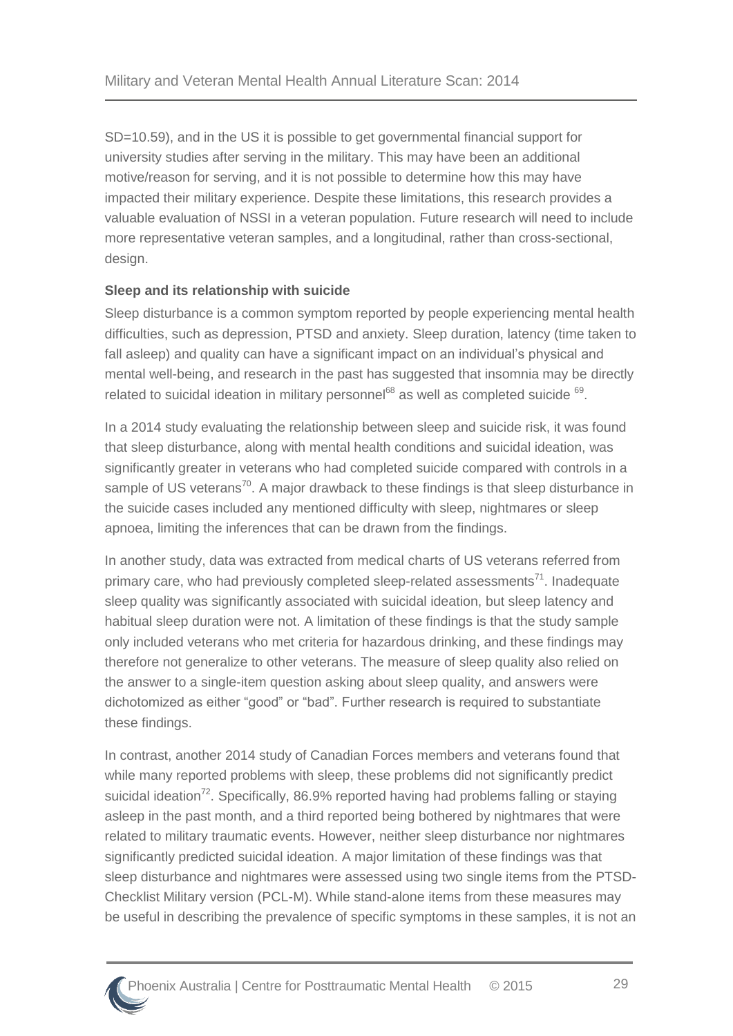SD=10.59), and in the US it is possible to get governmental financial support for university studies after serving in the military. This may have been an additional motive/reason for serving, and it is not possible to determine how this may have impacted their military experience. Despite these limitations, this research provides a valuable evaluation of NSSI in a veteran population. Future research will need to include more representative veteran samples, and a longitudinal, rather than cross-sectional, design.

**Sleep and its relationship with suicide**

Sleep disturbance is a common symptom reported by people experiencing mental health difficulties, such as depression, PTSD and anxiety. Sleep duration, latency (time taken to fall asleep) and quality can have a significant impact on an individual's physical and mental well-being, and research in the past has suggested that insomnia may be directly related to suicidal ideation in military personnel[68] as well as completed suicide [69].

In a 2014 study evaluating the relationship between sleep and suicide risk, it was found that sleep disturbance, along with mental health conditions and suicidal ideation, was significantly greater in veterans who had completed suicide compared with controls in a sample of US veterans[70]. A major drawback to these findings is that sleep disturbance in the suicide cases included any mentioned difficulty with sleep, nightmares or sleep apnoea, limiting the inferences that can be drawn from the findings.

In another study, data was extracted from medical charts of US veterans referred from primary care, who had previously completed sleep-related assessments[71]. Inadequate sleep quality was significantly associated with suicidal ideation, but sleep latency and habitual sleep duration were not. A limitation of these findings is that the study sample only included veterans who met criteria for hazardous drinking, and these findings may therefore not generalize to other veterans. The measure of sleep quality also relied on the answer to a single-item question asking about sleep quality, and answers were dichotomized as either "good" or "bad". Further research is required to substantiate these findings.

In contrast, another 2014 study of Canadian Forces members and veterans found that while many reported problems with sleep, these problems did not significantly predict suicidal ideation[72]. Specifically, 86.9% reported having had problems falling or staying asleep in the past month, and a third reported being bothered by nightmares that were related to military traumatic events. However, neither sleep disturbance nor nightmares significantly predicted suicidal ideation. A major limitation of these findings was that sleep disturbance and nightmares were assessed using two single items from the PTSD-Checklist Military version (PCL-M). While stand-alone items from these measures may be useful in describing the prevalence of specific symptoms in these samples, it is not an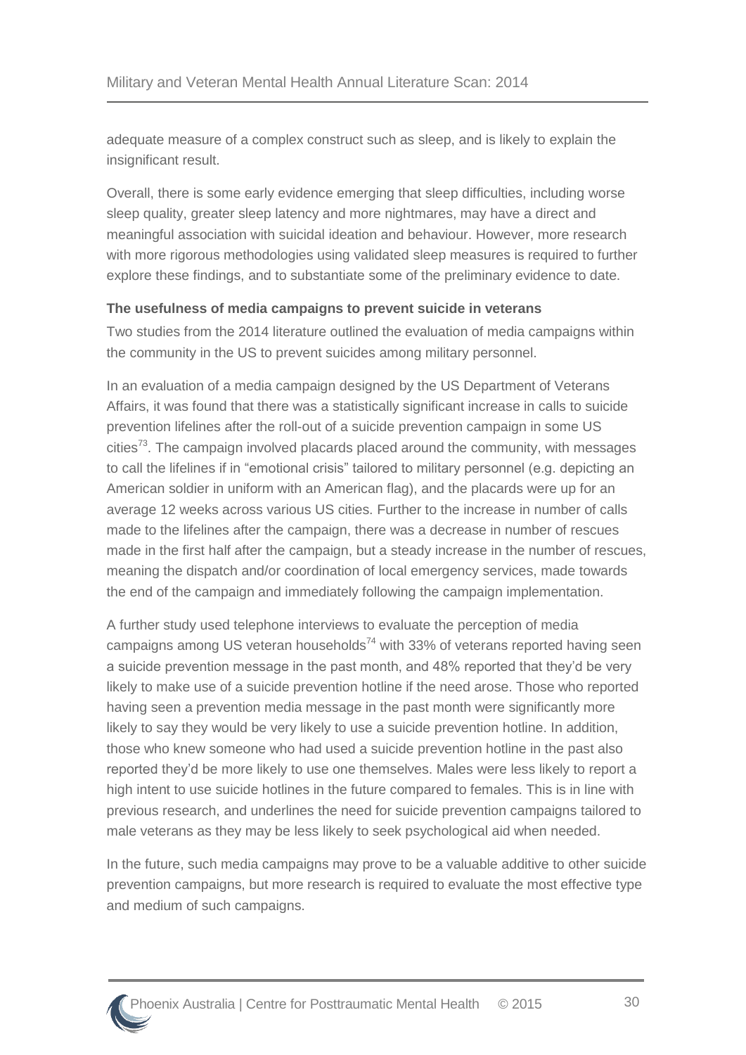adequate measure of a complex construct such as sleep, and is likely to explain the insignificant result.

Overall, there is some early evidence emerging that sleep difficulties, including worse sleep quality, greater sleep latency and more nightmares, may have a direct and meaningful association with suicidal ideation and behaviour. However, more research with more rigorous methodologies using validated sleep measures is required to further explore these findings, and to substantiate some of the preliminary evidence to date.

**The usefulness of media campaigns to prevent suicide in veterans**

Two studies from the 2014 literature outlined the evaluation of media campaigns within the community in the US to prevent suicides among military personnel.

In an evaluation of a media campaign designed by the US Department of Veterans Affairs, it was found that there was a statistically significant increase in calls to suicide prevention lifelines after the roll-out of a suicide prevention campaign in some US cities[73]. The campaign involved placards placed around the community, with messages to call the lifelines if in "emotional crisis" tailored to military personnel (e.g. depicting an American soldier in uniform with an American flag), and the placards were up for an average 12 weeks across various US cities. Further to the increase in number of calls made to the lifelines after the campaign, there was a decrease in number of rescues made in the first half after the campaign, but a steady increase in the number of rescues, meaning the dispatch and/or coordination of local emergency services, made towards the end of the campaign and immediately following the campaign implementation.

A further study used telephone interviews to evaluate the perception of media campaigns among US veteran households[74] with 33% of veterans reported having seen a suicide prevention message in the past month, and 48% reported that they'd be very likely to make use of a suicide prevention hotline if the need arose. Those who reported having seen a prevention media message in the past month were significantly more likely to say they would be very likely to use a suicide prevention hotline. In addition, those who knew someone who had used a suicide prevention hotline in the past also reported they'd be more likely to use one themselves. Males were less likely to report a high intent to use suicide hotlines in the future compared to females. This is in line with previous research, and underlines the need for suicide prevention campaigns tailored to male veterans as they may be less likely to seek psychological aid when needed.

In the future, such media campaigns may prove to be a valuable additive to other suicide prevention campaigns, but more research is required to evaluate the most effective type and medium of such campaigns.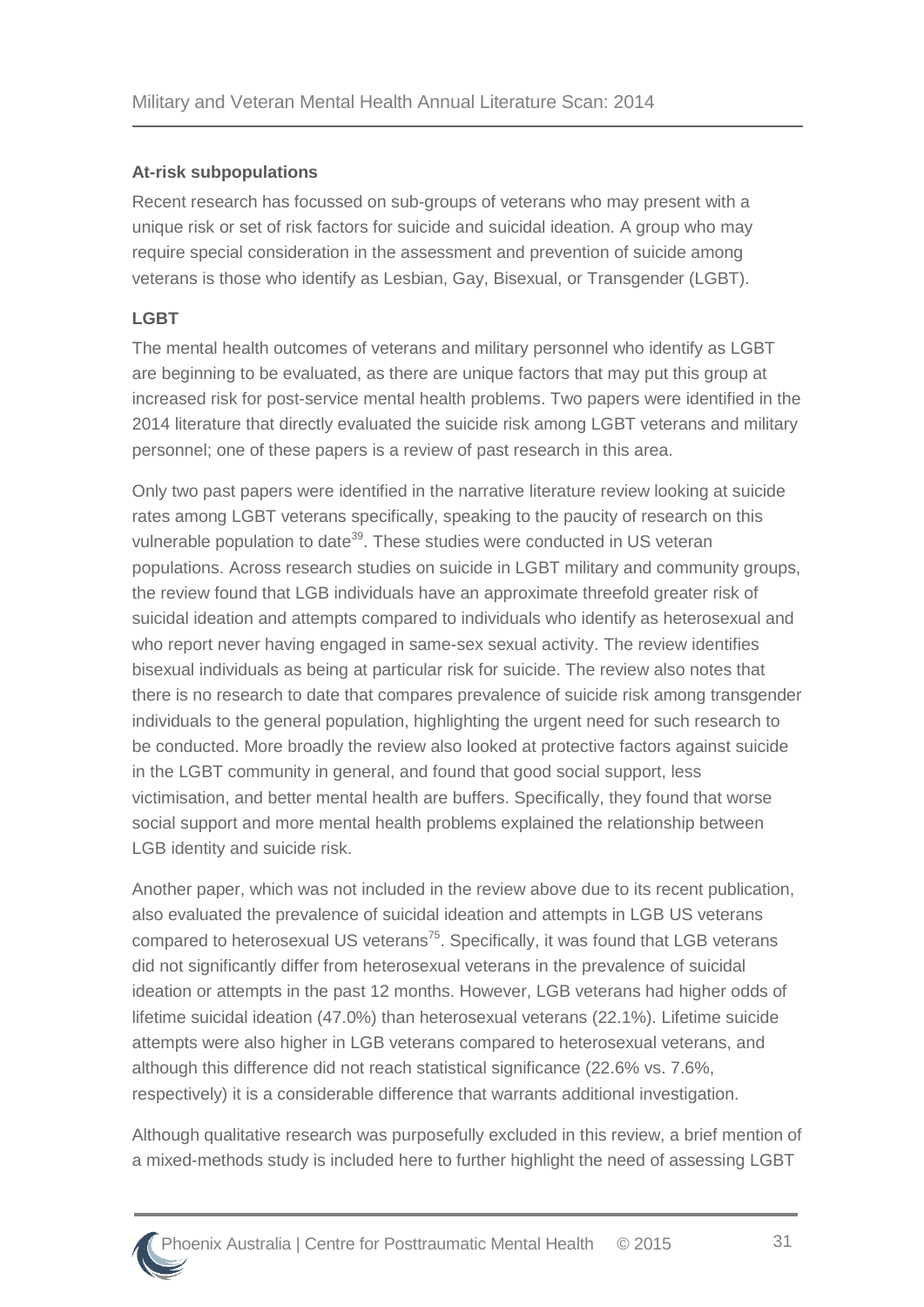### At-risk subpopulations

Recent research has focussed on sub-groups of veterans who may present with a unique risk or set of risk factors for suicide and suicidal ideation. A group who may require special consideration in the assessment and prevention of suicide among veterans is those who identify as Lesbian, Gay, Bisexual, or Transgender (LGBT).

### LGBT

The mental health outcomes of veterans and military personnel who identify as LGBT are beginning to be evaluated, as there are unique factors that may put this group at increased risk for post-service mental health problems. Two papers were identified in the 2014 literature that directly evaluated the suicide risk among LGBT veterans and military personnel; one of these papers is a review of past research in this area.

Only two past papers were identified in the narrative literature review looking at suicide rates among LGBT veterans specifically, speaking to the paucity of research on this vulnerable population to date[39]. These studies were conducted in US veteran populations. Across research studies on suicide in LGBT military and community groups, the review found that LGB individuals have an approximate threefold greater risk of suicidal ideation and attempts compared to individuals who identify as heterosexual and who report never having engaged in same-sex sexual activity. The review identifies bisexual individuals as being at particular risk for suicide. The review also notes that there is no research to date that compares prevalence of suicide risk among transgender individuals to the general population, highlighting the urgent need for such research to be conducted. More broadly the review also looked at protective factors against suicide in the LGBT community in general, and found that good social support, less victimisation, and better mental health are buffers. Specifically, they found that worse social support and more mental health problems explained the relationship between LGB identity and suicide risk.

Another paper, which was not included in the review above due to its recent publication, also evaluated the prevalence of suicidal ideation and attempts in LGB US veterans compared to heterosexual US veterans[75]. Specifically, it was found that LGB veterans did not significantly differ from heterosexual veterans in the prevalence of suicidal ideation or attempts in the past 12 months. However, LGB veterans had higher odds of lifetime suicidal ideation (47.0%) than heterosexual veterans (22.1%). Lifetime suicide attempts were also higher in LGB veterans compared to heterosexual veterans, and although this difference did not reach statistical significance (22.6% vs. 7.6%, respectively) it is a considerable difference that warrants additional investigation.

Although qualitative research was purposefully excluded in this review, a brief mention of a mixed-methods study is included here to further highlight the need of assessing LGBT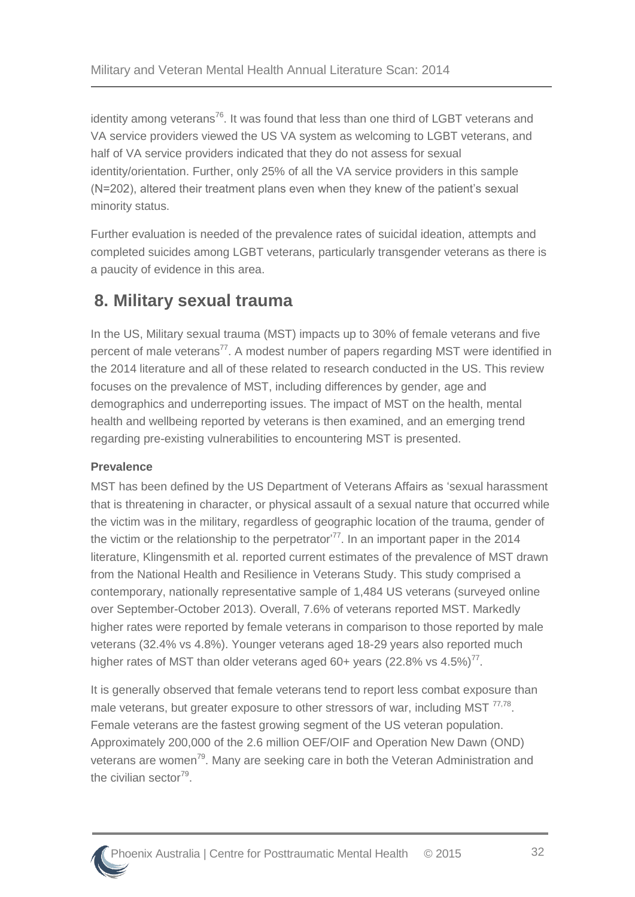identity among veterans[76]. It was found that less than one third of LGBT veterans and VA service providers viewed the US VA system as welcoming to LGBT veterans, and half of VA service providers indicated that they do not assess for sexual identity/orientation. Further, only 25% of all the VA service providers in this sample (N=202), altered their treatment plans even when they knew of the patient's sexual minority status.

Further evaluation is needed of the prevalence rates of suicidal ideation, attempts and completed suicides among LGBT veterans, particularly transgender veterans as there is a paucity of evidence in this area.

## 8. Military sexual trauma

In the US, Military sexual trauma (MST) impacts up to 30% of female veterans and five percent of male veterans[77]. A modest number of papers regarding MST were identified in the 2014 literature and all of these related to research conducted in the US. This review focuses on the prevalence of MST, including differences by gender, age and demographics and underreporting issues. The impact of MST on the health, mental health and wellbeing reported by veterans is then examined, and an emerging trend regarding pre-existing vulnerabilities to encountering MST is presented.

**Prevalence**

MST has been defined by the US Department of Veterans Affairs as 'sexual harassment that is threatening in character, or physical assault of a sexual nature that occurred while the victim was in the military, regardless of geographic location of the trauma, gender of the victim or the relationship to the perpetrator'[77]. In an important paper in the 2014 literature, Klingensmith et al. reported current estimates of the prevalence of MST drawn from the National Health and Resilience in Veterans Study. This study comprised a contemporary, nationally representative sample of 1,484 US veterans (surveyed online over September-October 2013). Overall, 7.6% of veterans reported MST. Markedly higher rates were reported by female veterans in comparison to those reported by male veterans (32.4% vs 4.8%). Younger veterans aged 18-29 years also reported much higher rates of MST than older veterans aged 60+ years (22.8% vs 4.5%)[77].

It is generally observed that female veterans tend to report less combat exposure than male veterans, but greater exposure to other stressors of war, including MST [77,78]. Female veterans are the fastest growing segment of the US veteran population. Approximately 200,000 of the 2.6 million OEF/OIF and Operation New Dawn (OND) veterans are women[79]. Many are seeking care in both the Veteran Administration and the civilian sector[79].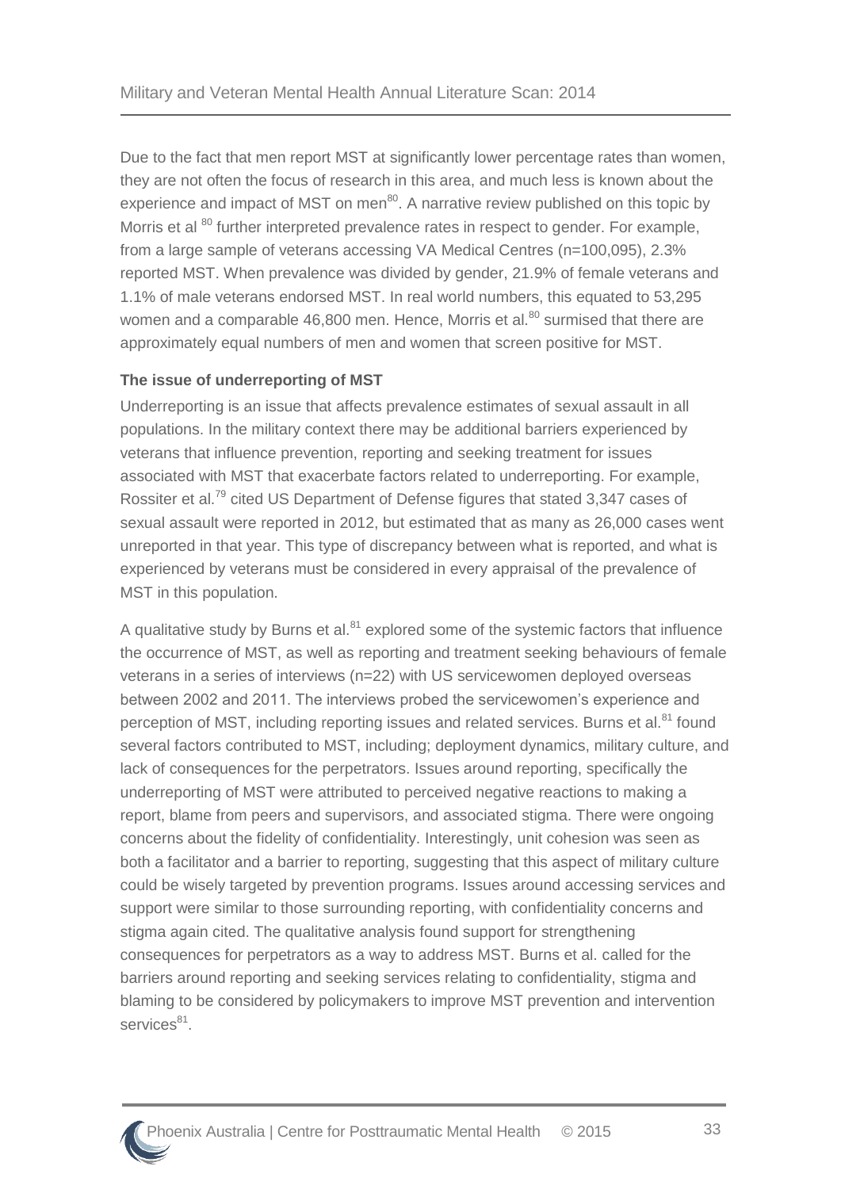Due to the fact that men report MST at significantly lower percentage rates than women, they are not often the focus of research in this area, and much less is known about the experience and impact of MST on men[80]. A narrative review published on this topic by Morris et al [80] further interpreted prevalence rates in respect to gender. For example, from a large sample of veterans accessing VA Medical Centres (n=100,095), 2.3% reported MST. When prevalence was divided by gender, 21.9% of female veterans and 1.1% of male veterans endorsed MST. In real world numbers, this equated to 53,295 women and a comparable 46,800 men. Hence, Morris et al.[80] surmised that there are approximately equal numbers of men and women that screen positive for MST.

**The issue of underreporting of MST**

Underreporting is an issue that affects prevalence estimates of sexual assault in all populations. In the military context there may be additional barriers experienced by veterans that influence prevention, reporting and seeking treatment for issues associated with MST that exacerbate factors related to underreporting. For example, Rossiter et al.[79] cited US Department of Defense figures that stated 3,347 cases of sexual assault were reported in 2012, but estimated that as many as 26,000 cases went unreported in that year. This type of discrepancy between what is reported, and what is experienced by veterans must be considered in every appraisal of the prevalence of MST in this population.

A qualitative study by Burns et al.[81] explored some of the systemic factors that influence the occurrence of MST, as well as reporting and treatment seeking behaviours of female veterans in a series of interviews (n=22) with US servicewomen deployed overseas between 2002 and 2011. The interviews probed the servicewomen's experience and perception of MST, including reporting issues and related services. Burns et al.[81] found several factors contributed to MST, including; deployment dynamics, military culture, and lack of consequences for the perpetrators. Issues around reporting, specifically the underreporting of MST were attributed to perceived negative reactions to making a report, blame from peers and supervisors, and associated stigma. There were ongoing concerns about the fidelity of confidentiality. Interestingly, unit cohesion was seen as both a facilitator and a barrier to reporting, suggesting that this aspect of military culture could be wisely targeted by prevention programs. Issues around accessing services and support were similar to those surrounding reporting, with confidentiality concerns and stigma again cited. The qualitative analysis found support for strengthening consequences for perpetrators as a way to address MST. Burns et al. called for the barriers around reporting and seeking services relating to confidentiality, stigma and blaming to be considered by policymakers to improve MST prevention and intervention services[81].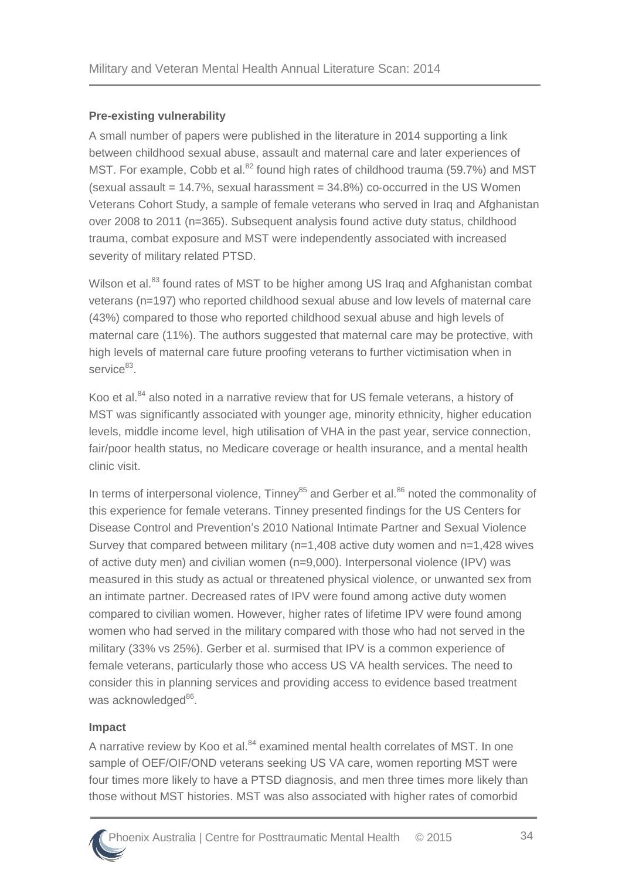**Pre-existing vulnerability**

A small number of papers were published in the literature in 2014 supporting a link between childhood sexual abuse, assault and maternal care and later experiences of MST. For example, Cobb et al.[82] found high rates of childhood trauma (59.7%) and MST (sexual assault = 14.7%, sexual harassment = 34.8%) co-occurred in the US Women Veterans Cohort Study, a sample of female veterans who served in Iraq and Afghanistan over 2008 to 2011 (n=365). Subsequent analysis found active duty status, childhood trauma, combat exposure and MST were independently associated with increased severity of military related PTSD.

Wilson et al.[83] found rates of MST to be higher among US Iraq and Afghanistan combat veterans (n=197) who reported childhood sexual abuse and low levels of maternal care (43%) compared to those who reported childhood sexual abuse and high levels of maternal care (11%). The authors suggested that maternal care may be protective, with high levels of maternal care future proofing veterans to further victimisation when in service[83].

Koo et al.[84] also noted in a narrative review that for US female veterans, a history of MST was significantly associated with younger age, minority ethnicity, higher education levels, middle income level, high utilisation of VHA in the past year, service connection, fair/poor health status, no Medicare coverage or health insurance, and a mental health clinic visit.

In terms of interpersonal violence, Tinney[85] and Gerber et al.[86] noted the commonality of this experience for female veterans. Tinney presented findings for the US Centers for Disease Control and Prevention's 2010 National Intimate Partner and Sexual Violence Survey that compared between military (n=1,408 active duty women and n=1,428 wives of active duty men) and civilian women (n=9,000). Interpersonal violence (IPV) was measured in this study as actual or threatened physical violence, or unwanted sex from an intimate partner. Decreased rates of IPV were found among active duty women compared to civilian women. However, higher rates of lifetime IPV were found among women who had served in the military compared with those who had not served in the military (33% vs 25%). Gerber et al. surmised that IPV is a common experience of female veterans, particularly those who access US VA health services. The need to consider this in planning services and providing access to evidence based treatment was acknowledged[86].

**Impact**

A narrative review by Koo et al.[84] examined mental health correlates of MST. In one sample of OEF/OIF/OND veterans seeking US VA care, women reporting MST were four times more likely to have a PTSD diagnosis, and men three times more likely than those without MST histories. MST was also associated with higher rates of comorbid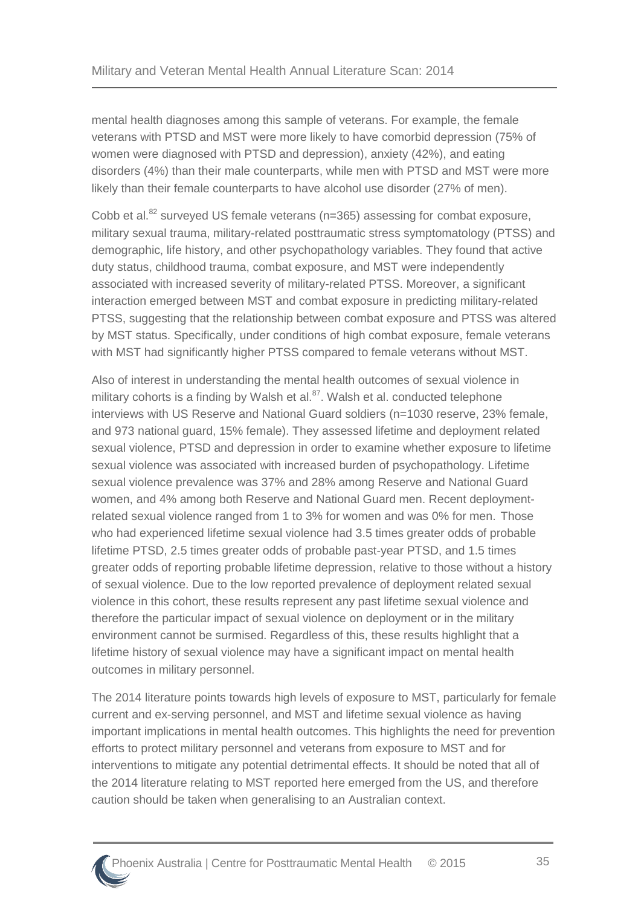mental health diagnoses among this sample of veterans. For example, the female veterans with PTSD and MST were more likely to have comorbid depression (75% of women were diagnosed with PTSD and depression), anxiety (42%), and eating disorders (4%) than their male counterparts, while men with PTSD and MST were more likely than their female counterparts to have alcohol use disorder (27% of men).

Cobb et al.[82] surveyed US female veterans (n=365) assessing for combat exposure, military sexual trauma, military-related posttraumatic stress symptomatology (PTSS) and demographic, life history, and other psychopathology variables. They found that active duty status, childhood trauma, combat exposure, and MST were independently associated with increased severity of military-related PTSS. Moreover, a significant interaction emerged between MST and combat exposure in predicting military-related PTSS, suggesting that the relationship between combat exposure and PTSS was altered by MST status. Specifically, under conditions of high combat exposure, female veterans with MST had significantly higher PTSS compared to female veterans without MST.

Also of interest in understanding the mental health outcomes of sexual violence in military cohorts is a finding by Walsh et al.[87]. Walsh et al. conducted telephone interviews with US Reserve and National Guard soldiers (n=1030 reserve, 23% female, and 973 national guard, 15% female). They assessed lifetime and deployment related sexual violence, PTSD and depression in order to examine whether exposure to lifetime sexual violence was associated with increased burden of psychopathology. Lifetime sexual violence prevalence was 37% and 28% among Reserve and National Guard women, and 4% among both Reserve and National Guard men. Recent deployment-related sexual violence ranged from 1 to 3% for women and was 0% for men. Those who had experienced lifetime sexual violence had 3.5 times greater odds of probable lifetime PTSD, 2.5 times greater odds of probable past-year PTSD, and 1.5 times greater odds of reporting probable lifetime depression, relative to those without a history of sexual violence. Due to the low reported prevalence of deployment related sexual violence in this cohort, these results represent any past lifetime sexual violence and therefore the particular impact of sexual violence on deployment or in the military environment cannot be surmised. Regardless of this, these results highlight that a lifetime history of sexual violence may have a significant impact on mental health outcomes in military personnel.

The 2014 literature points towards high levels of exposure to MST, particularly for female current and ex-serving personnel, and MST and lifetime sexual violence as having important implications in mental health outcomes. This highlights the need for prevention efforts to protect military personnel and veterans from exposure to MST and for interventions to mitigate any potential detrimental effects. It should be noted that all of the 2014 literature relating to MST reported here emerged from the US, and therefore caution should be taken when generalising to an Australian context.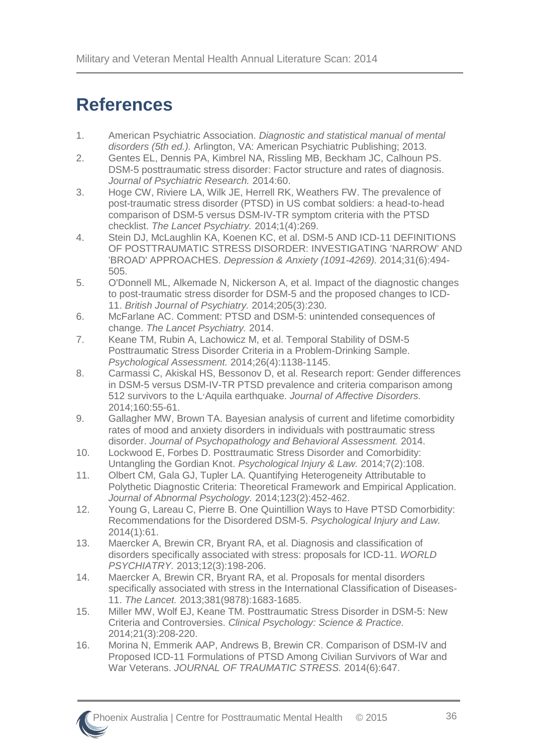# References

1. American Psychiatric Association. *Diagnostic and statistical manual of mental disorders (5th ed.).* Arlington, VA: American Psychiatric Publishing; 2013.
2. Gentes EL, Dennis PA, Kimbrel NA, Rissling MB, Beckham JC, Calhoun PS. DSM-5 posttraumatic stress disorder: Factor structure and rates of diagnosis. *Journal of Psychiatric Research.* 2014:60.
3. Hoge CW, Riviere LA, Wilk JE, Herrell RK, Weathers FW. The prevalence of post-traumatic stress disorder (PTSD) in US combat soldiers: a head-to-head comparison of DSM-5 versus DSM-IV-TR symptom criteria with the PTSD checklist. *The Lancet Psychiatry.* 2014;1(4):269.
4. Stein DJ, McLaughlin KA, Koenen KC, et al. DSM-5 AND ICD-11 DEFINITIONS OF POSTTRAUMATIC STRESS DISORDER: INVESTIGATING 'NARROW' AND 'BROAD' APPROACHES. *Depression & Anxiety (1091-4269).* 2014;31(6):494-505.
5. O'Donnell ML, Alkemade N, Nickerson A, et al. Impact of the diagnostic changes to post-traumatic stress disorder for DSM-5 and the proposed changes to ICD-11. *British Journal of Psychiatry.* 2014;205(3):230.
6. McFarlane AC. Comment: PTSD and DSM-5: unintended consequences of change. *The Lancet Psychiatry.* 2014.
7. Keane TM, Rubin A, Lachowicz M, et al. Temporal Stability of DSM-5 Posttraumatic Stress Disorder Criteria in a Problem-Drinking Sample. *Psychological Assessment.* 2014;26(4):1138-1145.
8. Carmassi C, Akiskal HS, Bessonov D, et al. Research report: Gender differences in DSM-5 versus DSM-IV-TR PTSD prevalence and criteria comparison among 512 survivors to the L׳Aquila earthquake. *Journal of Affective Disorders.* 2014;160:55-61.
9. Gallagher MW, Brown TA. Bayesian analysis of current and lifetime comorbidity rates of mood and anxiety disorders in individuals with posttraumatic stress disorder. *Journal of Psychopathology and Behavioral Assessment.* 2014.
10. Lockwood E, Forbes D. Posttraumatic Stress Disorder and Comorbidity: Untangling the Gordian Knot. *Psychological Injury & Law.* 2014;7(2):108.
11. Olbert CM, Gala GJ, Tupler LA. Quantifying Heterogeneity Attributable to Polythetic Diagnostic Criteria: Theoretical Framework and Empirical Application. *Journal of Abnormal Psychology.* 2014;123(2):452-462.
12. Young G, Lareau C, Pierre B. One Quintillion Ways to Have PTSD Comorbidity: Recommendations for the Disordered DSM-5. *Psychological Injury and Law.* 2014(1):61.
13. Maercker A, Brewin CR, Bryant RA, et al. Diagnosis and classification of disorders specifically associated with stress: proposals for ICD-11. *WORLD PSYCHIATRY.* 2013;12(3):198-206.
14. Maercker A, Brewin CR, Bryant RA, et al. Proposals for mental disorders specifically associated with stress in the International Classification of Diseases-11. *The Lancet.* 2013;381(9878):1683-1685.
15. Miller MW, Wolf EJ, Keane TM. Posttraumatic Stress Disorder in DSM-5: New Criteria and Controversies. *Clinical Psychology: Science & Practice.* 2014;21(3):208-220.
16. Morina N, Emmerik AAP, Andrews B, Brewin CR. Comparison of DSM-IV and Proposed ICD-11 Formulations of PTSD Among Civilian Survivors of War and War Veterans. *JOURNAL OF TRAUMATIC STRESS.* 2014(6):647.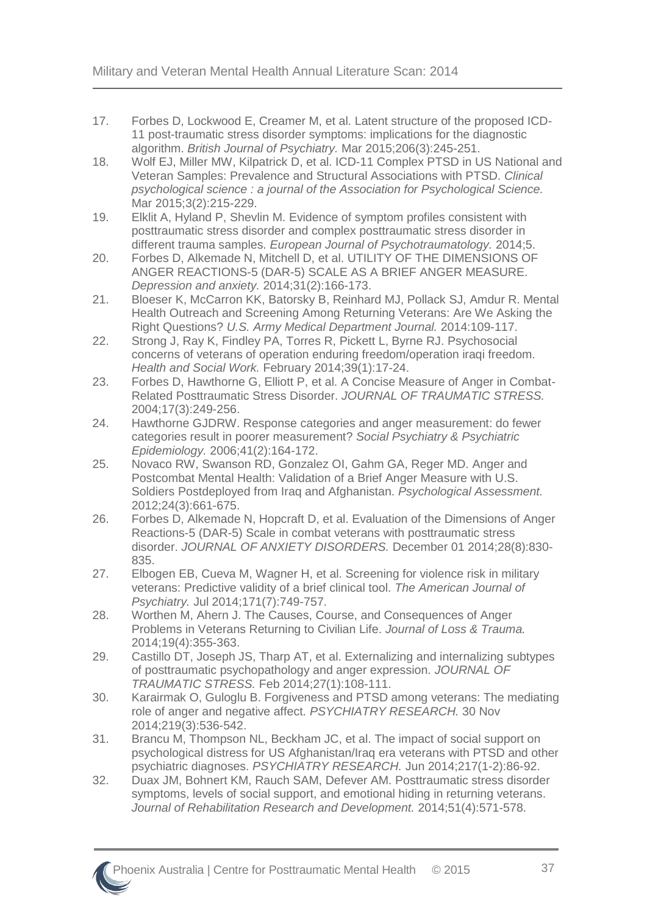17. Forbes D, Lockwood E, Creamer M, et al. Latent structure of the proposed ICD-11 post-traumatic stress disorder symptoms: implications for the diagnostic algorithm. *British Journal of Psychiatry.* Mar 2015;206(3):245-251.
18. Wolf EJ, Miller MW, Kilpatrick D, et al. ICD-11 Complex PTSD in US National and Veteran Samples: Prevalence and Structural Associations with PTSD. *Clinical psychological science : a journal of the Association for Psychological Science.* Mar 2015;3(2):215-229.
19. Elklit A, Hyland P, Shevlin M. Evidence of symptom profiles consistent with posttraumatic stress disorder and complex posttraumatic stress disorder in different trauma samples. *European Journal of Psychotraumatology.* 2014;5.
20. Forbes D, Alkemade N, Mitchell D, et al. UTILITY OF THE DIMENSIONS OF ANGER REACTIONS-5 (DAR-5) SCALE AS A BRIEF ANGER MEASURE. *Depression and anxiety.* 2014;31(2):166-173.
21. Bloeser K, McCarron KK, Batorsky B, Reinhard MJ, Pollack SJ, Amdur R. Mental Health Outreach and Screening Among Returning Veterans: Are We Asking the Right Questions? *U.S. Army Medical Department Journal.* 2014:109-117.
22. Strong J, Ray K, Findley PA, Torres R, Pickett L, Byrne RJ. Psychosocial concerns of veterans of operation enduring freedom/operation iraqi freedom. *Health and Social Work.* February 2014;39(1):17-24.
23. Forbes D, Hawthorne G, Elliott P, et al. A Concise Measure of Anger in Combat-Related Posttraumatic Stress Disorder. *JOURNAL OF TRAUMATIC STRESS.* 2004;17(3):249-256.
24. Hawthorne GJDRW. Response categories and anger measurement: do fewer categories result in poorer measurement? *Social Psychiatry & Psychiatric Epidemiology.* 2006;41(2):164-172.
25. Novaco RW, Swanson RD, Gonzalez OI, Gahm GA, Reger MD. Anger and Postcombat Mental Health: Validation of a Brief Anger Measure with U.S. Soldiers Postdeployed from Iraq and Afghanistan. *Psychological Assessment.* 2012;24(3):661-675.
26. Forbes D, Alkemade N, Hopcraft D, et al. Evaluation of the Dimensions of Anger Reactions-5 (DAR-5) Scale in combat veterans with posttraumatic stress disorder. *JOURNAL OF ANXIETY DISORDERS.* December 01 2014;28(8):830-835.
27. Elbogen EB, Cueva M, Wagner H, et al. Screening for violence risk in military veterans: Predictive validity of a brief clinical tool. *The American Journal of Psychiatry.* Jul 2014;171(7):749-757.
28. Worthen M, Ahern J. The Causes, Course, and Consequences of Anger Problems in Veterans Returning to Civilian Life. *Journal of Loss & Trauma.* 2014;19(4):355-363.
29. Castillo DT, Joseph JS, Tharp AT, et al. Externalizing and internalizing subtypes of posttraumatic psychopathology and anger expression. *JOURNAL OF TRAUMATIC STRESS.* Feb 2014;27(1):108-111.
30. Karairmak O, Guloglu B. Forgiveness and PTSD among veterans: The mediating role of anger and negative affect. *PSYCHIATRY RESEARCH.* 30 Nov 2014;219(3):536-542.
31. Brancu M, Thompson NL, Beckham JC, et al. The impact of social support on psychological distress for US Afghanistan/Iraq era veterans with PTSD and other psychiatric diagnoses. *PSYCHIATRY RESEARCH.* Jun 2014;217(1-2):86-92.
32. Duax JM, Bohnert KM, Rauch SAM, Defever AM. Posttraumatic stress disorder symptoms, levels of social support, and emotional hiding in returning veterans. *Journal of Rehabilitation Research and Development.* 2014;51(4):571-578.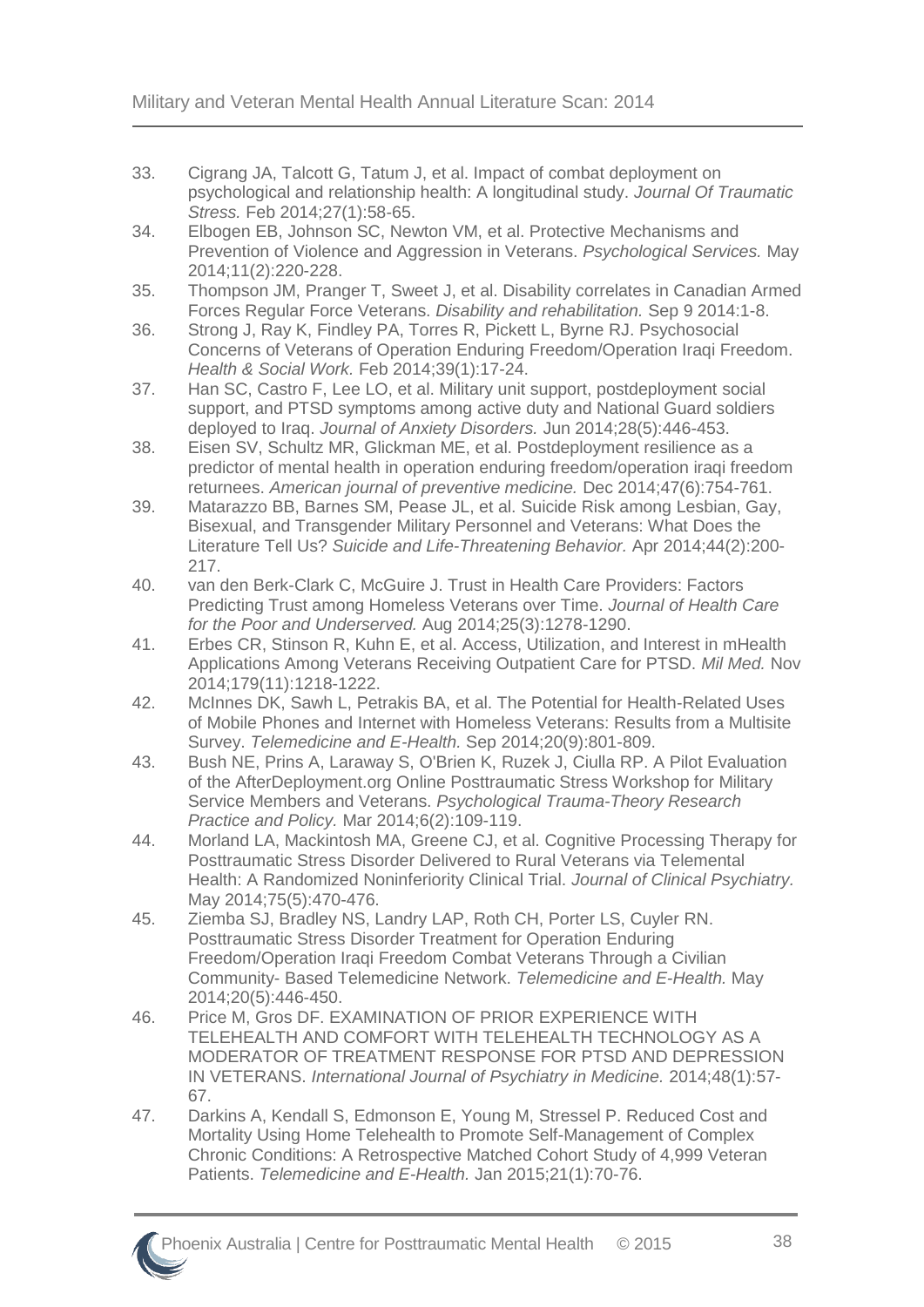33. Cigrang JA, Talcott G, Tatum J, et al. Impact of combat deployment on psychological and relationship health: A longitudinal study. *Journal Of Traumatic Stress.* Feb 2014;27(1):58-65.
34. Elbogen EB, Johnson SC, Newton VM, et al. Protective Mechanisms and Prevention of Violence and Aggression in Veterans. *Psychological Services.* May 2014;11(2):220-228.
35. Thompson JM, Pranger T, Sweet J, et al. Disability correlates in Canadian Armed Forces Regular Force Veterans. *Disability and rehabilitation.* Sep 9 2014:1-8.
36. Strong J, Ray K, Findley PA, Torres R, Pickett L, Byrne RJ. Psychosocial Concerns of Veterans of Operation Enduring Freedom/Operation Iraqi Freedom. *Health & Social Work.* Feb 2014;39(1):17-24.
37. Han SC, Castro F, Lee LO, et al. Military unit support, postdeployment social support, and PTSD symptoms among active duty and National Guard soldiers deployed to Iraq. *Journal of Anxiety Disorders.* Jun 2014;28(5):446-453.
38. Eisen SV, Schultz MR, Glickman ME, et al. Postdeployment resilience as a predictor of mental health in operation enduring freedom/operation iraqi freedom returnees. *American journal of preventive medicine.* Dec 2014;47(6):754-761.
39. Matarazzo BB, Barnes SM, Pease JL, et al. Suicide Risk among Lesbian, Gay, Bisexual, and Transgender Military Personnel and Veterans: What Does the Literature Tell Us? *Suicide and Life-Threatening Behavior.* Apr 2014;44(2):200-217.
40. van den Berk-Clark C, McGuire J. Trust in Health Care Providers: Factors Predicting Trust among Homeless Veterans over Time. *Journal of Health Care for the Poor and Underserved.* Aug 2014;25(3):1278-1290.
41. Erbes CR, Stinson R, Kuhn E, et al. Access, Utilization, and Interest in mHealth Applications Among Veterans Receiving Outpatient Care for PTSD. *Mil Med.* Nov 2014;179(11):1218-1222.
42. McInnes DK, Sawh L, Petrakis BA, et al. The Potential for Health-Related Uses of Mobile Phones and Internet with Homeless Veterans: Results from a Multisite Survey. *Telemedicine and E-Health.* Sep 2014;20(9):801-809.
43. Bush NE, Prins A, Laraway S, O'Brien K, Ruzek J, Ciulla RP. A Pilot Evaluation of the AfterDeployment.org Online Posttraumatic Stress Workshop for Military Service Members and Veterans. *Psychological Trauma-Theory Research Practice and Policy.* Mar 2014;6(2):109-119.
44. Morland LA, Mackintosh MA, Greene CJ, et al. Cognitive Processing Therapy for Posttraumatic Stress Disorder Delivered to Rural Veterans via Telemental Health: A Randomized Noninferiority Clinical Trial. *Journal of Clinical Psychiatry.* May 2014;75(5):470-476.
45. Ziemba SJ, Bradley NS, Landry LAP, Roth CH, Porter LS, Cuyler RN. Posttraumatic Stress Disorder Treatment for Operation Enduring Freedom/Operation Iraqi Freedom Combat Veterans Through a Civilian Community- Based Telemedicine Network. *Telemedicine and E-Health.* May 2014;20(5):446-450.
46. Price M, Gros DF. EXAMINATION OF PRIOR EXPERIENCE WITH TELEHEALTH AND COMFORT WITH TELEHEALTH TECHNOLOGY AS A MODERATOR OF TREATMENT RESPONSE FOR PTSD AND DEPRESSION IN VETERANS. *International Journal of Psychiatry in Medicine.* 2014;48(1):57-67.
47. Darkins A, Kendall S, Edmonson E, Young M, Stressel P. Reduced Cost and Mortality Using Home Telehealth to Promote Self-Management of Complex Chronic Conditions: A Retrospective Matched Cohort Study of 4,999 Veteran Patients. *Telemedicine and E-Health.* Jan 2015;21(1):70-76.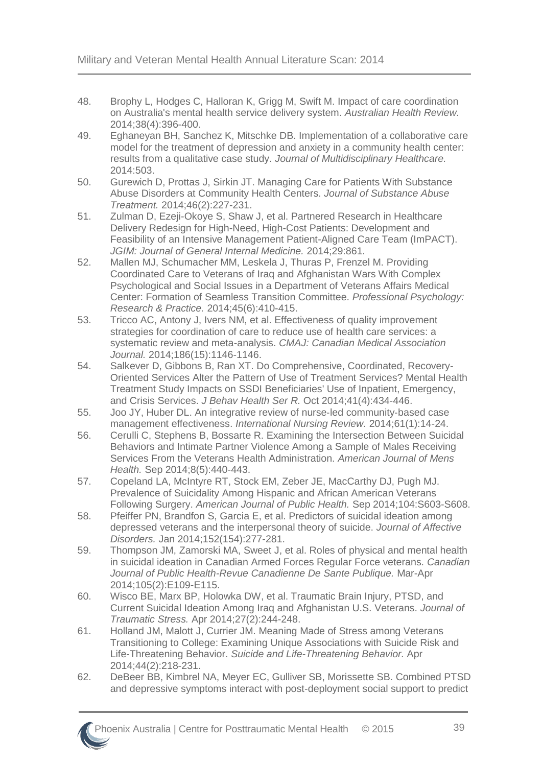48. Brophy L, Hodges C, Halloran K, Grigg M, Swift M. Impact of care coordination on Australia's mental health service delivery system. *Australian Health Review.* 2014;38(4):396-400.
49. Eghaneyan BH, Sanchez K, Mitschke DB. Implementation of a collaborative care model for the treatment of depression and anxiety in a community health center: results from a qualitative case study. *Journal of Multidisciplinary Healthcare.* 2014:503.
50. Gurewich D, Prottas J, Sirkin JT. Managing Care for Patients With Substance Abuse Disorders at Community Health Centers. *Journal of Substance Abuse Treatment.* 2014;46(2):227-231.
51. Zulman D, Ezeji-Okoye S, Shaw J, et al. Partnered Research in Healthcare Delivery Redesign for High-Need, High-Cost Patients: Development and Feasibility of an Intensive Management Patient-Aligned Care Team (ImPACT). *JGIM: Journal of General Internal Medicine.* 2014;29:861.
52. Mallen MJ, Schumacher MM, Leskela J, Thuras P, Frenzel M. Providing Coordinated Care to Veterans of Iraq and Afghanistan Wars With Complex Psychological and Social Issues in a Department of Veterans Affairs Medical Center: Formation of Seamless Transition Committee. *Professional Psychology: Research & Practice.* 2014;45(6):410-415.
53. Tricco AC, Antony J, Ivers NM, et al. Effectiveness of quality improvement strategies for coordination of care to reduce use of health care services: a systematic review and meta-analysis. *CMAJ: Canadian Medical Association Journal.* 2014;186(15):1146-1146.
54. Salkever D, Gibbons B, Ran XT. Do Comprehensive, Coordinated, Recovery-Oriented Services Alter the Pattern of Use of Treatment Services? Mental Health Treatment Study Impacts on SSDI Beneficiaries' Use of Inpatient, Emergency, and Crisis Services. *J Behav Health Ser R.* Oct 2014;41(4):434-446.
55. Joo JY, Huber DL. An integrative review of nurse-led community-based case management effectiveness. *International Nursing Review.* 2014;61(1):14-24.
56. Cerulli C, Stephens B, Bossarte R. Examining the Intersection Between Suicidal Behaviors and Intimate Partner Violence Among a Sample of Males Receiving Services From the Veterans Health Administration. *American Journal of Mens Health.* Sep 2014;8(5):440-443.
57. Copeland LA, McIntyre RT, Stock EM, Zeber JE, MacCarthy DJ, Pugh MJ. Prevalence of Suicidality Among Hispanic and African American Veterans Following Surgery. *American Journal of Public Health.* Sep 2014;104:S603-S608.
58. Pfeiffer PN, Brandfon S, Garcia E, et al. Predictors of suicidal ideation among depressed veterans and the interpersonal theory of suicide. *Journal of Affective Disorders.* Jan 2014;152(154):277-281.
59. Thompson JM, Zamorski MA, Sweet J, et al. Roles of physical and mental health in suicidal ideation in Canadian Armed Forces Regular Force veterans. *Canadian Journal of Public Health-Revue Canadienne De Sante Publique.* Mar-Apr 2014;105(2):E109-E115.
60. Wisco BE, Marx BP, Holowka DW, et al. Traumatic Brain Injury, PTSD, and Current Suicidal Ideation Among Iraq and Afghanistan U.S. Veterans. *Journal of Traumatic Stress.* Apr 2014;27(2):244-248.
61. Holland JM, Malott J, Currier JM. Meaning Made of Stress among Veterans Transitioning to College: Examining Unique Associations with Suicide Risk and Life-Threatening Behavior. *Suicide and Life-Threatening Behavior.* Apr 2014;44(2):218-231.
62. DeBeer BB, Kimbrel NA, Meyer EC, Gulliver SB, Morissette SB. Combined PTSD and depressive symptoms interact with post-deployment social support to predict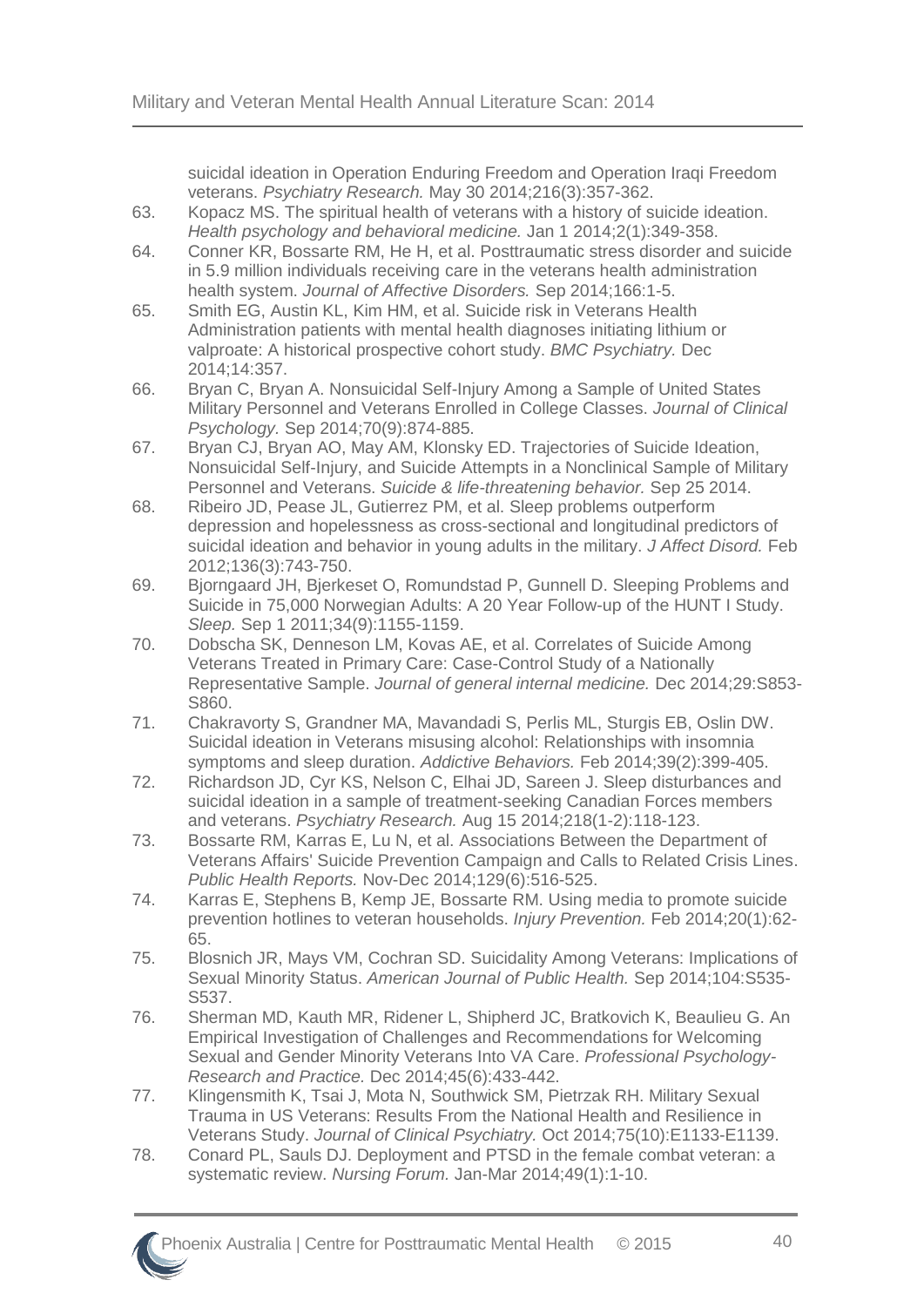suicidal ideation in Operation Enduring Freedom and Operation Iraqi Freedom veterans. *Psychiatry Research.* May 30 2014;216(3):357-362.

63. Kopacz MS. The spiritual health of veterans with a history of suicide ideation. *Health psychology and behavioral medicine.* Jan 1 2014;2(1):349-358.
64. Conner KR, Bossarte RM, He H, et al. Posttraumatic stress disorder and suicide in 5.9 million individuals receiving care in the veterans health administration health system. *Journal of Affective Disorders.* Sep 2014;166:1-5.
65. Smith EG, Austin KL, Kim HM, et al. Suicide risk in Veterans Health Administration patients with mental health diagnoses initiating lithium or valproate: A historical prospective cohort study. *BMC Psychiatry.* Dec 2014;14:357.
66. Bryan C, Bryan A. Nonsuicidal Self-Injury Among a Sample of United States Military Personnel and Veterans Enrolled in College Classes. *Journal of Clinical Psychology.* Sep 2014;70(9):874-885.
67. Bryan CJ, Bryan AO, May AM, Klonsky ED. Trajectories of Suicide Ideation, Nonsuicidal Self-Injury, and Suicide Attempts in a Nonclinical Sample of Military Personnel and Veterans. *Suicide & life-threatening behavior.* Sep 25 2014.
68. Ribeiro JD, Pease JL, Gutierrez PM, et al. Sleep problems outperform depression and hopelessness as cross-sectional and longitudinal predictors of suicidal ideation and behavior in young adults in the military. *J Affect Disord.* Feb 2012;136(3):743-750.
69. Bjorngaard JH, Bjerkeset O, Romundstad P, Gunnell D. Sleeping Problems and Suicide in 75,000 Norwegian Adults: A 20 Year Follow-up of the HUNT I Study. *Sleep.* Sep 1 2011;34(9):1155-1159.
70. Dobscha SK, Denneson LM, Kovas AE, et al. Correlates of Suicide Among Veterans Treated in Primary Care: Case-Control Study of a Nationally Representative Sample. *Journal of general internal medicine.* Dec 2014;29:S853-S860.
71. Chakravorty S, Grandner MA, Mavandadi S, Perlis ML, Sturgis EB, Oslin DW. Suicidal ideation in Veterans misusing alcohol: Relationships with insomnia symptoms and sleep duration. *Addictive Behaviors.* Feb 2014;39(2):399-405.
72. Richardson JD, Cyr KS, Nelson C, Elhai JD, Sareen J. Sleep disturbances and suicidal ideation in a sample of treatment-seeking Canadian Forces members and veterans. *Psychiatry Research.* Aug 15 2014;218(1-2):118-123.
73. Bossarte RM, Karras E, Lu N, et al. Associations Between the Department of Veterans Affairs' Suicide Prevention Campaign and Calls to Related Crisis Lines. *Public Health Reports.* Nov-Dec 2014;129(6):516-525.
74. Karras E, Stephens B, Kemp JE, Bossarte RM. Using media to promote suicide prevention hotlines to veteran households. *Injury Prevention.* Feb 2014;20(1):62-65.
75. Blosnich JR, Mays VM, Cochran SD. Suicidality Among Veterans: Implications of Sexual Minority Status. *American Journal of Public Health.* Sep 2014;104:S535-S537.
76. Sherman MD, Kauth MR, Ridener L, Shipherd JC, Bratkovich K, Beaulieu G. An Empirical Investigation of Challenges and Recommendations for Welcoming Sexual and Gender Minority Veterans Into VA Care. *Professional Psychology-Research and Practice.* Dec 2014;45(6):433-442.
77. Klingensmith K, Tsai J, Mota N, Southwick SM, Pietrzak RH. Military Sexual Trauma in US Veterans: Results From the National Health and Resilience in Veterans Study. *Journal of Clinical Psychiatry.* Oct 2014;75(10):E1133-E1139.
78. Conard PL, Sauls DJ. Deployment and PTSD in the female combat veteran: a systematic review. *Nursing Forum.* Jan-Mar 2014;49(1):1-10.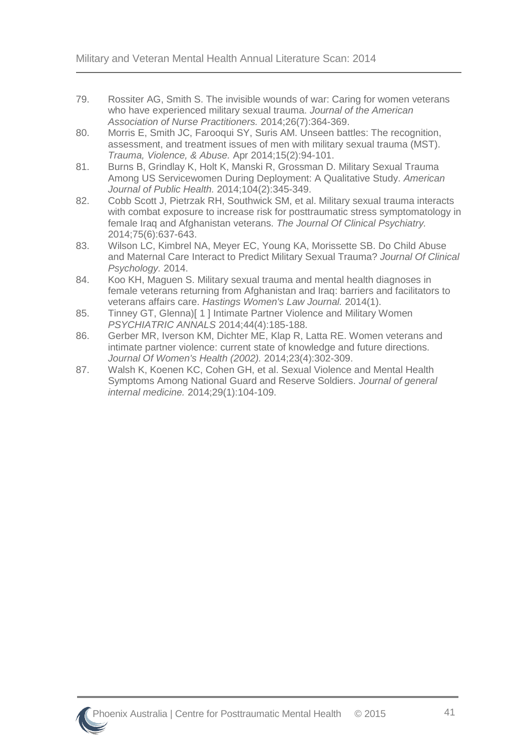79. Rossiter AG, Smith S. The invisible wounds of war: Caring for women veterans who have experienced military sexual trauma. *Journal of the American Association of Nurse Practitioners.* 2014;26(7):364-369.
80. Morris E, Smith JC, Farooqui SY, Suris AM. Unseen battles: The recognition, assessment, and treatment issues of men with military sexual trauma (MST). *Trauma, Violence, & Abuse.* Apr 2014;15(2):94-101.
81. Burns B, Grindlay K, Holt K, Manski R, Grossman D. Military Sexual Trauma Among US Servicewomen During Deployment: A Qualitative Study. *American Journal of Public Health.* 2014;104(2):345-349.
82. Cobb Scott J, Pietrzak RH, Southwick SM, et al. Military sexual trauma interacts with combat exposure to increase risk for posttraumatic stress symptomatology in female Iraq and Afghanistan veterans. *The Journal Of Clinical Psychiatry.* 2014;75(6):637-643.
83. Wilson LC, Kimbrel NA, Meyer EC, Young KA, Morissette SB. Do Child Abuse and Maternal Care Interact to Predict Military Sexual Trauma? *Journal Of Clinical Psychology*. 2014.
84. Koo KH, Maguen S. Military sexual trauma and mental health diagnoses in female veterans returning from Afghanistan and Iraq: barriers and facilitators to veterans affairs care. *Hastings Women's Law Journal.* 2014(1).
85. Tinney GT, Glenna)[ 1 ] Intimate Partner Violence and Military Women *PSYCHIATRIC ANNALS* 2014;44(4):185-188.
86. Gerber MR, Iverson KM, Dichter ME, Klap R, Latta RE. Women veterans and intimate partner violence: current state of knowledge and future directions. *Journal Of Women's Health (2002).* 2014;23(4):302-309.
87. Walsh K, Koenen KC, Cohen GH, et al. Sexual Violence and Mental Health Symptoms Among National Guard and Reserve Soldiers. *Journal of general internal medicine.* 2014;29(1):104-109.